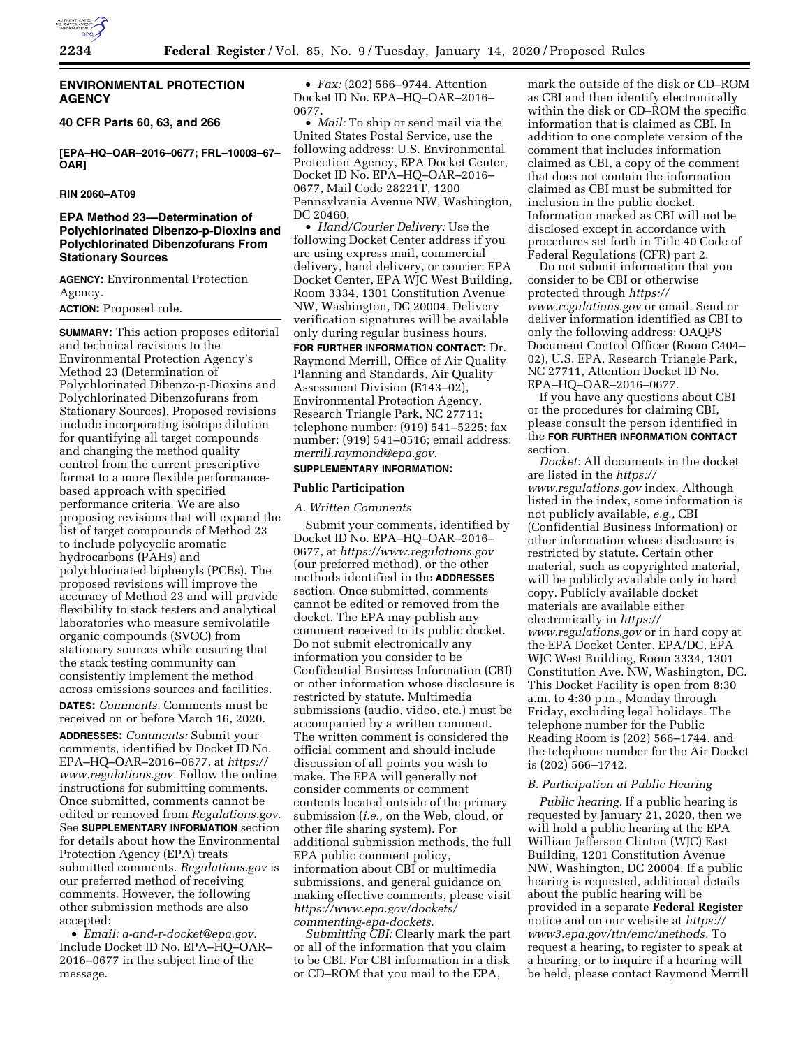**ENVIRONMENTAL PROTECTION AGENCY**

**40 CFR Parts 60, 63, and 266**

**[EPA–HQ–OAR–2016–0677; FRL–10003–67–OAR]**

**RIN 2060–AT09**

# EPA Method 23—Determination of Polychlorinated Dibenzo-p-Dioxins and Polychlorinated Dibenzofurans From Stationary Sources

**AGENCY:** Environmental Protection Agency.

**ACTION:** Proposed rule.

**SUMMARY:** This action proposes editorial and technical revisions to the Environmental Protection Agency's Method 23 (Determination of Polychlorinated Dibenzo-p-Dioxins and Polychlorinated Dibenzofurans from Stationary Sources). Proposed revisions include incorporating isotope dilution for quantifying all target compounds and changing the method quality control from the current prescriptive format to a more flexible performance-based approach with specified performance criteria. We are also proposing revisions that will expand the list of target compounds of Method 23 to include polycyclic aromatic hydrocarbons (PAHs) and polychlorinated biphenyls (PCBs). The proposed revisions will improve the accuracy of Method 23 and will provide flexibility to stack testers and analytical laboratories who measure semivolatile organic compounds (SVOC) from stationary sources while ensuring that the stack testing community can consistently implement the method across emissions sources and facilities.

**DATES:** *Comments.* Comments must be received on or before March 16, 2020.

**ADDRESSES:** *Comments:* Submit your comments, identified by Docket ID No. EPA–HQ–OAR–2016–0677, at *https://www.regulations.gov.* Follow the online instructions for submitting comments. Once submitted, comments cannot be edited or removed from *Regulations.gov*. See **SUPPLEMENTARY INFORMATION** section for details about how the Environmental Protection Agency (EPA) treats submitted comments. *Regulations.gov* is our preferred method of receiving comments. However, the following other submission methods are also accepted:

- *Email: a-and-r-docket@epa.gov.* Include Docket ID No. EPA–HQ–OAR–2016–0677 in the subject line of the message.
- *Fax:* (202) 566–9744. Attention Docket ID No. EPA–HQ–OAR–2016–0677.
- *Mail:* To ship or send mail via the United States Postal Service, use the following address: U.S. Environmental Protection Agency, EPA Docket Center, Docket ID No. EPA–HQ–OAR–2016–0677, Mail Code 28221T, 1200 Pennsylvania Avenue NW, Washington, DC 20460.
- *Hand/Courier Delivery:* Use the following Docket Center address if you are using express mail, commercial delivery, hand delivery, or courier: EPA Docket Center, EPA WJC West Building, Room 3334, 1301 Constitution Avenue NW, Washington, DC 20004. Delivery verification signatures will be available only during regular business hours.

**FOR FURTHER INFORMATION CONTACT:** Dr. Raymond Merrill, Office of Air Quality Planning and Standards, Air Quality Assessment Division (E143–02), Environmental Protection Agency, Research Triangle Park, NC 27711; telephone number: (919) 541–5225; fax number: (919) 541–0516; email address: *merrill.raymond@epa.gov.*

**SUPPLEMENTARY INFORMATION:**

## Public Participation

### *A. Written Comments*

Submit your comments, identified by Docket ID No. EPA–HQ–OAR–2016–0677, at *https://www.regulations.gov* (our preferred method), or the other methods identified in the **ADDRESSES** section. Once submitted, comments cannot be edited or removed from the docket. The EPA may publish any comment received to its public docket. Do not submit electronically any information you consider to be Confidential Business Information (CBI) or other information whose disclosure is restricted by statute. Multimedia submissions (audio, video, etc.) must be accompanied by a written comment. The written comment is considered the official comment and should include discussion of all points you wish to make. The EPA will generally not consider comments or comment contents located outside of the primary submission (*i.e.,* on the Web, cloud, or other file sharing system). For additional submission methods, the full EPA public comment policy, information about CBI or multimedia submissions, and general guidance on making effective comments, please visit *https://www.epa.gov/dockets/commenting-epa-dockets.*

*Submitting CBI:* Clearly mark the part or all of the information that you claim to be CBI. For CBI information in a disk or CD–ROM that you mail to the EPA, mark the outside of the disk or CD–ROM as CBI and then identify electronically within the disk or CD–ROM the specific information that is claimed as CBI. In addition to one complete version of the comment that includes information claimed as CBI, a copy of the comment that does not contain the information claimed as CBI must be submitted for inclusion in the public docket. Information marked as CBI will not be disclosed except in accordance with procedures set forth in Title 40 Code of Federal Regulations (CFR) part 2.

Do not submit information that you consider to be CBI or otherwise protected through *https://www.regulations.gov* or email. Send or deliver information identified as CBI to only the following address: OAQPS Document Control Officer (Room C404–02), U.S. EPA, Research Triangle Park, NC 27711, Attention Docket ID No. EPA–HQ–OAR–2016–0677.

If you have any questions about CBI or the procedures for claiming CBI, please consult the person identified in the **FOR FURTHER INFORMATION CONTACT** section.

*Docket:* All documents in the docket are listed in the *https://www.regulations.gov* index. Although listed in the index, some information is not publicly available, *e.g.,* CBI (Confidential Business Information) or other information whose disclosure is restricted by statute. Certain other material, such as copyrighted material, will be publicly available only in hard copy. Publicly available docket materials are available either electronically in *https://www.regulations.gov* or in hard copy at the EPA Docket Center, EPA/DC, EPA WJC West Building, Room 3334, 1301 Constitution Ave. NW, Washington, DC. This Docket Facility is open from 8:30 a.m. to 4:30 p.m., Monday through Friday, excluding legal holidays. The telephone number for the Public Reading Room is (202) 566–1744, and the telephone number for the Air Docket is (202) 566–1742.

### *B. Participation at Public Hearing*

*Public hearing.* If a public hearing is requested by January 21, 2020, then we will hold a public hearing at the EPA William Jefferson Clinton (WJC) East Building, 1201 Constitution Avenue NW, Washington, DC 20004. If a public hearing is requested, additional details about the public hearing will be provided in a separate **Federal Register** notice and on our website at *https://www3.epa.gov/ttn/emc/methods.* To request a hearing, to register to speak at a hearing, or to inquire if a hearing will be held, please contact Raymond Merrill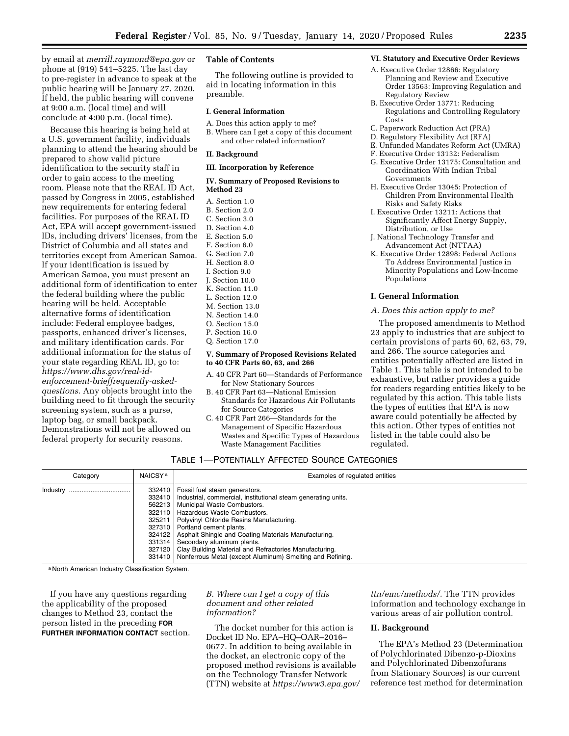by email at *merrill.raymond@epa.gov* or phone at (919) 541–5225. The last day to pre-register in advance to speak at the public hearing will be January 27, 2020. If held, the public hearing will convene at 9:00 a.m. (local time) and will conclude at 4:00 p.m. (local time).

Because this hearing is being held at a U.S. government facility, individuals planning to attend the hearing should be prepared to show valid picture identification to the security staff in order to gain access to the meeting room. Please note that the REAL ID Act, passed by Congress in 2005, established new requirements for entering federal facilities. For purposes of the REAL ID Act, EPA will accept government-issued IDs, including drivers' licenses, from the District of Columbia and all states and territories except from American Samoa. If your identification is issued by American Samoa, you must present an additional form of identification to enter the federal building where the public hearing will be held. Acceptable alternative forms of identification include: Federal employee badges, passports, enhanced driver's licenses, and military identification cards. For additional information for the status of your state regarding REAL ID, go to: *https://www.dhs.gov/real-id-enforcement-brieffrequently-asked-questions.* Any objects brought into the building need to fit through the security screening system, such as a purse, laptop bag, or small backpack. Demonstrations will not be allowed on federal property for security reasons.

**Table of Contents**

The following outline is provided to aid in locating information in this preamble.

**I. General Information**

A. Does this action apply to me?
B. Where can I get a copy of this document and other related information?

**II. Background**

**III. Incorporation by Reference**

**IV. Summary of Proposed Revisions to Method 23**

A. Section 1.0
B. Section 2.0
C. Section 3.0
D. Section 4.0
E. Section 5.0
F. Section 6.0
G. Section 7.0
H. Section 8.0
I. Section 9.0
J. Section 10.0
K. Section 11.0
L. Section 12.0
M. Section 13.0
N. Section 14.0
O. Section 15.0
P. Section 16.0
Q. Section 17.0

**V. Summary of Proposed Revisions Related to 40 CFR Parts 60, 63, and 266**

A. 40 CFR Part 60—Standards of Performance for New Stationary Sources
B. 40 CFR Part 63—National Emission Standards for Hazardous Air Pollutants for Source Categories
C. 40 CFR Part 266—Standards for the Management of Specific Hazardous Wastes and Specific Types of Hazardous Waste Management Facilities

**VI. Statutory and Executive Order Reviews**

A. Executive Order 12866: Regulatory Planning and Review and Executive Order 13563: Improving Regulation and Regulatory Review
B. Executive Order 13771: Reducing Regulations and Controlling Regulatory Costs
C. Paperwork Reduction Act (PRA)
D. Regulatory Flexibility Act (RFA)
E. Unfunded Mandates Reform Act (UMRA)
F. Executive Order 13132: Federalism
G. Executive Order 13175: Consultation and Coordination With Indian Tribal Governments
H. Executive Order 13045: Protection of Children From Environmental Health Risks and Safety Risks
I. Executive Order 13211: Actions that Significantly Affect Energy Supply, Distribution, or Use
J. National Technology Transfer and Advancement Act (NTTAA)
K. Executive Order 12898: Federal Actions To Address Environmental Justice in Minority Populations and Low-Income Populations

## I. General Information

### *A. Does this action apply to me?*

The proposed amendments to Method 23 apply to industries that are subject to certain provisions of parts 60, 62, 63, 79, and 266. The source categories and entities potentially affected are listed in Table 1. This table is not intended to be exhaustive, but rather provides a guide for readers regarding entities likely to be regulated by this action. This table lists the types of entities that EPA is now aware could potentially be affected by this action. Other types of entities not listed in the table could also be regulated.

TABLE 1—POTENTIALLY AFFECTED SOURCE CATEGORIES

| Category | NAICSY [a] | Examples of regulated entities |
|---|---|---|
| Industry | 332410 | Fossil fuel steam generators. |
| | 332410 | Industrial, commercial, institutional steam generating units. |
| | 562213 | Municipal Waste Combustors. |
| | 322110 | Hazardous Waste Combustors. |
| | 325211 | Polyvinyl Chloride Resins Manufacturing. |
| | 327310 | Portland cement plants. |
| | 324122 | Asphalt Shingle and Coating Materials Manufacturing. |
| | 331314 | Secondary aluminum plants. |
| | 327120 | Clay Building Material and Refractories Manufacturing. |
| | 331410 | Nonferrous Metal (except Aluminum) Smelting and Refining. |

[a] North American Industry Classification System.

If you have any questions regarding the applicability of the proposed changes to Method 23, contact the person listed in the preceding **FOR FURTHER INFORMATION CONTACT** section.

### *B. Where can I get a copy of this document and other related information?*

The docket number for this action is Docket ID No. EPA–HQ–OAR–2016–0677. In addition to being available in the docket, an electronic copy of the proposed method revisions is available on the Technology Transfer Network (TTN) website at *https://www3.epa.gov/ttn/emc/methods/.* The TTN provides information and technology exchange in various areas of air pollution control.

## II. Background

The EPA's Method 23 (Determination of Polychlorinated Dibenzo-p-Dioxins and Polychlorinated Dibenzofurans from Stationary Sources) is our current reference test method for determination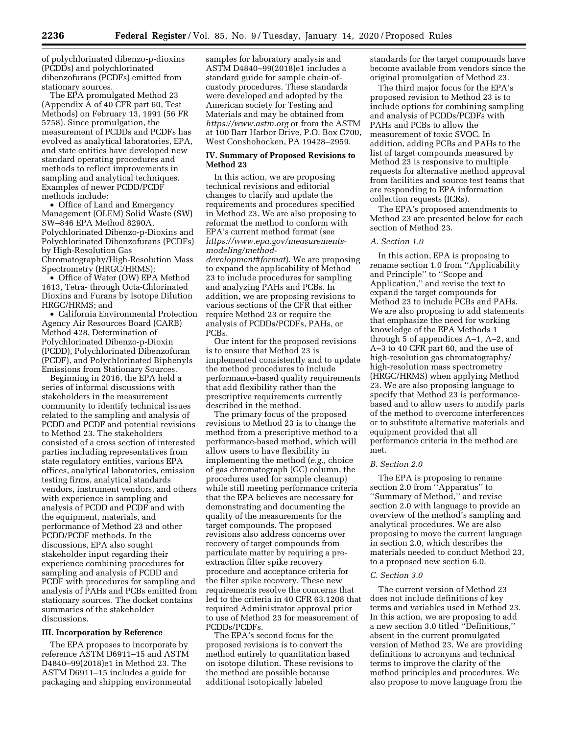of polychlorinated dibenzo-p-dioxins (PCDDs) and polychlorinated dibenzofurans (PCDFs) emitted from stationary sources.

The EPA promulgated Method 23 (Appendix A of 40 CFR part 60, Test Methods) on February 13, 1991 (56 FR 5758). Since promulgation, the measurement of PCDDs and PCDFs has evolved as analytical laboratories, EPA, and state entities have developed new standard operating procedures and methods to reflect improvements in sampling and analytical techniques. Examples of newer PCDD/PCDF methods include:

- Office of Land and Emergency Management (OLEM) Solid Waste (SW) SW–846 EPA Method 8290A, Polychlorinated Dibenzo-p-Dioxins and Polychlorinated Dibenzofurans (PCDFs) by High-Resolution Gas Chromatography/High-Resolution Mass Spectrometry (HRGC/HRMS);
- Office of Water (OW) EPA Method 1613, Tetra- through Octa-Chlorinated Dioxins and Furans by Isotope Dilution HRGC/HRMS; and
- California Environmental Protection Agency Air Resources Board (CARB) Method 428, Determination of Polychlorinated Dibenzo-p-Dioxin (PCDD), Polychlorinated Dibenzofuran (PCDF), and Polychlorinated Biphenyls Emissions from Stationary Sources.

Beginning in 2016, the EPA held a series of informal discussions with stakeholders in the measurement community to identify technical issues related to the sampling and analysis of PCDD and PCDF and potential revisions to Method 23. The stakeholders consisted of a cross section of interested parties including representatives from state regulatory entities, various EPA offices, analytical laboratories, emission testing firms, analytical standards vendors, instrument vendors, and others with experience in sampling and analysis of PCDD and PCDF and with the equipment, materials, and performance of Method 23 and other PCDD/PCDF methods. In the discussions, EPA also sought stakeholder input regarding their experience combining procedures for sampling and analysis of PCDD and PCDF with procedures for sampling and analysis of PAHs and PCBs emitted from stationary sources. The docket contains summaries of the stakeholder discussions.

## III. Incorporation by Reference

The EPA proposes to incorporate by reference ASTM D6911–15 and ASTM D4840–99(2018)e1 in Method 23. The ASTM D6911–15 includes a guide for packaging and shipping environmental samples for laboratory analysis and ASTM D4840–99(2018)e1 includes a standard guide for sample chain-of-custody procedures. These standards were developed and adopted by the American society for Testing and Materials and may be obtained from *https://www.astm.org* or from the ASTM at 100 Barr Harbor Drive, P.O. Box C700, West Conshohocken, PA 19428–2959.

## IV. Summary of Proposed Revisions to Method 23

In this action, we are proposing technical revisions and editorial changes to clarify and update the requirements and procedures specified in Method 23. We are also proposing to reformat the method to conform with EPA's current method format (see *https://www.epa.gov/measurements-modeling/method-development#format*). We are proposing to expand the applicability of Method 23 to include procedures for sampling and analyzing PAHs and PCBs. In addition, we are proposing revisions to various sections of the CFR that either require Method 23 or require the analysis of PCDDs/PCDFs, PAHs, or PCBs.

Our intent for the proposed revisions is to ensure that Method 23 is implemented consistently and to update the method procedures to include performance-based quality requirements that add flexibility rather than the prescriptive requirements currently described in the method.

The primary focus of the proposed revisions to Method 23 is to change the method from a prescriptive method to a performance-based method, which will allow users to have flexibility in implementing the method (*e.g.,* choice of gas chromatograph (GC) column, the procedures used for sample cleanup) while still meeting performance criteria that the EPA believes are necessary for demonstrating and documenting the quality of the measurements for the target compounds. The proposed revisions also address concerns over recovery of target compounds from particulate matter by requiring a pre-extraction filter spike recovery procedure and acceptance criteria for the filter spike recovery. These new requirements resolve the concerns that led to the criteria in 40 CFR 63.1208 that required Administrator approval prior to use of Method 23 for measurement of PCDDs/PCDFs.

The EPA's second focus for the proposed revisions is to convert the method entirely to quantitation based on isotope dilution. These revisions to the method are possible because additional isotopically labeled standards for the target compounds have become available from vendors since the original promulgation of Method 23.

The third major focus for the EPA's proposed revision to Method 23 is to include options for combining sampling and analysis of PCDDs/PCDFs with PAHs and PCBs to allow the measurement of toxic SVOC. In addition, adding PCBs and PAHs to the list of target compounds measured by Method 23 is responsive to multiple requests for alternative method approval from facilities and source test teams that are responding to EPA information collection requests (ICRs).

The EPA's proposed amendments to Method 23 are presented below for each section of Method 23.

### A. Section 1.0

In this action, EPA is proposing to rename section 1.0 from ''Applicability and Principle'' to ''Scope and Application,'' and revise the text to expand the target compounds for Method 23 to include PCBs and PAHs. We are also proposing to add statements that emphasize the need for working knowledge of the EPA Methods 1 through 5 of appendices A–1, A–2, and A–3 to 40 CFR part 60, and the use of high-resolution gas chromatography/high-resolution mass spectrometry (HRGC/HRMS) when applying Method 23. We are also proposing language to specify that Method 23 is performance-based and to allow users to modify parts of the method to overcome interferences or to substitute alternative materials and equipment provided that all performance criteria in the method are met.

### B. Section 2.0

The EPA is proposing to rename section 2.0 from ''Apparatus'' to ''Summary of Method,'' and revise section 2.0 with language to provide an overview of the method's sampling and analytical procedures. We are also proposing to move the current language in section 2.0, which describes the materials needed to conduct Method 23, to a proposed new section 6.0.

### C. Section 3.0

The current version of Method 23 does not include definitions of key terms and variables used in Method 23. In this action, we are proposing to add a new section 3.0 titled ''Definitions,'' absent in the current promulgated version of Method 23. We are providing definitions to acronyms and technical terms to improve the clarity of the method principles and procedures. We also propose to move language from the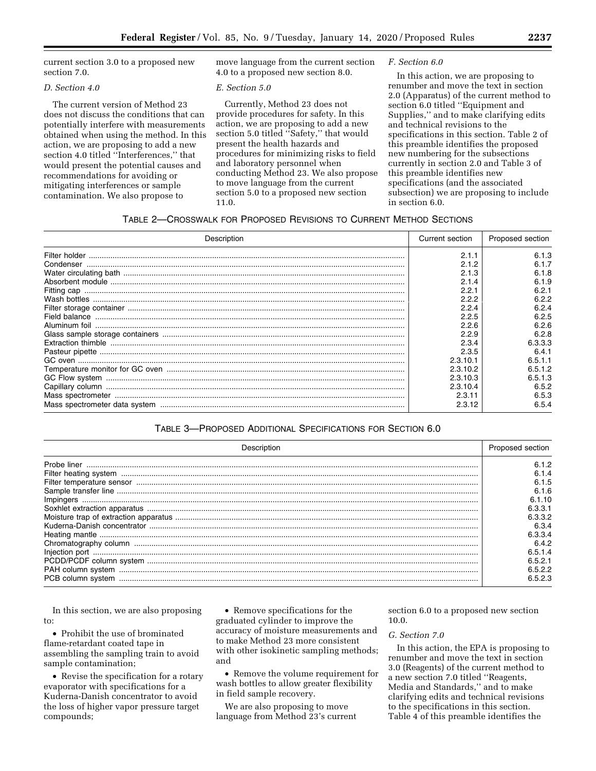current section 3.0 to a proposed new section 7.0.

### D. Section 4.0

The current version of Method 23 does not discuss the conditions that can potentially interfere with measurements obtained when using the method. In this action, we are proposing to add a new section 4.0 titled ''Interferences,'' that would present the potential causes and recommendations for avoiding or mitigating interferences or sample contamination. We also propose to move language from the current section 4.0 to a proposed new section 8.0.

### E. Section 5.0

Currently, Method 23 does not provide procedures for safety. In this action, we are proposing to add a new section 5.0 titled ''Safety,'' that would present the health hazards and procedures for minimizing risks to field and laboratory personnel when conducting Method 23. We also propose to move language from the current section 5.0 to a proposed new section 11.0.

### F. Section 6.0

In this action, we are proposing to renumber and move the text in section 2.0 (Apparatus) of the current method to section 6.0 titled ''Equipment and Supplies,'' and to make clarifying edits and technical revisions to the specifications in this section. Table 2 of this preamble identifies the proposed new numbering for the subsections currently in section 2.0 and Table 3 of this preamble identifies new specifications (and the associated subsection) we are proposing to include in section 6.0.

TABLE 2—CROSSWALK FOR PROPOSED REVISIONS TO CURRENT METHOD SECTIONS

| Description | Current section | Proposed section |
|---|---|---|
| Filter holder | 2.1.1 | 6.1.3 |
| Condenser | 2.1.2 | 6.1.7 |
| Water circulating bath | 2.1.3 | 6.1.8 |
| Absorbent module | 2.1.4 | 6.1.9 |
| Fitting cap | 2.2.1 | 6.2.1 |
| Wash bottles | 2.2.2 | 6.2.2 |
| Filter storage container | 2.2.4 | 6.2.4 |
| Field balance | 2.2.5 | 6.2.5 |
| Aluminum foil | 2.2.6 | 6.2.6 |
| Glass sample storage containers | 2.2.9 | 6.2.8 |
| Extraction thimble | 2.3.4 | 6.3.3.3 |
| Pasteur pipette | 2.3.5 | 6.4.1 |
| GC oven | 2.3.10.1 | 6.5.1.1 |
| Temperature monitor for GC oven | 2.3.10.2 | 6.5.1.2 |
| GC Flow system | 2.3.10.3 | 6.5.1.3 |
| Capillary column | 2.3.10.4 | 6.5.2 |
| Mass spectrometer | 2.3.11 | 6.5.3 |
| Mass spectrometer data system | 2.3.12 | 6.5.4 |

TABLE 3—PROPOSED ADDITIONAL SPECIFICATIONS FOR SECTION 6.0

| Description | Proposed section |
|---|---|
| Probe liner | 6.1.2 |
| Filter heating system | 6.1.4 |
| Filter temperature sensor | 6.1.5 |
| Sample transfer line | 6.1.6 |
| Impingers | 6.1.10 |
| Soxhlet extraction apparatus | 6.3.3.1 |
| Moisture trap of extraction apparatus | 6.3.3.2 |
| Kuderna-Danish concentrator | 6.3.4 |
| Heating mantle | 6.3.3.4 |
| Chromatography column | 6.4.2 |
| Injection port | 6.5.1.4 |
| PCDD/PCDF column system | 6.5.2.1 |
| PAH column system | 6.5.2.2 |
| PCB column system | 6.5.2.3 |

In this section, we are also proposing to:

- Prohibit the use of brominated flame-retardant coated tape in assembling the sampling train to avoid sample contamination;
- Revise the specification for a rotary evaporator with specifications for a Kuderna-Danish concentrator to avoid the loss of higher vapor pressure target compounds;
- Remove specifications for the graduated cylinder to improve the accuracy of moisture measurements and to make Method 23 more consistent with other isokinetic sampling methods; and
- Remove the volume requirement for wash bottles to allow greater flexibility in field sample recovery.

We are also proposing to move language from Method 23's current section 6.0 to a proposed new section 10.0.

### G. Section 7.0

In this action, the EPA is proposing to renumber and move the text in section 3.0 (Reagents) of the current method to a new section 7.0 titled ''Reagents, Media and Standards,'' and to make clarifying edits and technical revisions to the specifications in this section. Table 4 of this preamble identifies the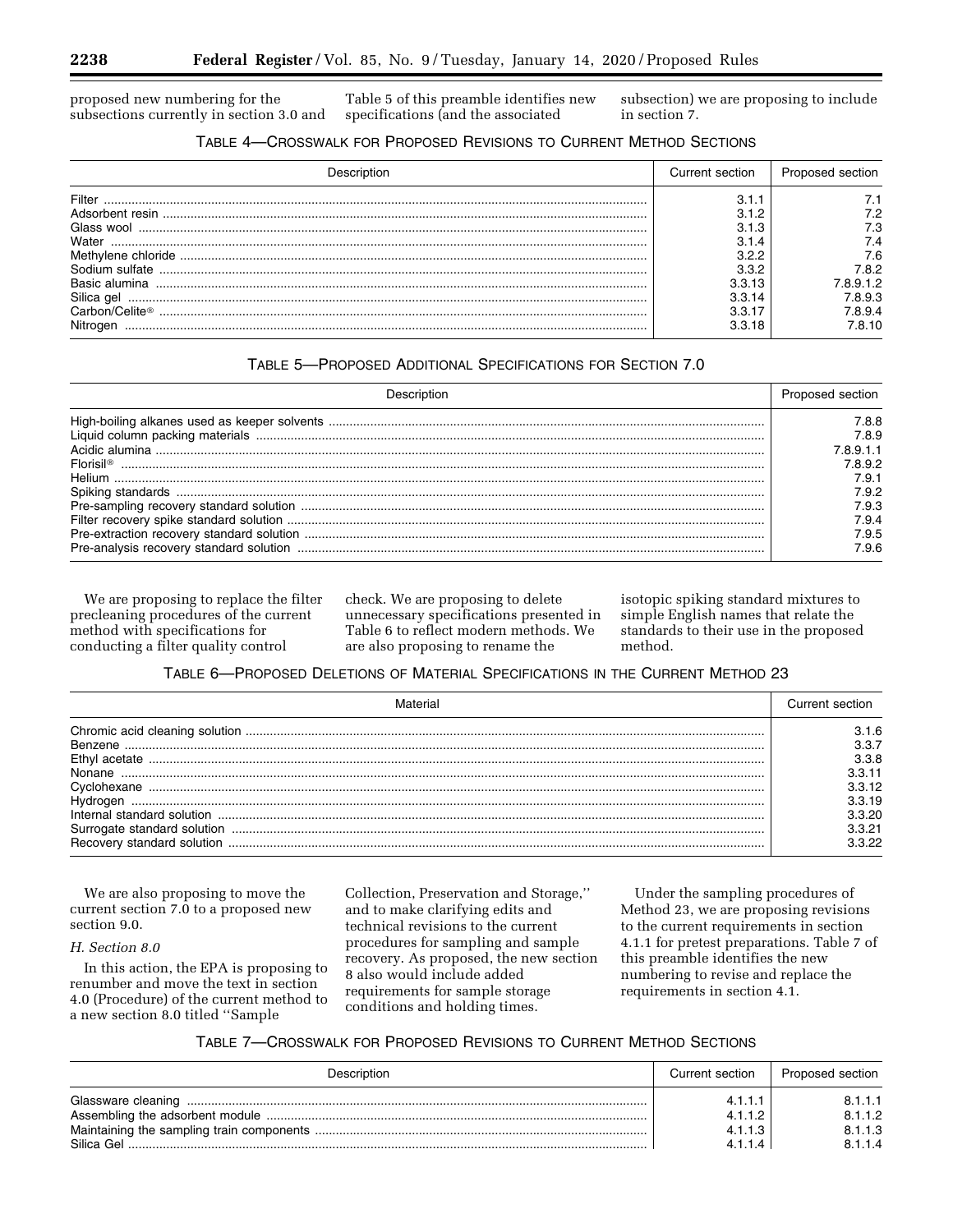proposed new numbering for the subsections currently in section 3.0 and Table 5 of this preamble identifies new specifications (and the associated subsection) we are proposing to include in section 7.

TABLE 4—CROSSWALK FOR PROPOSED REVISIONS TO CURRENT METHOD SECTIONS

| Description | Current section | Proposed section |
|---|---|---|
| Filter | 3.1.1 | 7.1 |
| Adsorbent resin | 3.1.2 | 7.2 |
| Glass wool | 3.1.3 | 7.3 |
| Water | 3.1.4 | 7.4 |
| Methylene chloride | 3.2.2 | 7.6 |
| Sodium sulfate | 3.3.2 | 7.8.2 |
| Basic alumina | 3.3.13 | 7.8.9.1.2 |
| Silica gel | 3.3.14 | 7.8.9.3 |
| Carbon/Celite® | 3.3.17 | 7.8.9.4 |
| Nitrogen | 3.3.18 | 7.8.10 |

TABLE 5—PROPOSED ADDITIONAL SPECIFICATIONS FOR SECTION 7.0

| Description | Proposed section |
|---|---|
| High-boiling alkanes used as keeper solvents | 7.8.8 |
| Liquid column packing materials | 7.8.9 |
| Acidic alumina | 7.8.9.1.1 |
| Florisil® | 7.8.9.2 |
| Helium | 7.9.1 |
| Spiking standards | 7.9.2 |
| Pre-sampling recovery standard solution | 7.9.3 |
| Filter recovery spike standard solution | 7.9.4 |
| Pre-extraction recovery standard solution | 7.9.5 |
| Pre-analysis recovery standard solution | 7.9.6 |

We are proposing to replace the filter precleaning procedures of the current method with specifications for conducting a filter quality control check. We are proposing to delete unnecessary specifications presented in Table 6 to reflect modern methods. We are also proposing to rename the isotopic spiking standard mixtures to simple English names that relate the standards to their use in the proposed method.

TABLE 6—PROPOSED DELETIONS OF MATERIAL SPECIFICATIONS IN THE CURRENT METHOD 23

| Material | Current section |
|---|---|
| Chromic acid cleaning solution | 3.1.6 |
| Benzene | 3.3.7 |
| Ethyl acetate | 3.3.8 |
| Nonane | 3.3.11 |
| Cyclohexane | 3.3.12 |
| Hydrogen | 3.3.19 |
| Internal standard solution | 3.3.20 |
| Surrogate standard solution | 3.3.21 |
| Recovery standard solution | 3.3.22 |

We are also proposing to move the current section 7.0 to a proposed new section 9.0.

*H. Section 8.0*

In this action, the EPA is proposing to renumber and move the text in section 4.0 (Procedure) of the current method to a new section 8.0 titled "Sample Collection, Preservation and Storage," and to make clarifying edits and technical revisions to the current procedures for sampling and sample recovery. As proposed, the new section 8 also would include added requirements for sample storage conditions and holding times.

Under the sampling procedures of Method 23, we are proposing revisions to the current requirements in section 4.1.1 for pretest preparations. Table 7 of this preamble identifies the new numbering to revise and replace the requirements in section 4.1.

TABLE 7—CROSSWALK FOR PROPOSED REVISIONS TO CURRENT METHOD SECTIONS

| Description | Current section | Proposed section |
|---|---|---|
| Glassware cleaning | 4.1.1.1 | 8.1.1.1 |
| Assembling the adsorbent module | 4.1.1.2 | 8.1.1.2 |
| Maintaining the sampling train components | 4.1.1.3 | 8.1.1.3 |
| Silica Gel | 4.1.1.4 | 8.1.1.4 |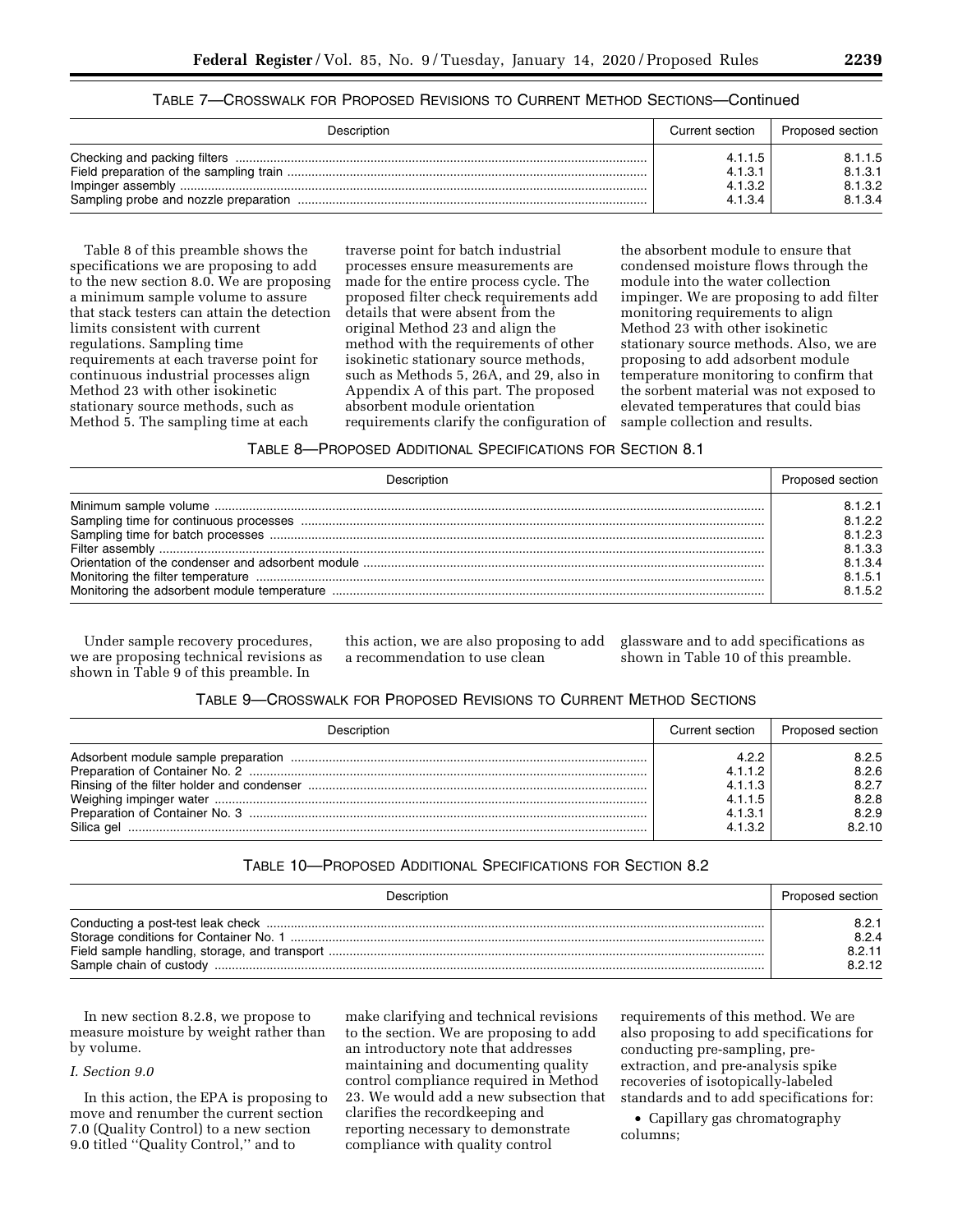TABLE 7—CROSSWALK FOR PROPOSED REVISIONS TO CURRENT METHOD SECTIONS—Continued

| Description | Current section | Proposed section |
| --- | --- | --- |
| Checking and packing filters | 4.1.1.5 | 8.1.1.5 |
| Field preparation of the sampling train | 4.1.3.1 | 8.1.3.1 |
| Impinger assembly | 4.1.3.2 | 8.1.3.2 |
| Sampling probe and nozzle preparation | 4.1.3.4 | 8.1.3.4 |

Table 8 of this preamble shows the specifications we are proposing to add to the new section 8.0. We are proposing a minimum sample volume to assure that stack testers can attain the detection limits consistent with current regulations. Sampling time requirements at each traverse point for continuous industrial processes align Method 23 with other isokinetic stationary source methods, such as Method 5. The sampling time at each traverse point for batch industrial processes ensure measurements are made for the entire process cycle. The proposed filter check requirements add details that were absent from the original Method 23 and align the method with the requirements of other isokinetic stationary source methods, such as Methods 5, 26A, and 29, also in Appendix A of this part. The proposed absorbent module orientation requirements clarify the configuration of the absorbent module to ensure that condensed moisture flows through the module into the water collection impinger. We are proposing to add filter monitoring requirements to align Method 23 with other isokinetic stationary source methods. Also, we are proposing to add adsorbent module temperature monitoring to confirm that the sorbent material was not exposed to elevated temperatures that could bias sample collection and results.

TABLE 8—PROPOSED ADDITIONAL SPECIFICATIONS FOR SECTION 8.1

| Description | Proposed section |
| --- | --- |
| Minimum sample volume | 8.1.2.1 |
| Sampling time for continuous processes | 8.1.2.2 |
| Sampling time for batch processes | 8.1.2.3 |
| Filter assembly | 8.1.3.3 |
| Orientation of the condenser and adsorbent module | 8.1.3.4 |
| Monitoring the filter temperature | 8.1.5.1 |
| Monitoring the adsorbent module temperature | 8.1.5.2 |

Under sample recovery procedures, we are proposing technical revisions as shown in Table 9 of this preamble. In this action, we are also proposing to add a recommendation to use clean glassware and to add specifications as shown in Table 10 of this preamble.

TABLE 9—CROSSWALK FOR PROPOSED REVISIONS TO CURRENT METHOD SECTIONS

| Description | Current section | Proposed section |
| --- | --- | --- |
| Adsorbent module sample preparation | 4.2.2 | 8.2.5 |
| Preparation of Container No. 2 | 4.1.1.2 | 8.2.6 |
| Rinsing of the filter holder and condenser | 4.1.1.3 | 8.2.7 |
| Weighing impinger water | 4.1.1.5 | 8.2.8 |
| Preparation of Container No. 3 | 4.1.3.1 | 8.2.9 |
| Silica gel | 4.1.3.2 | 8.2.10 |

TABLE 10—PROPOSED ADDITIONAL SPECIFICATIONS FOR SECTION 8.2

| Description | Proposed section |
| --- | --- |
| Conducting a post-test leak check | 8.2.1 |
| Storage conditions for Container No. 1 | 8.2.4 |
| Field sample handling, storage, and transport | 8.2.11 |
| Sample chain of custody | 8.2.12 |

In new section 8.2.8, we propose to measure moisture by weight rather than by volume.

*I. Section 9.0*

In this action, the EPA is proposing to move and renumber the current section 7.0 (Quality Control) to a new section 9.0 titled "Quality Control," and to make clarifying and technical revisions to the section. We are proposing to add an introductory note that addresses maintaining and documenting quality control compliance required in Method 23. We would add a new subsection that clarifies the recordkeeping and reporting necessary to demonstrate compliance with quality control requirements of this method. We are also proposing to add specifications for conducting pre-sampling, pre-extraction, and pre-analysis spike recoveries of isotopically-labeled standards and to add specifications for:

- Capillary gas chromatography columns;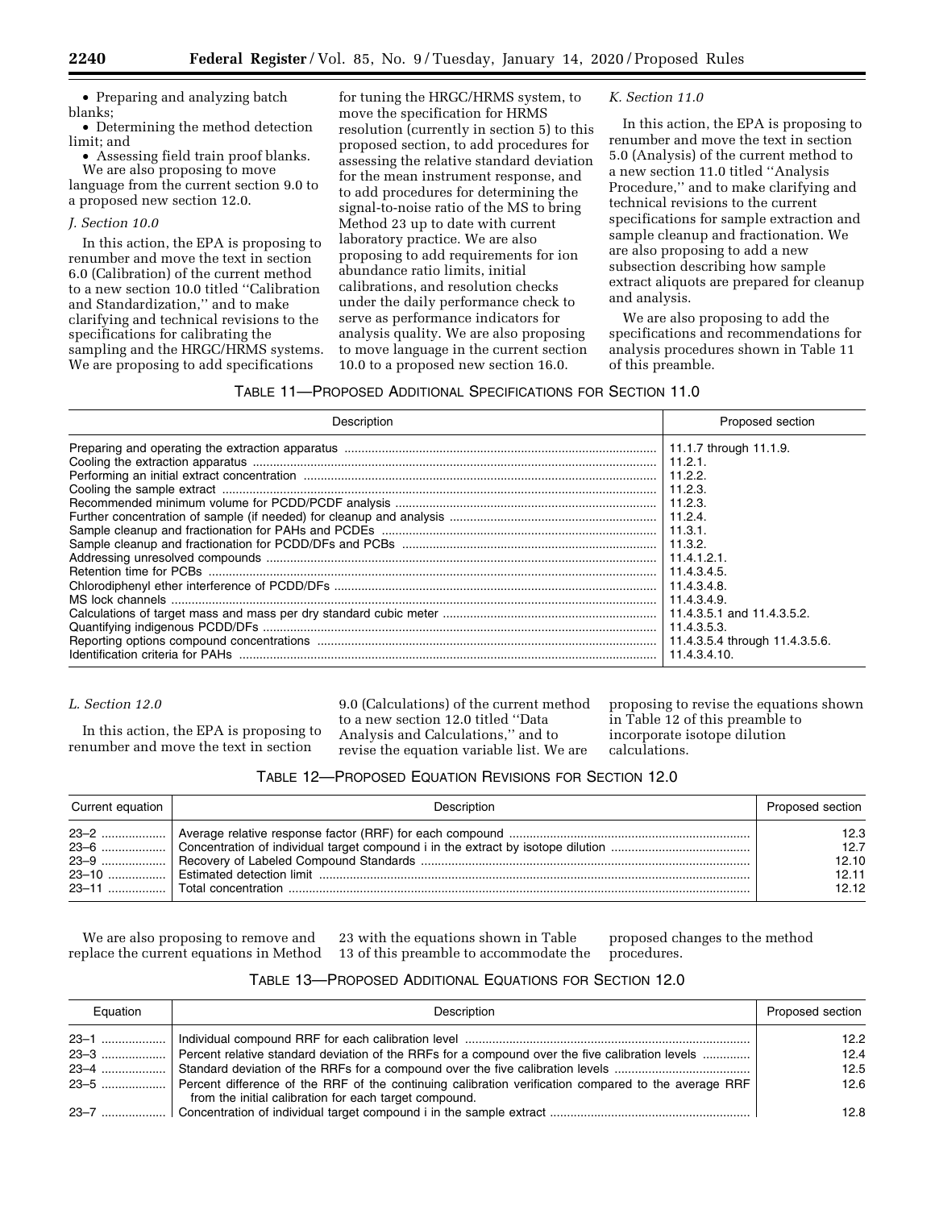- Preparing and analyzing batch blanks;
- Determining the method detection limit; and
- Assessing field train proof blanks.

We are also proposing to move language from the current section 9.0 to a proposed new section 12.0.

### *J. Section 10.0*

In this action, the EPA is proposing to renumber and move the text in section 6.0 (Calibration) of the current method to a new section 10.0 titled ''Calibration and Standardization,'' and to make clarifying and technical revisions to the specifications for calibrating the sampling and the HRGC/HRMS systems. We are proposing to add specifications for tuning the HRGC/HRMS system, to move the specification for HRMS resolution (currently in section 5) to this proposed section, to add procedures for assessing the relative standard deviation for the mean instrument response, and to add procedures for determining the signal-to-noise ratio of the MS to bring Method 23 up to date with current laboratory practice. We are also proposing to add requirements for ion abundance ratio limits, initial calibrations, and resolution checks under the daily performance check to serve as performance indicators for analysis quality. We are also proposing to move language in the current section 10.0 to a proposed new section 16.0.

### *K. Section 11.0*

In this action, the EPA is proposing to renumber and move the text in section 5.0 (Analysis) of the current method to a new section 11.0 titled ''Analysis Procedure,'' and to make clarifying and technical revisions to the current specifications for sample extraction and sample cleanup and fractionation. We are also proposing to add a new subsection describing how sample extract aliquots are prepared for cleanup and analysis.

We are also proposing to add the specifications and recommendations for analysis procedures shown in Table 11 of this preamble.

TABLE 11—PROPOSED ADDITIONAL SPECIFICATIONS FOR SECTION 11.0

| Description | Proposed section |
|---|---|
| Preparing and operating the extraction apparatus | 11.1.7 through 11.1.9. |
| Cooling the extraction apparatus | 11.2.1. |
| Performing an initial extract concentration | 11.2.2. |
| Cooling the sample extract | 11.2.3. |
| Recommended minimum volume for PCDD/PCDF analysis | 11.2.3. |
| Further concentration of sample (if needed) for cleanup and analysis | 11.2.4. |
| Sample cleanup and fractionation for PAHs and PCDEs | 11.3.1. |
| Sample cleanup and fractionation for PCDD/DFs and PCBs | 11.3.2. |
| Addressing unresolved compounds | 11.4.1.2.1. |
| Retention time for PCBs | 11.4.3.4.5. |
| Chlorodiphenyl ether interference of PCDD/DFs | 11.4.3.4.8. |
| MS lock channels | 11.4.3.4.9. |
| Calculations of target mass and mass per dry standard cubic meter | 11.4.3.5.1 and 11.4.3.5.2. |
| Quantifying indigenous PCDD/DFs | 11.4.3.5.3. |
| Reporting options compound concentrations | 11.4.3.5.4 through 11.4.3.5.6. |
| Identification criteria for PAHs | 11.4.3.4.10. |

### *L. Section 12.0*

In this action, the EPA is proposing to renumber and move the text in section 9.0 (Calculations) of the current method to a new section 12.0 titled ''Data Analysis and Calculations,'' and to revise the equation variable list. We are proposing to revise the equations shown in Table 12 of this preamble to incorporate isotope dilution calculations.

TABLE 12—PROPOSED EQUATION REVISIONS FOR SECTION 12.0

| Current equation | Description | Proposed section |
|---|---|---|
| 23–2 | Average relative response factor (RRF) for each compound | 12.3 |
| 23–6 | Concentration of individual target compound i in the extract by isotope dilution | 12.7 |
| 23–9 | Recovery of Labeled Compound Standards | 12.10 |
| 23–10 | Estimated detection limit | 12.11 |
| 23–11 | Total concentration | 12.12 |

We are also proposing to remove and replace the current equations in Method 23 with the equations shown in Table 13 of this preamble to accommodate the proposed changes to the method procedures.

TABLE 13—PROPOSED ADDITIONAL EQUATIONS FOR SECTION 12.0

| Equation | Description | Proposed section |
|---|---|---|
| 23–1 | Individual compound RRF for each calibration level | 12.2 |
| 23–3 | Percent relative standard deviation of the RRFs for a compound over the five calibration levels | 12.4 |
| 23–4 | Standard deviation of the RRFs for a compound over the five calibration levels | 12.5 |
| 23–5 | Percent difference of the RRF of the continuing calibration verification compared to the average RRF from the initial calibration for each target compound. | 12.6 |
| 23–7 | Concentration of individual target compound i in the sample extract | 12.8 |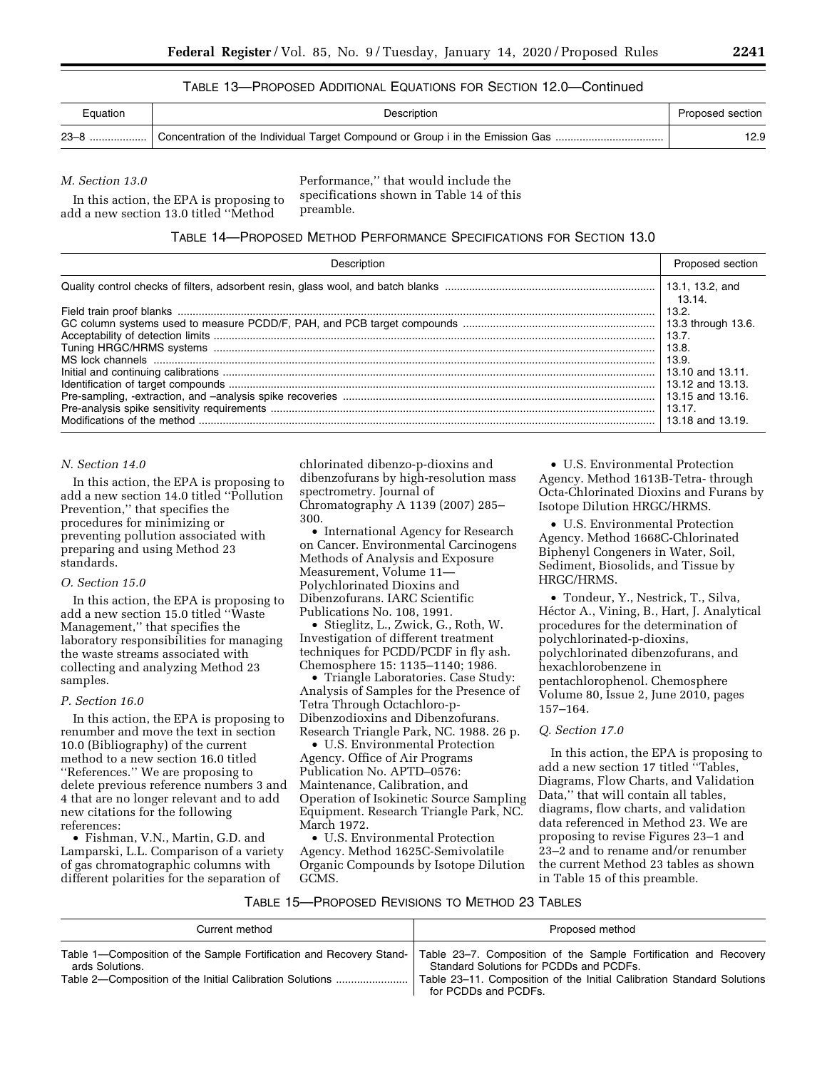TABLE 13—PROPOSED ADDITIONAL EQUATIONS FOR SECTION 12.0—Continued

| Equation | Description | Proposed section |
| --- | --- | --- |
| 23–8 | Concentration of the Individual Target Compound or Group i in the Emission Gas | 12.9 |

*M. Section 13.0*

In this action, the EPA is proposing to add a new section 13.0 titled "Method Performance," that would include the specifications shown in Table 14 of this preamble.

TABLE 14—PROPOSED METHOD PERFORMANCE SPECIFICATIONS FOR SECTION 13.0

| Description | Proposed section |
| --- | --- |
| Quality control checks of filters, adsorbent resin, glass wool, and batch blanks | 13.1, 13.2, and 13.14. |
| Field train proof blanks | 13.2. |
| GC column systems used to measure PCDD/F, PAH, and PCB target compounds | 13.3 through 13.6. |
| Acceptability of detection limits | 13.7. |
| Tuning HRGC/HRMS systems | 13.8. |
| MS lock channels | 13.9. |
| Initial and continuing calibrations | 13.10 and 13.11. |
| Identification of target compounds | 13.12 and 13.13. |
| Pre-sampling, -extraction, and –analysis spike recoveries | 13.15 and 13.16. |
| Pre-analysis spike sensitivity requirements | 13.17. |
| Modifications of the method | 13.18 and 13.19. |

*N. Section 14.0*

In this action, the EPA is proposing to add a new section 14.0 titled "Pollution Prevention," that specifies the procedures for minimizing or preventing pollution associated with preparing and using Method 23 standards.

*O. Section 15.0*

In this action, the EPA is proposing to add a new section 15.0 titled "Waste Management," that specifies the laboratory responsibilities for managing the waste streams associated with collecting and analyzing Method 23 samples.

*P. Section 16.0*

In this action, the EPA is proposing to renumber and move the text in section 10.0 (Bibliography) of the current method to a new section 16.0 titled "References." We are proposing to delete previous reference numbers 3 and 4 that are no longer relevant and to add new citations for the following references:

- Fishman, V.N., Martin, G.D. and Lamparski, L.L. Comparison of a variety of gas chromatographic columns with different polarities for the separation of chlorinated dibenzo-p-dioxins and dibenzofurans by high-resolution mass spectrometry. Journal of Chromatography A 1139 (2007) 285–300.
- International Agency for Research on Cancer. Environmental Carcinogens Methods of Analysis and Exposure Measurement, Volume 11—Polychlorinated Dioxins and Dibenzofurans. IARC Scientific Publications No. 108, 1991.
- Stieglitz, L., Zwick, G., Roth, W. Investigation of different treatment techniques for PCDD/PCDF in fly ash. Chemosphere 15: 1135–1140; 1986.
- Triangle Laboratories. Case Study: Analysis of Samples for the Presence of Tetra Through Octachloro-p-Dibenzodioxins and Dibenzofurans. Research Triangle Park, NC. 1988. 26 p.
- U.S. Environmental Protection Agency. Office of Air Programs Publication No. APTD–0576: Maintenance, Calibration, and Operation of Isokinetic Source Sampling Equipment. Research Triangle Park, NC. March 1972.
- U.S. Environmental Protection Agency. Method 1625C-Semivolatile Organic Compounds by Isotope Dilution GCMS.
- U.S. Environmental Protection Agency. Method 1613B-Tetra- through Octa-Chlorinated Dioxins and Furans by Isotope Dilution HRGC/HRMS.
- U.S. Environmental Protection Agency. Method 1668C-Chlorinated Biphenyl Congeners in Water, Soil, Sediment, Biosolids, and Tissue by HRGC/HRMS.
- Tondeur, Y., Nestrick, T., Silva, Héctor A., Vining, B., Hart, J. Analytical procedures for the determination of polychlorinated-p-dioxins, polychlorinated dibenzofurans, and hexachlorobenzene in pentachlorophenol. Chemosphere Volume 80, Issue 2, June 2010, pages 157–164.

*Q. Section 17.0*

In this action, the EPA is proposing to add a new section 17 titled "Tables, Diagrams, Flow Charts, and Validation Data," that will contain all tables, diagrams, flow charts, and validation data referenced in Method 23. We are proposing to revise Figures 23–1 and 23–2 and to rename and/or renumber the current Method 23 tables as shown in Table 15 of this preamble.

TABLE 15—PROPOSED REVISIONS TO METHOD 23 TABLES

| Current method | Proposed method |
| --- | --- |
| Table 1—Composition of the Sample Fortification and Recovery Standards Solutions. | Table 23–7. Composition of the Sample Fortification and Recovery Standard Solutions for PCDDs and PCDFs. |
| Table 2—Composition of the Initial Calibration Solutions | Table 23–11. Composition of the Initial Calibration Standard Solutions for PCDDs and PCDFs. |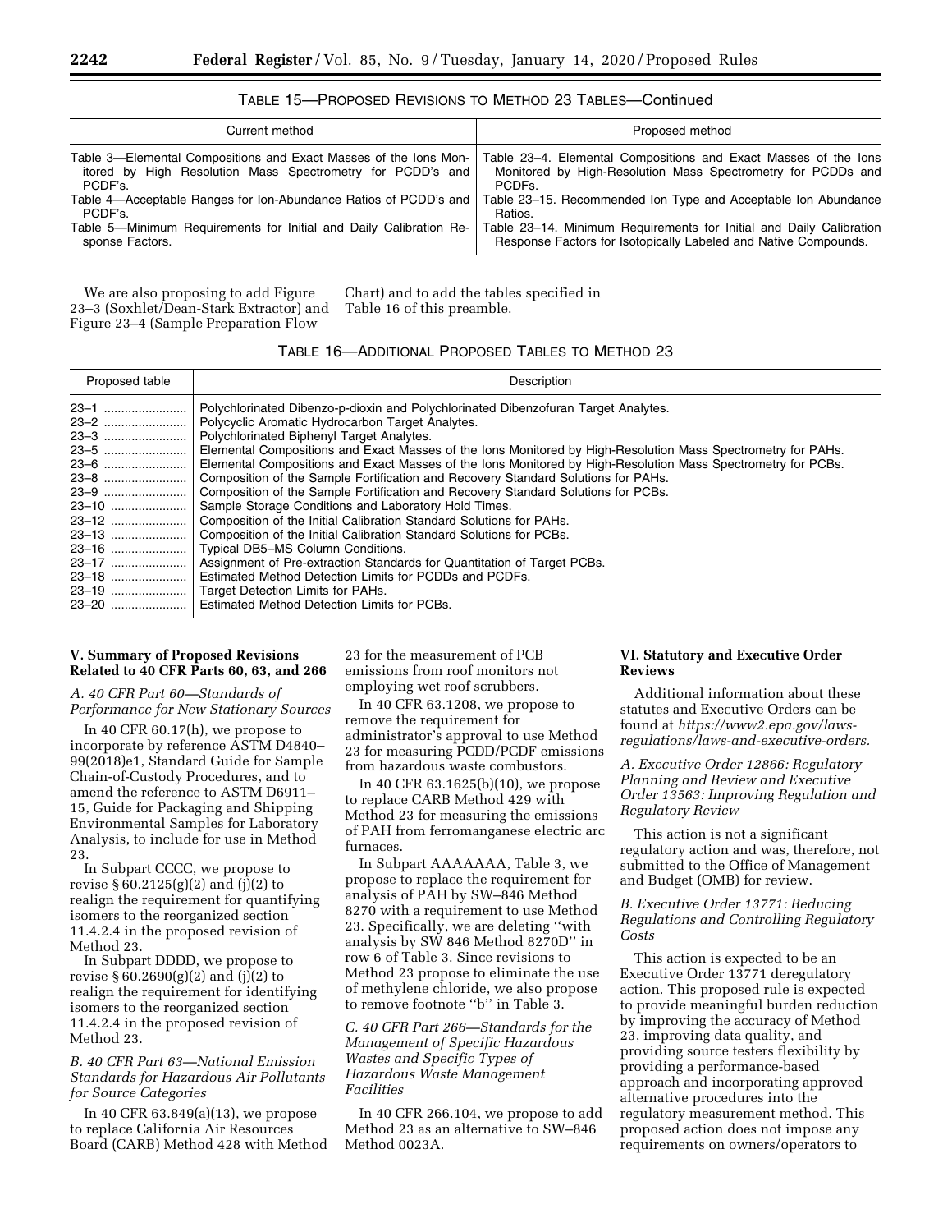TABLE 15—PROPOSED REVISIONS TO METHOD 23 TABLES—Continued

| Current method | Proposed method |
| --- | --- |
| Table 3—Elemental Compositions and Exact Masses of the Ions Monitored by High Resolution Mass Spectrometry for PCDD's and PCDF's. | Table 23–4. Elemental Compositions and Exact Masses of the Ions Monitored by High-Resolution Mass Spectrometry for PCDDs and PCDFs. |
| Table 4—Acceptable Ranges for Ion-Abundance Ratios of PCDD's and PCDF's. | Table 23–15. Recommended Ion Type and Acceptable Ion Abundance Ratios. |
| Table 5—Minimum Requirements for Initial and Daily Calibration Response Factors. | Table 23–14. Minimum Requirements for Initial and Daily Calibration Response Factors for Isotopically Labeled and Native Compounds. |

We are also proposing to add Figure 23–3 (Soxhlet/Dean-Stark Extractor) and Figure 23–4 (Sample Preparation Flow Chart) and to add the tables specified in Table 16 of this preamble.

TABLE 16—ADDITIONAL PROPOSED TABLES TO METHOD 23

| Proposed table | Description |
| --- | --- |
| 23–1 | Polychlorinated Dibenzo-p-dioxin and Polychlorinated Dibenzofuran Target Analytes. |
| 23–2 | Polycyclic Aromatic Hydrocarbon Target Analytes. |
| 23–3 | Polychlorinated Biphenyl Target Analytes. |
| 23–5 | Elemental Compositions and Exact Masses of the Ions Monitored by High-Resolution Mass Spectrometry for PAHs. |
| 23–6 | Elemental Compositions and Exact Masses of the Ions Monitored by High-Resolution Mass Spectrometry for PCBs. |
| 23–8 | Composition of the Sample Fortification and Recovery Standard Solutions for PAHs. |
| 23–9 | Composition of the Sample Fortification and Recovery Standard Solutions for PCBs. |
| 23–10 | Sample Storage Conditions and Laboratory Hold Times. |
| 23–12 | Composition of the Initial Calibration Standard Solutions for PAHs. |
| 23–13 | Composition of the Initial Calibration Standard Solutions for PCBs. |
| 23–16 | Typical DB5–MS Column Conditions. |
| 23–17 | Assignment of Pre-extraction Standards for Quantitation of Target PCBs. |
| 23–18 | Estimated Method Detection Limits for PCDDs and PCDFs. |
| 23–19 | Target Detection Limits for PAHs. |
| 23–20 | Estimated Method Detection Limits for PCBs. |

## V. Summary of Proposed Revisions Related to 40 CFR Parts 60, 63, and 266

### *A. 40 CFR Part 60—Standards of Performance for New Stationary Sources*

In 40 CFR 60.17(h), we propose to incorporate by reference ASTM D4840–99(2018)e1, Standard Guide for Sample Chain-of-Custody Procedures, and to amend the reference to ASTM D6911–15, Guide for Packaging and Shipping Environmental Samples for Laboratory Analysis, to include for use in Method 23.

In Subpart CCCC, we propose to revise § 60.2125(g)(2) and (j)(2) to realign the requirement for quantifying isomers to the reorganized section 11.4.2.4 in the proposed revision of Method 23.

In Subpart DDDD, we propose to revise § 60.2690(g)(2) and (j)(2) to realign the requirement for identifying isomers to the reorganized section 11.4.2.4 in the proposed revision of Method 23.

### *B. 40 CFR Part 63—National Emission Standards for Hazardous Air Pollutants for Source Categories*

In 40 CFR 63.849(a)(13), we propose to replace California Air Resources Board (CARB) Method 428 with Method 23 for the measurement of PCB emissions from roof monitors not employing wet roof scrubbers.

In 40 CFR 63.1208, we propose to remove the requirement for administrator's approval to use Method 23 for measuring PCDD/PCDF emissions from hazardous waste combustors.

In 40 CFR 63.1625(b)(10), we propose to replace CARB Method 429 with Method 23 for measuring the emissions of PAH from ferromanganese electric arc furnaces.

In Subpart AAAAAAA, Table 3, we propose to replace the requirement for analysis of PAH by SW–846 Method 8270 with a requirement to use Method 23. Specifically, we are deleting ''with analysis by SW 846 Method 8270D'' in row 6 of Table 3. Since revisions to Method 23 propose to eliminate the use of methylene chloride, we also propose to remove footnote ''b'' in Table 3.

### *C. 40 CFR Part 266—Standards for the Management of Specific Hazardous Wastes and Specific Types of Hazardous Waste Management Facilities*

In 40 CFR 266.104, we propose to add Method 23 as an alternative to SW–846 Method 0023A.

## VI. Statutory and Executive Order Reviews

Additional information about these statutes and Executive Orders can be found at *https://www2.epa.gov/laws-regulations/laws-and-executive-orders.*

### *A. Executive Order 12866: Regulatory Planning and Review and Executive Order 13563: Improving Regulation and Regulatory Review*

This action is not a significant regulatory action and was, therefore, not submitted to the Office of Management and Budget (OMB) for review.

### *B. Executive Order 13771: Reducing Regulations and Controlling Regulatory Costs*

This action is expected to be an Executive Order 13771 deregulatory action. This proposed rule is expected to provide meaningful burden reduction by improving the accuracy of Method 23, improving data quality, and providing source testers flexibility by providing a performance-based approach and incorporating approved alternative procedures into the regulatory measurement method. This proposed action does not impose any requirements on owners/operators to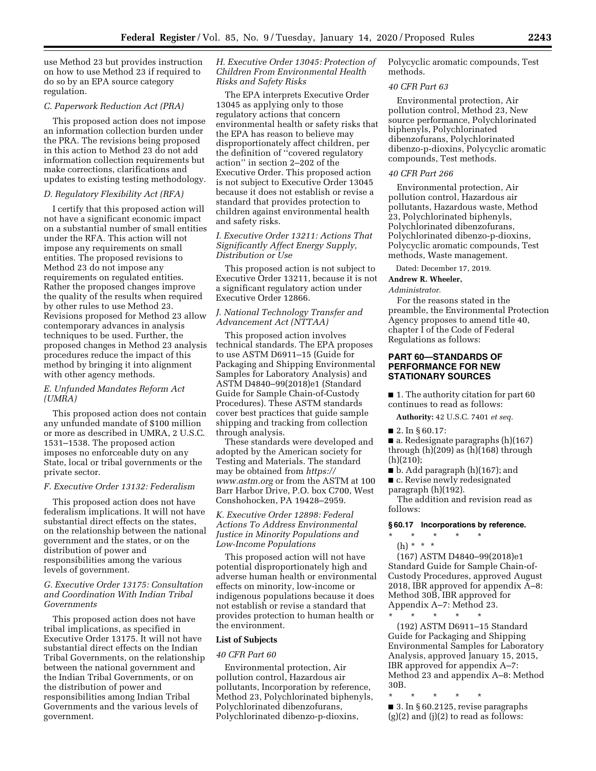use Method 23 but provides instruction on how to use Method 23 if required to do so by an EPA source category regulation.

*C. Paperwork Reduction Act (PRA)*

This proposed action does not impose an information collection burden under the PRA. The revisions being proposed in this action to Method 23 do not add information collection requirements but make corrections, clarifications and updates to existing testing methodology.

*D. Regulatory Flexibility Act (RFA)*

I certify that this proposed action will not have a significant economic impact on a substantial number of small entities under the RFA. This action will not impose any requirements on small entities. The proposed revisions to Method 23 do not impose any requirements on regulated entities. Rather the proposed changes improve the quality of the results when required by other rules to use Method 23. Revisions proposed for Method 23 allow contemporary advances in analysis techniques to be used. Further, the proposed changes in Method 23 analysis procedures reduce the impact of this method by bringing it into alignment with other agency methods.

*E. Unfunded Mandates Reform Act (UMRA)*

This proposed action does not contain any unfunded mandate of $100 million or more as described in UMRA, 2 U.S.C. 1531–1538. The proposed action imposes no enforceable duty on any State, local or tribal governments or the private sector.

*F. Executive Order 13132: Federalism*

This proposed action does not have federalism implications. It will not have substantial direct effects on the states, on the relationship between the national government and the states, or on the distribution of power and responsibilities among the various levels of government.

*G. Executive Order 13175: Consultation and Coordination With Indian Tribal Governments*

This proposed action does not have tribal implications, as specified in Executive Order 13175. It will not have substantial direct effects on the Indian Tribal Governments, on the relationship between the national government and the Indian Tribal Governments, or on the distribution of power and responsibilities among Indian Tribal Governments and the various levels of government.

*H. Executive Order 13045: Protection of Children From Environmental Health Risks and Safety Risks*

The EPA interprets Executive Order 13045 as applying only to those regulatory actions that concern environmental health or safety risks that the EPA has reason to believe may disproportionately affect children, per the definition of ''covered regulatory action'' in section 2–202 of the Executive Order. This proposed action is not subject to Executive Order 13045 because it does not establish or revise a standard that provides protection to children against environmental health and safety risks.

*I. Executive Order 13211: Actions That Significantly Affect Energy Supply, Distribution or Use*

This proposed action is not subject to Executive Order 13211, because it is not a significant regulatory action under Executive Order 12866.

*J. National Technology Transfer and Advancement Act (NTTAA)*

This proposed action involves technical standards. The EPA proposes to use ASTM D6911–15 (Guide for Packaging and Shipping Environmental Samples for Laboratory Analysis) and ASTM D4840–99(2018)e1 (Standard Guide for Sample Chain-of-Custody Procedures). These ASTM standards cover best practices that guide sample shipping and tracking from collection through analysis.

These standards were developed and adopted by the American society for Testing and Materials. The standard may be obtained from *https://www.astm.org* or from the ASTM at 100 Barr Harbor Drive, P.O. box C700, West Conshohocken, PA 19428–2959.

*K. Executive Order 12898: Federal Actions To Address Environmental Justice in Minority Populations and Low-Income Populations*

This proposed action will not have potential disproportionately high and adverse human health or environmental effects on minority, low-income or indigenous populations because it does not establish or revise a standard that provides protection to human health or the environment.

**List of Subjects**

*40 CFR Part 60*

Environmental protection, Air pollution control, Hazardous air pollutants, Incorporation by reference, Method 23, Polychlorinated biphenyls, Polychlorinated dibenzofurans, Polychlorinated dibenzo-p-dioxins, Polycyclic aromatic compounds, Test methods.

*40 CFR Part 63*

Environmental protection, Air pollution control, Method 23, New source performance, Polychlorinated biphenyls, Polychlorinated dibenzofurans, Polychlorinated dibenzo-p-dioxins, Polycyclic aromatic compounds, Test methods.

*40 CFR Part 266*

Environmental protection, Air pollution control, Hazardous air pollutants, Hazardous waste, Method 23, Polychlorinated biphenyls, Polychlorinated dibenzofurans, Polychlorinated dibenzo-p-dioxins, Polycyclic aromatic compounds, Test methods, Waste management.

Dated: December 17, 2019.

**Andrew R. Wheeler,**

*Administrator.*

For the reasons stated in the preamble, the Environmental Protection Agency proposes to amend title 40, chapter I of the Code of Federal Regulations as follows:

## PART 60—STANDARDS OF PERFORMANCE FOR NEW STATIONARY SOURCES

■ 1. The authority citation for part 60 continues to read as follows:

**Authority:** 42 U.S.C. 7401 *et seq.*

■ 2. In § 60.17:

■ a. Redesignate paragraphs (h)(167) through (h)(209) as (h)(168) through (h)(210);

■ b. Add paragraph (h)(167); and

■ c. Revise newly redesignated paragraph (h)(192).

The addition and revision read as follows:

**§ 60.17 Incorporations by reference.**

\* \* \* \* \*

(h) \* \* \*

(167) ASTM D4840–99(2018)e1 Standard Guide for Sample Chain-of-Custody Procedures, approved August 2018, IBR approved for appendix A–8: Method 30B, IBR approved for Appendix A–7: Method 23.

\* \* \* \* \*

(192) ASTM D6911–15 Standard Guide for Packaging and Shipping Environmental Samples for Laboratory Analysis, approved January 15, 2015, IBR approved for appendix A–7: Method 23 and appendix A–8: Method 30B.

\* \* \* \* \*

■ 3. In § 60.2125, revise paragraphs (g)(2) and (j)(2) to read as follows: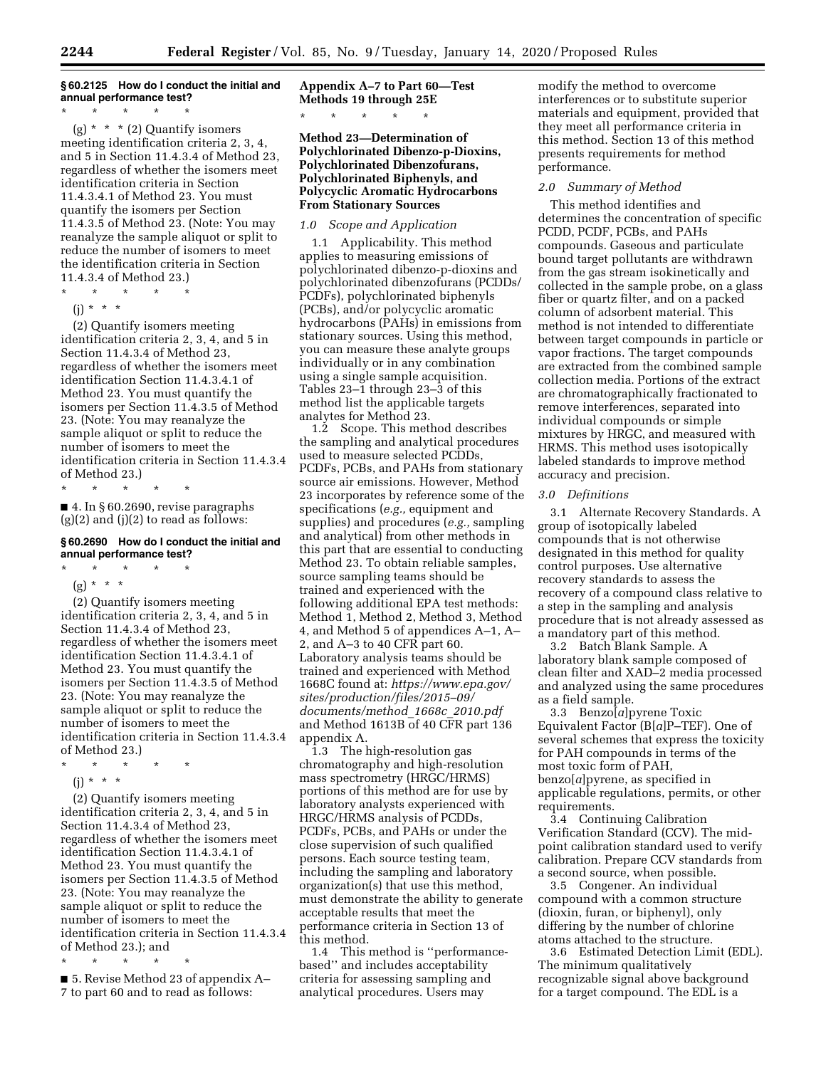### § 60.2125 How do I conduct the initial and annual performance test?

\* \* \* \* \*

(g) \* \* \* (2) Quantify isomers meeting identification criteria 2, 3, 4, and 5 in Section 11.4.3.4 of Method 23, regardless of whether the isomers meet identification criteria in Section 11.4.3.4.1 of Method 23. You must quantify the isomers per Section 11.4.3.5 of Method 23. (Note: You may reanalyze the sample aliquot or split to reduce the number of isomers to meet the identification criteria in Section 11.4.3.4 of Method 23.)

\* \* \* \* \*

(j) \* \* \*

(2) Quantify isomers meeting identification criteria 2, 3, 4, and 5 in Section 11.4.3.4 of Method 23, regardless of whether the isomers meet identification Section 11.4.3.4.1 of Method 23. You must quantify the isomers per Section 11.4.3.5 of Method 23. (Note: You may reanalyze the sample aliquot or split to reduce the number of isomers to meet the identification criteria in Section 11.4.3.4 of Method 23.)

\* \* \* \* \*

■ 4. In § 60.2690, revise paragraphs (g)(2) and (j)(2) to read as follows:

### § 60.2690 How do I conduct the initial and annual performance test?

\* \* \* \* \*

(g) \* \* \*

(2) Quantify isomers meeting identification criteria 2, 3, 4, and 5 in Section 11.4.3.4 of Method 23, regardless of whether the isomers meet identification Section 11.4.3.4.1 of Method 23. You must quantify the isomers per Section 11.4.3.5 of Method 23. (Note: You may reanalyze the sample aliquot or split to reduce the number of isomers to meet the identification criteria in Section 11.4.3.4 of Method 23.)

\* \* \* \* \*

(j) \* \* \*

(2) Quantify isomers meeting identification criteria 2, 3, 4, and 5 in Section 11.4.3.4 of Method 23, regardless of whether the isomers meet identification Section 11.4.3.4.1 of Method 23. You must quantify the isomers per Section 11.4.3.5 of Method 23. (Note: You may reanalyze the sample aliquot or split to reduce the number of isomers to meet the identification criteria in Section 11.4.3.4 of Method 23.); and

\* \* \* \* \*

■ 5. Revise Method 23 of appendix A–7 to part 60 and to read as follows:

## Appendix A–7 to Part 60—Test Methods 19 through 25E

\* \* \* \* \*

## Method 23—Determination of Polychlorinated Dibenzo-p-Dioxins, Polychlorinated Dibenzofurans, Polychlorinated Biphenyls, and Polycyclic Aromatic Hydrocarbons From Stationary Sources

### *1.0 Scope and Application*

1.1 Applicability. This method applies to measuring emissions of polychlorinated dibenzo-p-dioxins and polychlorinated dibenzofurans (PCDDs/PCDFs), polychlorinated biphenyls (PCBs), and/or polycyclic aromatic hydrocarbons (PAHs) in emissions from stationary sources. Using this method, you can measure these analyte groups individually or in any combination using a single sample acquisition. Tables 23–1 through 23–3 of this method list the applicable targets analytes for Method 23.

1.2 Scope. This method describes the sampling and analytical procedures used to measure selected PCDDs, PCDFs, PCBs, and PAHs from stationary source air emissions. However, Method 23 incorporates by reference some of the specifications (*e.g.,* equipment and supplies) and procedures (*e.g.,* sampling and analytical) from other methods in this part that are essential to conducting Method 23. To obtain reliable samples, source sampling teams should be trained and experienced with the following additional EPA test methods: Method 1, Method 2, Method 3, Method 4, and Method 5 of appendices A–1, A–2, and A–3 to 40 CFR part 60. Laboratory analysis teams should be trained and experienced with Method 1668C found at: *https://www.epa.gov/sites/production/files/2015–09/documents/method_1668c_2010.pdf* and Method 1613B of 40 CFR part 136 appendix A.

1.3 The high-resolution gas chromatography and high-resolution mass spectrometry (HRGC/HRMS) portions of this method are for use by laboratory analysts experienced with HRGC/HRMS analysis of PCDDs, PCDFs, PCBs, and PAHs or under the close supervision of such qualified persons. Each source testing team, including the sampling and laboratory organization(s) that use this method, must demonstrate the ability to generate acceptable results that meet the performance criteria in Section 13 of this method.

1.4 This method is ''performance-based'' and includes acceptability criteria for assessing sampling and analytical procedures. Users may modify the method to overcome interferences or to substitute superior materials and equipment, provided that they meet all performance criteria in this method. Section 13 of this method presents requirements for method performance.

### *2.0 Summary of Method*

This method identifies and determines the concentration of specific PCDD, PCDF, PCBs, and PAHs compounds. Gaseous and particulate bound target pollutants are withdrawn from the gas stream isokinetically and collected in the sample probe, on a glass fiber or quartz filter, and on a packed column of adsorbent material. This method is not intended to differentiate between target compounds in particle or vapor fractions. The target compounds are extracted from the combined sample collection media. Portions of the extract are chromatographically fractionated to remove interferences, separated into individual compounds or simple mixtures by HRGC, and measured with HRMS. This method uses isotopically labeled standards to improve method accuracy and precision.

### *3.0 Definitions*

3.1 Alternate Recovery Standards. A group of isotopically labeled compounds that is not otherwise designated in this method for quality control purposes. Use alternative recovery standards to assess the recovery of a compound class relative to a step in the sampling and analysis procedure that is not already assessed as a mandatory part of this method.

3.2 Batch Blank Sample. A laboratory blank sample composed of clean filter and XAD–2 media processed and analyzed using the same procedures as a field sample.

3.3 Benzo[*a*]pyrene Toxic Equivalent Factor (B[*a*]P–TEF). One of several schemes that express the toxicity for PAH compounds in terms of the most toxic form of PAH, benzo[*a*]pyrene, as specified in applicable regulations, permits, or other requirements.

3.4 Continuing Calibration Verification Standard (CCV). The mid-point calibration standard used to verify calibration. Prepare CCV standards from a second source, when possible.

3.5 Congener. An individual compound with a common structure (dioxin, furan, or biphenyl), only differing by the number of chlorine atoms attached to the structure.

3.6 Estimated Detection Limit (EDL). The minimum qualitatively recognizable signal above background for a target compound. The EDL is a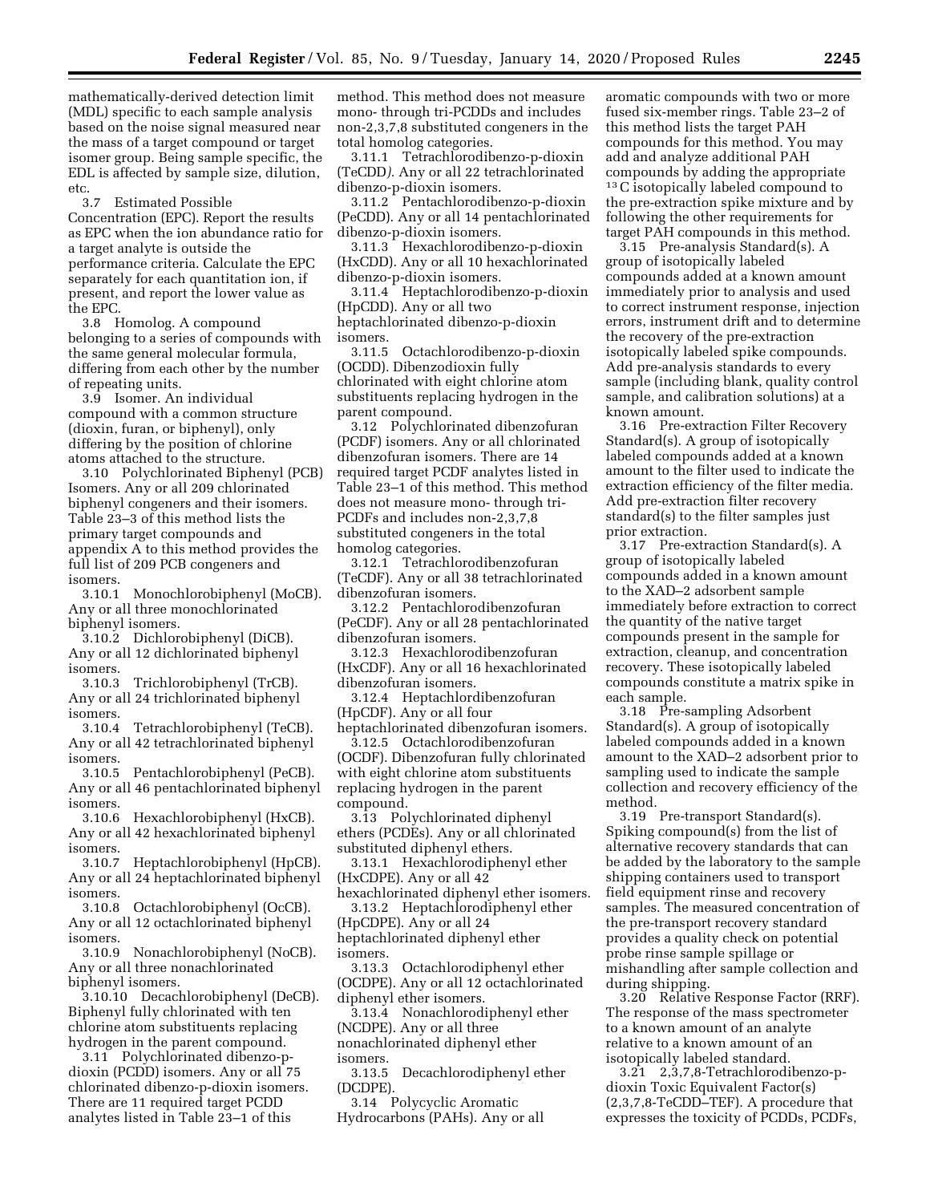mathematically-derived detection limit (MDL) specific to each sample analysis based on the noise signal measured near the mass of a target compound or target isomer group. Being sample specific, the EDL is affected by sample size, dilution, etc.

3.7 Estimated Possible Concentration (EPC). Report the results as EPC when the ion abundance ratio for a target analyte is outside the performance criteria. Calculate the EPC separately for each quantitation ion, if present, and report the lower value as the EPC.

3.8 Homolog. A compound belonging to a series of compounds with the same general molecular formula, differing from each other by the number of repeating units.

3.9 Isomer. An individual compound with a common structure (dioxin, furan, or biphenyl), only differing by the position of chlorine atoms attached to the structure.

3.10 Polychlorinated Biphenyl (PCB) Isomers. Any or all 209 chlorinated biphenyl congeners and their isomers. Table 23–3 of this method lists the primary target compounds and appendix A to this method provides the full list of 209 PCB congeners and isomers.

3.10.1 Monochlorobiphenyl (MoCB). Any or all three monochlorinated biphenyl isomers.

3.10.2 Dichlorobiphenyl (DiCB). Any or all 12 dichlorinated biphenyl isomers.

3.10.3 Trichlorobiphenyl (TrCB). Any or all 24 trichlorinated biphenyl isomers.

3.10.4 Tetrachlorobiphenyl (TeCB). Any or all 42 tetrachlorinated biphenyl isomers.

3.10.5 Pentachlorobiphenyl (PeCB). Any or all 46 pentachlorinated biphenyl isomers.

3.10.6 Hexachlorobiphenyl (HxCB). Any or all 42 hexachlorinated biphenyl isomers.

3.10.7 Heptachlorobiphenyl (HpCB). Any or all 24 heptachlorinated biphenyl isomers.

3.10.8 Octachlorobiphenyl (OcCB). Any or all 12 octachlorinated biphenyl isomers.

3.10.9 Nonachlorobiphenyl (NoCB). Any or all three nonachlorinated biphenyl isomers.

3.10.10 Decachlorobiphenyl (DeCB). Biphenyl fully chlorinated with ten chlorine atom substituents replacing hydrogen in the parent compound.

3.11 Polychlorinated dibenzo-p-dioxin (PCDD) isomers. Any or all 75 chlorinated dibenzo-p-dioxin isomers. There are 11 required target PCDD analytes listed in Table 23–1 of this method. This method does not measure mono- through tri-PCDDs and includes non-2,3,7,8 substituted congeners in the total homolog categories.

3.11.1 Tetrachlorodibenzo-p-dioxin (TeCDD). Any or all 22 tetrachlorinated dibenzo-p-dioxin isomers.

3.11.2 Pentachlorodibenzo-p-dioxin (PeCDD). Any or all 14 pentachlorinated dibenzo-p-dioxin isomers.

3.11.3 Hexachlorodibenzo-p-dioxin (HxCDD). Any or all 10 hexachlorinated dibenzo-p-dioxin isomers.

3.11.4 Heptachlorodibenzo-p-dioxin (HpCDD). Any or all two heptachlorinated dibenzo-p-dioxin isomers.

3.11.5 Octachlorodibenzo-p-dioxin (OCDD). Dibenzodioxin fully chlorinated with eight chlorine atom substituents replacing hydrogen in the parent compound.

3.12 Polychlorinated dibenzofuran (PCDF) isomers. Any or all chlorinated dibenzofuran isomers. There are 14 required target PCDF analytes listed in Table 23–1 of this method. This method does not measure mono- through tri-PCDFs and includes non-2,3,7,8 substituted congeners in the total homolog categories.

3.12.1 Tetrachlorodibenzofuran (TeCDF). Any or all 38 tetrachlorinated dibenzofuran isomers.

3.12.2 Pentachlorodibenzofuran (PeCDF). Any or all 28 pentachlorinated dibenzofuran isomers.

3.12.3 Hexachlorodibenzofuran (HxCDF). Any or all 16 hexachlorinated dibenzofuran isomers.

3.12.4 Heptachlordibenzofuran (HpCDF). Any or all four heptachlorinated dibenzofuran isomers.

3.12.5 Octachlorodibenzofuran (OCDF). Dibenzofuran fully chlorinated with eight chlorine atom substituents replacing hydrogen in the parent compound.

3.13 Polychlorinated diphenyl ethers (PCDEs). Any or all chlorinated substituted diphenyl ethers.

3.13.1 Hexachlorodiphenyl ether (HxCDPE). Any or all 42 hexachlorinated diphenyl ether isomers.

3.13.2 Heptachlorodiphenyl ether (HpCDPE). Any or all 24 heptachlorinated diphenyl ether isomers.

3.13.3 Octachlorodiphenyl ether (OCDPE). Any or all 12 octachlorinated diphenyl ether isomers.

3.13.4 Nonachlorodiphenyl ether (NCDPE). Any or all three nonachlorinated diphenyl ether isomers.

3.13.5 Decachlorodiphenyl ether (DCDPE).

3.14 Polycyclic Aromatic Hydrocarbons (PAHs). Any or all aromatic compounds with two or more fused six-member rings. Table 23–2 of this method lists the target PAH compounds for this method. You may add and analyze additional PAH compounds by adding the appropriate $^{13}C$ isotopically labeled compound to the pre-extraction spike mixture and by following the other requirements for target PAH compounds in this method.

3.15 Pre-analysis Standard(s). A group of isotopically labeled compounds added at a known amount immediately prior to analysis and used to correct instrument response, injection errors, instrument drift and to determine the recovery of the pre-extraction isotopically labeled spike compounds. Add pre-analysis standards to every sample (including blank, quality control sample, and calibration solutions) at a known amount.

3.16 Pre-extraction Filter Recovery Standard(s). A group of isotopically labeled compounds added at a known amount to the filter used to indicate the extraction efficiency of the filter media. Add pre-extraction filter recovery standard(s) to the filter samples just prior extraction.

3.17 Pre-extraction Standard(s). A group of isotopically labeled compounds added in a known amount to the XAD–2 adsorbent sample immediately before extraction to correct the quantity of the native target compounds present in the sample for extraction, cleanup, and concentration recovery. These isotopically labeled compounds constitute a matrix spike in each sample.

3.18 Pre-sampling Adsorbent Standard(s). A group of isotopically labeled compounds added in a known amount to the XAD–2 adsorbent prior to sampling used to indicate the sample collection and recovery efficiency of the method.

3.19 Pre-transport Standard(s). Spiking compound(s) from the list of alternative recovery standards that can be added by the laboratory to the sample shipping containers used to transport field equipment rinse and recovery samples. The measured concentration of the pre-transport recovery standard provides a quality check on potential probe rinse sample spillage or mishandling after sample collection and during shipping.

3.20 Relative Response Factor (RRF). The response of the mass spectrometer to a known amount of an analyte relative to a known amount of an isotopically labeled standard.

3.21 2,3,7,8-Tetrachlorodibenzo-p-dioxin Toxic Equivalent Factor(s) (2,3,7,8-TeCDD–TEF). A procedure that expresses the toxicity of PCDDs, PCDFs,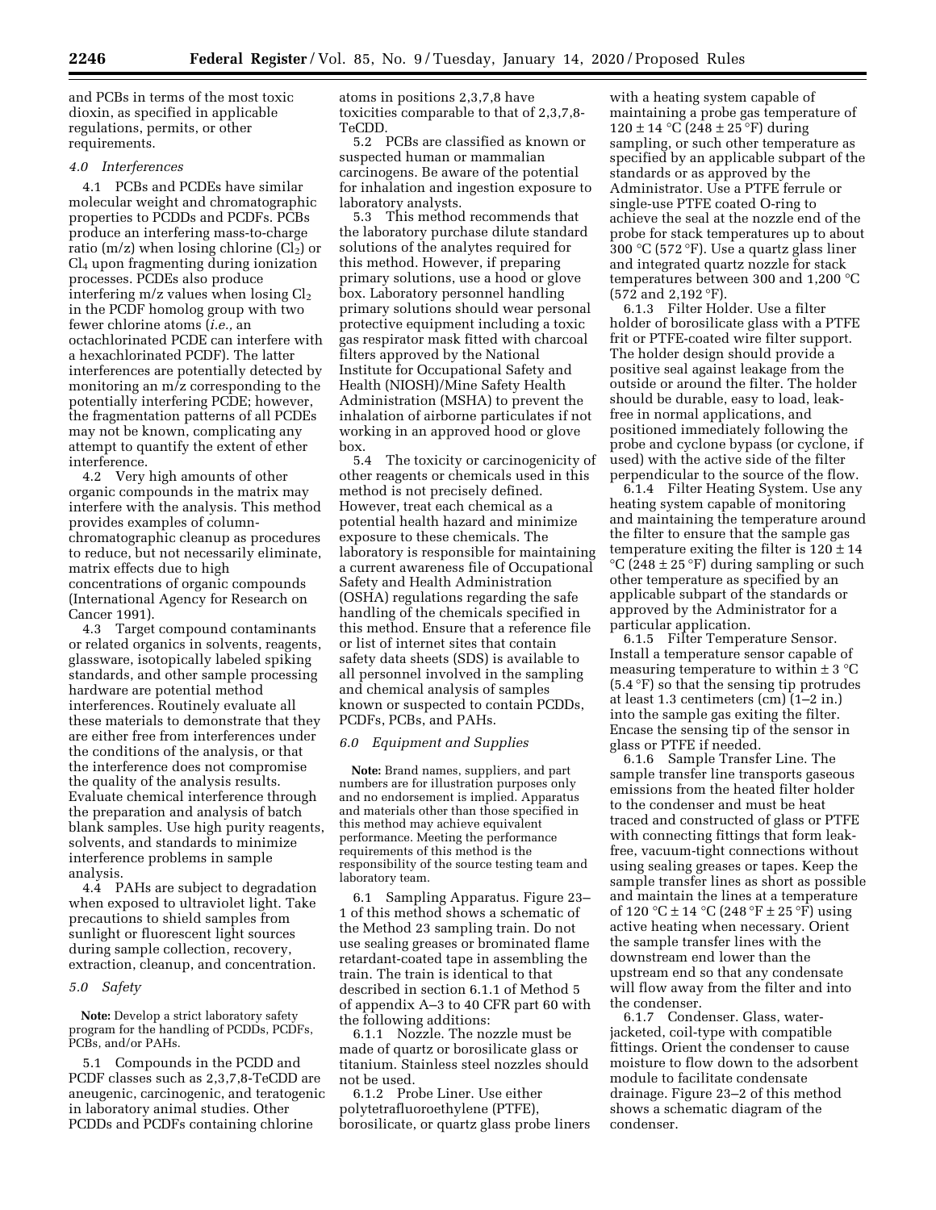and PCBs in terms of the most toxic dioxin, as specified in applicable regulations, permits, or other requirements.

### *4.0 Interferences*

4.1 PCBs and PCDEs have similar molecular weight and chromatographic properties to PCDDs and PCDFs. PCBs produce an interfering mass-to-charge ratio (m/z) when losing chlorine ($Cl_2$) or $Cl_4$ upon fragmenting during ionization processes. PCDEs also produce interfering m/z values when losing $Cl_2$ in the PCDF homolog group with two fewer chlorine atoms (*i.e.,* an octachlorinated PCDE can interfere with a hexachlorinated PCDF). The latter interferences are potentially detected by monitoring an m/z corresponding to the potentially interfering PCDE; however, the fragmentation patterns of all PCDEs may not be known, complicating any attempt to quantify the extent of ether interference.

4.2 Very high amounts of other organic compounds in the matrix may interfere with the analysis. This method provides examples of column-chromatographic cleanup as procedures to reduce, but not necessarily eliminate, matrix effects due to high concentrations of organic compounds (International Agency for Research on Cancer 1991).

4.3 Target compound contaminants or related organics in solvents, reagents, glassware, isotopically labeled spiking standards, and other sample processing hardware are potential method interferences. Routinely evaluate all these materials to demonstrate that they are either free from interferences under the conditions of the analysis, or that the interference does not compromise the quality of the analysis results. Evaluate chemical interference through the preparation and analysis of batch blank samples. Use high purity reagents, solvents, and standards to minimize interference problems in sample analysis.

4.4 PAHs are subject to degradation when exposed to ultraviolet light. Take precautions to shield samples from sunlight or fluorescent light sources during sample collection, recovery, extraction, cleanup, and concentration.

### *5.0 Safety*

**Note:** Develop a strict laboratory safety program for the handling of PCDDs, PCDFs, PCBs, and/or PAHs.

5.1 Compounds in the PCDD and PCDF classes such as 2,3,7,8-TeCDD are aneugenic, carcinogenic, and teratogenic in laboratory animal studies. Other PCDDs and PCDFs containing chlorine atoms in positions 2,3,7,8 have toxicities comparable to that of 2,3,7,8-TeCDD.

5.2 PCBs are classified as known or suspected human or mammalian carcinogens. Be aware of the potential for inhalation and ingestion exposure to laboratory analysts.

5.3 This method recommends that the laboratory purchase dilute standard solutions of the analytes required for this method. However, if preparing primary solutions, use a hood or glove box. Laboratory personnel handling primary solutions should wear personal protective equipment including a toxic gas respirator mask fitted with charcoal filters approved by the National Institute for Occupational Safety and Health (NIOSH)/Mine Safety Health Administration (MSHA) to prevent the inhalation of airborne particulates if not working in an approved hood or glove box.

5.4 The toxicity or carcinogenicity of other reagents or chemicals used in this method is not precisely defined. However, treat each chemical as a potential health hazard and minimize exposure to these chemicals. The laboratory is responsible for maintaining a current awareness file of Occupational Safety and Health Administration (OSHA) regulations regarding the safe handling of the chemicals specified in this method. Ensure that a reference file or list of internet sites that contain safety data sheets (SDS) is available to all personnel involved in the sampling and chemical analysis of samples known or suspected to contain PCDDs, PCDFs, PCBs, and PAHs.

### *6.0 Equipment and Supplies*

**Note:** Brand names, suppliers, and part numbers are for illustration purposes only and no endorsement is implied. Apparatus and materials other than those specified in this method may achieve equivalent performance. Meeting the performance requirements of this method is the responsibility of the source testing team and laboratory team.

6.1 Sampling Apparatus. Figure 23–1 of this method shows a schematic of the Method 23 sampling train. Do not use sealing greases or brominated flame retardant-coated tape in assembling the train. The train is identical to that described in section 6.1.1 of Method 5 of appendix A–3 to 40 CFR part 60 with the following additions:

6.1.1 Nozzle. The nozzle must be made of quartz or borosilicate glass or titanium. Stainless steel nozzles should not be used.

6.1.2 Probe Liner. Use either polytetrafluoroethylene (PTFE), borosilicate, or quartz glass probe liners with a heating system capable of maintaining a probe gas temperature of 120 ± 14 °C (248 ± 25 °F) during sampling, or such other temperature as specified by an applicable subpart of the standards or as approved by the Administrator. Use a PTFE ferrule or single-use PTFE coated O-ring to achieve the seal at the nozzle end of the probe for stack temperatures up to about 300 °C (572 °F). Use a quartz glass liner and integrated quartz nozzle for stack temperatures between 300 and 1,200 °C (572 and 2,192 °F).

6.1.3 Filter Holder. Use a filter holder of borosilicate glass with a PTFE frit or PTFE-coated wire filter support. The holder design should provide a positive seal against leakage from the outside or around the filter. The holder should be durable, easy to load, leak-free in normal applications, and positioned immediately following the probe and cyclone bypass (or cyclone, if used) with the active side of the filter perpendicular to the source of the flow.

6.1.4 Filter Heating System. Use any heating system capable of monitoring and maintaining the temperature around the filter to ensure that the sample gas temperature exiting the filter is 120 ± 14 °C (248 ± 25 °F) during sampling or such other temperature as specified by an applicable subpart of the standards or approved by the Administrator for a particular application.

6.1.5 Filter Temperature Sensor. Install a temperature sensor capable of measuring temperature to within ± 3 °C (5.4 °F) so that the sensing tip protrudes at least 1.3 centimeters (cm) (1–2 in.) into the sample gas exiting the filter. Encase the sensing tip of the sensor in glass or PTFE if needed.

6.1.6 Sample Transfer Line. The sample transfer line transports gaseous emissions from the heated filter holder to the condenser and must be heat traced and constructed of glass or PTFE with connecting fittings that form leak-free, vacuum-tight connections without using sealing greases or tapes. Keep the sample transfer lines as short as possible and maintain the lines at a temperature of 120 °C ± 14 °C (248 °F ± 25 °F) using active heating when necessary. Orient the sample transfer lines with the downstream end lower than the upstream end so that any condensate will flow away from the filter and into the condenser.

6.1.7 Condenser. Glass, water-jacketed, coil-type with compatible fittings. Orient the condenser to cause moisture to flow down to the adsorbent module to facilitate condensate drainage. Figure 23–2 of this method shows a schematic diagram of the condenser.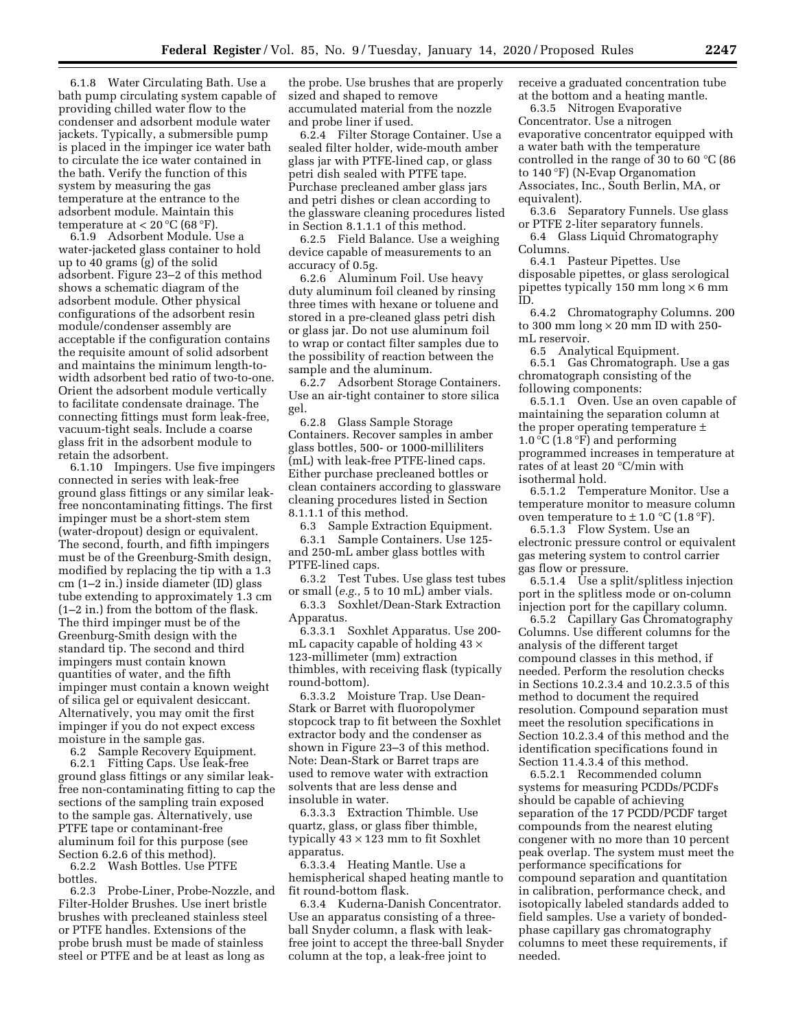6.1.8 Water Circulating Bath. Use a bath pump circulating system capable of providing chilled water flow to the condenser and adsorbent module water jackets. Typically, a submersible pump is placed in the impinger ice water bath to circulate the ice water contained in the bath. Verify the function of this system by measuring the gas temperature at the entrance to the adsorbent module. Maintain this temperature at < 20 °C (68 °F).

6.1.9 Adsorbent Module. Use a water-jacketed glass container to hold up to 40 grams (g) of the solid adsorbent. Figure 23–2 of this method shows a schematic diagram of the adsorbent module. Other physical configurations of the adsorbent resin module/condenser assembly are acceptable if the configuration contains the requisite amount of solid adsorbent and maintains the minimum length-to-width adsorbent bed ratio of two-to-one. Orient the adsorbent module vertically to facilitate condensate drainage. The connecting fittings must form leak-free, vacuum-tight seals. Include a coarse glass frit in the adsorbent module to retain the adsorbent.

6.1.10 Impingers. Use five impingers connected in series with leak-free ground glass fittings or any similar leak-free noncontaminating fittings. The first impinger must be a short-stem stem (water-dropout) design or equivalent. The second, fourth, and fifth impingers must be of the Greenburg-Smith design, modified by replacing the tip with a 1.3 cm (1–2 in.) inside diameter (ID) glass tube extending to approximately 1.3 cm (1–2 in.) from the bottom of the flask. The third impinger must be of the Greenburg-Smith design with the standard tip. The second and third impingers must contain known quantities of water, and the fifth impinger must contain a known weight of silica gel or equivalent desiccant. Alternatively, you may omit the first impinger if you do not expect excess moisture in the sample gas.

6.2 Sample Recovery Equipment.

6.2.1 Fitting Caps. Use leak-free ground glass fittings or any similar leak-free non-contaminating fitting to cap the sections of the sampling train exposed to the sample gas. Alternatively, use PTFE tape or contaminant-free aluminum foil for this purpose (see Section 6.2.6 of this method).

6.2.2 Wash Bottles. Use PTFE bottles.

6.2.3 Probe-Liner, Probe-Nozzle, and Filter-Holder Brushes. Use inert bristle brushes with precleaned stainless steel or PTFE handles. Extensions of the probe brush must be made of stainless steel or PTFE and be at least as long as the probe. Use brushes that are properly sized and shaped to remove accumulated material from the nozzle and probe liner if used.

6.2.4 Filter Storage Container. Use a sealed filter holder, wide-mouth amber glass jar with PTFE-lined cap, or glass petri dish sealed with PTFE tape. Purchase precleaned amber glass jars and petri dishes or clean according to the glassware cleaning procedures listed in Section 8.1.1.1 of this method.

6.2.5 Field Balance. Use a weighing device capable of measurements to an accuracy of 0.5g.

6.2.6 Aluminum Foil. Use heavy duty aluminum foil cleaned by rinsing three times with hexane or toluene and stored in a pre-cleaned glass petri dish or glass jar. Do not use aluminum foil to wrap or contact filter samples due to the possibility of reaction between the sample and the aluminum.

6.2.7 Adsorbent Storage Containers. Use an air-tight container to store silica gel.

6.2.8 Glass Sample Storage Containers. Recover samples in amber glass bottles, 500- or 1000-milliliters (mL) with leak-free PTFE-lined caps. Either purchase precleaned bottles or clean containers according to glassware cleaning procedures listed in Section 8.1.1.1 of this method.

6.3 Sample Extraction Equipment.

6.3.1 Sample Containers. Use 125- and 250-mL amber glass bottles with PTFE-lined caps.

6.3.2 Test Tubes. Use glass test tubes or small (*e.g.,* 5 to 10 mL) amber vials.

6.3.3 Soxhlet/Dean-Stark Extraction Apparatus.

6.3.3.1 Soxhlet Apparatus. Use 200-mL capacity capable of holding 43 × 123-millimeter (mm) extraction thimbles, with receiving flask (typically round-bottom).

6.3.3.2 Moisture Trap. Use Dean-Stark or Barret with fluoropolymer stopcock trap to fit between the Soxhlet extractor body and the condenser as shown in Figure 23–3 of this method. Note: Dean-Stark or Barret traps are used to remove water with extraction solvents that are less dense and insoluble in water.

6.3.3.3 Extraction Thimble. Use quartz, glass, or glass fiber thimble, typically 43 × 123 mm to fit Soxhlet apparatus.

6.3.3.4 Heating Mantle. Use a hemispherical shaped heating mantle to fit round-bottom flask.

6.3.4 Kuderna-Danish Concentrator. Use an apparatus consisting of a three-ball Snyder column, a flask with leak-free joint to accept the three-ball Snyder column at the top, a leak-free joint to receive a graduated concentration tube at the bottom and a heating mantle.

6.3.5 Nitrogen Evaporative Concentrator. Use a nitrogen evaporative concentrator equipped with a water bath with the temperature controlled in the range of 30 to 60 °C (86 to 140 °F) (N-Evap Organomation Associates, Inc., South Berlin, MA, or equivalent).

6.3.6 Separatory Funnels. Use glass or PTFE 2-liter separatory funnels.

6.4 Glass Liquid Chromatography Columns.

6.4.1 Pasteur Pipettes. Use disposable pipettes, or glass serological pipettes typically 150 mm long × 6 mm ID.

6.4.2 Chromatography Columns. 200 to 300 mm long × 20 mm ID with 250-mL reservoir.

6.5 Analytical Equipment.

6.5.1 Gas Chromatograph. Use a gas chromatograph consisting of the following components:

6.5.1.1 Oven. Use an oven capable of maintaining the separation column at the proper operating temperature ± 1.0 °C (1.8 °F) and performing programmed increases in temperature at rates of at least 20 °C/min with isothermal hold.

6.5.1.2 Temperature Monitor. Use a temperature monitor to measure column oven temperature to ± 1.0 °C (1.8 °F).

6.5.1.3 Flow System. Use an electronic pressure control or equivalent gas metering system to control carrier gas flow or pressure.

6.5.1.4 Use a split/splitless injection port in the splitless mode or on-column injection port for the capillary column.

6.5.2 Capillary Gas Chromatography Columns. Use different columns for the analysis of the different target compound classes in this method, if needed. Perform the resolution checks in Sections 10.2.3.4 and 10.2.3.5 of this method to document the required resolution. Compound separation must meet the resolution specifications in Section 10.2.3.4 of this method and the identification specifications found in Section 11.4.3.4 of this method.

6.5.2.1 Recommended column systems for measuring PCDDs/PCDFs should be capable of achieving separation of the 17 PCDD/PCDF target compounds from the nearest eluting congener with no more than 10 percent peak overlap. The system must meet the performance specifications for compound separation and quantitation in calibration, performance check, and isotopically labeled standards added to field samples. Use a variety of bonded-phase capillary gas chromatography columns to meet these requirements, if needed.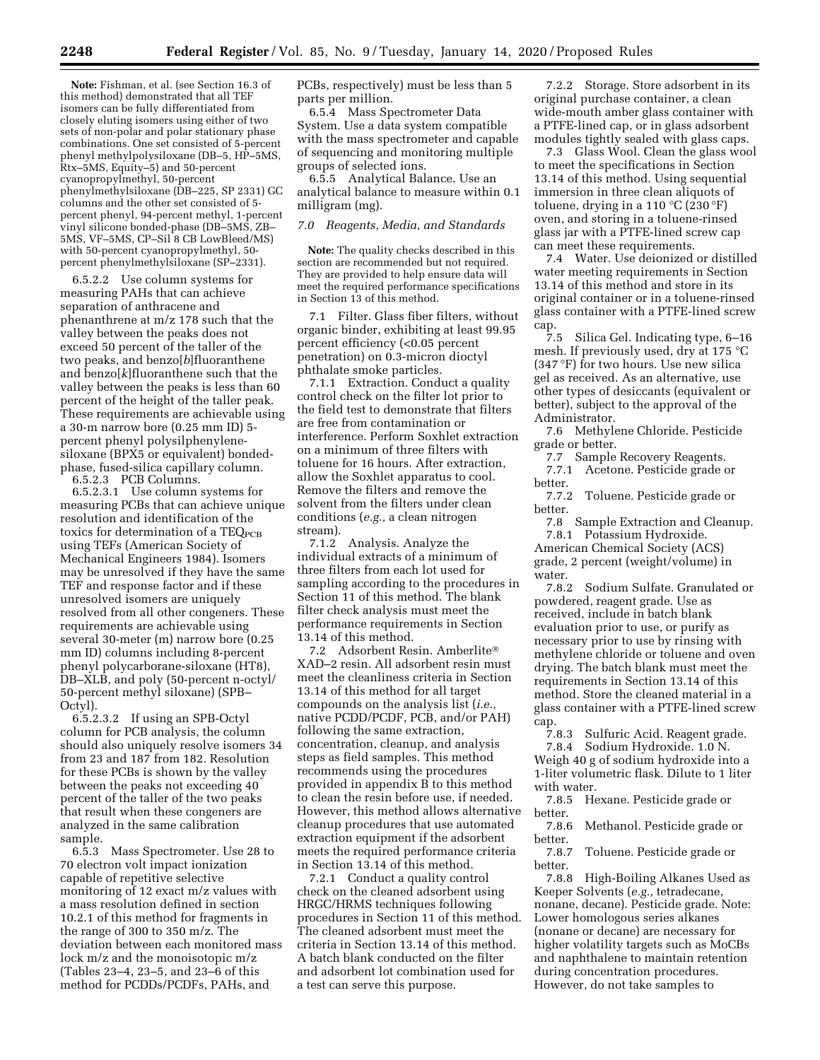**Note:** Fishman, et al. (see Section 16.3 of this method) demonstrated that all TEF isomers can be fully differentiated from closely eluting isomers using either of two sets of non-polar and polar stationary phase combinations. One set consisted of 5-percent phenyl methylpolysiloxane (DB–5, HP–5MS, Rtx–5MS, Equity–5) and 50-percent cyanopropylmethyl, 50-percent phenylmethylsiloxane (DB–225, SP 2331) GC columns and the other set consisted of 5-percent phenyl, 94-percent methyl, 1-percent vinyl silicone bonded-phase (DB–5MS, ZB–5MS, VF–5MS, CP–Sil 8 CB LowBleed/MS) with 50-percent cyanopropylmethyl, 50-percent phenylmethylsiloxane (SP–2331).

6.5.2.2 Use column systems for measuring PAHs that can achieve separation of anthracene and phenanthrene at m/z 178 such that the valley between the peaks does not exceed 50 percent of the taller of the two peaks, and benzo[*b*]fluoranthene and benzo[*k*]fluoranthene such that the valley between the peaks is less than 60 percent of the height of the taller peak. These requirements are achievable using a 30-m narrow bore (0.25 mm ID) 5-percent phenyl polysilphenylene-siloxane (BPX5 or equivalent) bonded-phase, fused-silica capillary column.

6.5.2.3 PCB Columns.

6.5.2.3.1 Use column systems for measuring PCBs that can achieve unique resolution and identification of the toxics for determination of a $TEQ_{PCB}$ using TEFs (American Society of Mechanical Engineers 1984). Isomers may be unresolved if they have the same TEF and response factor and if these unresolved isomers are uniquely resolved from all other congeners. These requirements are achievable using several 30-meter (m) narrow bore (0.25 mm ID) columns including 8-percent phenyl polycarborane-siloxane (HT8), DB–XLB, and poly (50-percent n-octyl/50-percent methyl siloxane) (SPB–Octyl).

6.5.2.3.2 If using an SPB-Octyl column for PCB analysis, the column should also uniquely resolve isomers 34 from 23 and 187 from 182. Resolution for these PCBs is shown by the valley between the peaks not exceeding 40 percent of the taller of the two peaks that result when these congeners are analyzed in the same calibration sample.

6.5.3 Mass Spectrometer. Use 28 to 70 electron volt impact ionization capable of repetitive selective monitoring of 12 exact m/z values with a mass resolution defined in section 10.2.1 of this method for fragments in the range of 300 to 350 m/z. The deviation between each monitored mass lock m/z and the monoisotopic m/z (Tables 23–4, 23–5, and 23–6 of this method for PCDDs/PCDFs, PAHs, and PCBs, respectively) must be less than 5 parts per million.

6.5.4 Mass Spectrometer Data System. Use a data system compatible with the mass spectrometer and capable of sequencing and monitoring multiple groups of selected ions.

6.5.5 Analytical Balance. Use an analytical balance to measure within 0.1 milligram (mg).

*7.0 Reagents, Media, and Standards*

**Note:** The quality checks described in this section are recommended but not required. They are provided to help ensure data will meet the required performance specifications in Section 13 of this method.

7.1 Filter. Glass fiber filters, without organic binder, exhibiting at least 99.95 percent efficiency (<0.05 percent penetration) on 0.3-micron dioctyl phthalate smoke particles.

7.1.1 Extraction. Conduct a quality control check on the filter lot prior to the field test to demonstrate that filters are free from contamination or interference. Perform Soxhlet extraction on a minimum of three filters with toluene for 16 hours. After extraction, allow the Soxhlet apparatus to cool. Remove the filters and remove the solvent from the filters under clean conditions (*e.g.,* a clean nitrogen stream).

7.1.2 Analysis. Analyze the individual extracts of a minimum of three filters from each lot used for sampling according to the procedures in Section 11 of this method. The blank filter check analysis must meet the performance requirements in Section 13.14 of this method.

7.2 Adsorbent Resin. Amberlite® XAD–2 resin. All adsorbent resin must meet the cleanliness criteria in Section 13.14 of this method for all target compounds on the analysis list (*i.e.,* native PCDD/PCDF, PCB, and/or PAH) following the same extraction, concentration, cleanup, and analysis steps as field samples. This method recommends using the procedures provided in appendix B to this method to clean the resin before use, if needed. However, this method allows alternative cleanup procedures that use automated extraction equipment if the adsorbent meets the required performance criteria in Section 13.14 of this method.

7.2.1 Conduct a quality control check on the cleaned adsorbent using HRGC/HRMS techniques following procedures in Section 11 of this method. The cleaned adsorbent must meet the criteria in Section 13.14 of this method. A batch blank conducted on the filter and adsorbent lot combination used for a test can serve this purpose.

7.2.2 Storage. Store adsorbent in its original purchase container, a clean wide-mouth amber glass container with a PTFE-lined cap, or in glass adsorbent modules tightly sealed with glass caps.

7.3 Glass Wool. Clean the glass wool to meet the specifications in Section 13.14 of this method. Using sequential immersion in three clean aliquots of toluene, drying in a 110 °C (230 °F) oven, and storing in a toluene-rinsed glass jar with a PTFE-lined screw cap can meet these requirements.

7.4 Water. Use deionized or distilled water meeting requirements in Section 13.14 of this method and store in its original container or in a toluene-rinsed glass container with a PTFE-lined screw cap.

7.5 Silica Gel. Indicating type, 6–16 mesh. If previously used, dry at 175 °C (347 °F) for two hours. Use new silica gel as received. As an alternative, use other types of desiccants (equivalent or better), subject to the approval of the Administrator.

7.6 Methylene Chloride. Pesticide grade or better.

7.7 Sample Recovery Reagents.

7.7.1 Acetone. Pesticide grade or better.

7.7.2 Toluene. Pesticide grade or better.

7.8 Sample Extraction and Cleanup.

7.8.1 Potassium Hydroxide. American Chemical Society (ACS) grade, 2 percent (weight/volume) in water.

7.8.2 Sodium Sulfate. Granulated or powdered, reagent grade. Use as received, include in batch blank evaluation prior to use, or purify as necessary prior to use by rinsing with methylene chloride or toluene and oven drying. The batch blank must meet the requirements in Section 13.14 of this method. Store the cleaned material in a glass container with a PTFE-lined screw cap.

7.8.3 Sulfuric Acid. Reagent grade.

7.8.4 Sodium Hydroxide. 1.0 N. Weigh 40 g of sodium hydroxide into a 1-liter volumetric flask. Dilute to 1 liter with water.

7.8.5 Hexane. Pesticide grade or better.

7.8.6 Methanol. Pesticide grade or better.

7.8.7 Toluene. Pesticide grade or better.

7.8.8 High-Boiling Alkanes Used as Keeper Solvents (*e.g.,* tetradecane, nonane, decane). Pesticide grade. Note: Lower homologous series alkanes (nonane or decane) are necessary for higher volatility targets such as MoCBs and naphthalene to maintain retention during concentration procedures. However, do not take samples to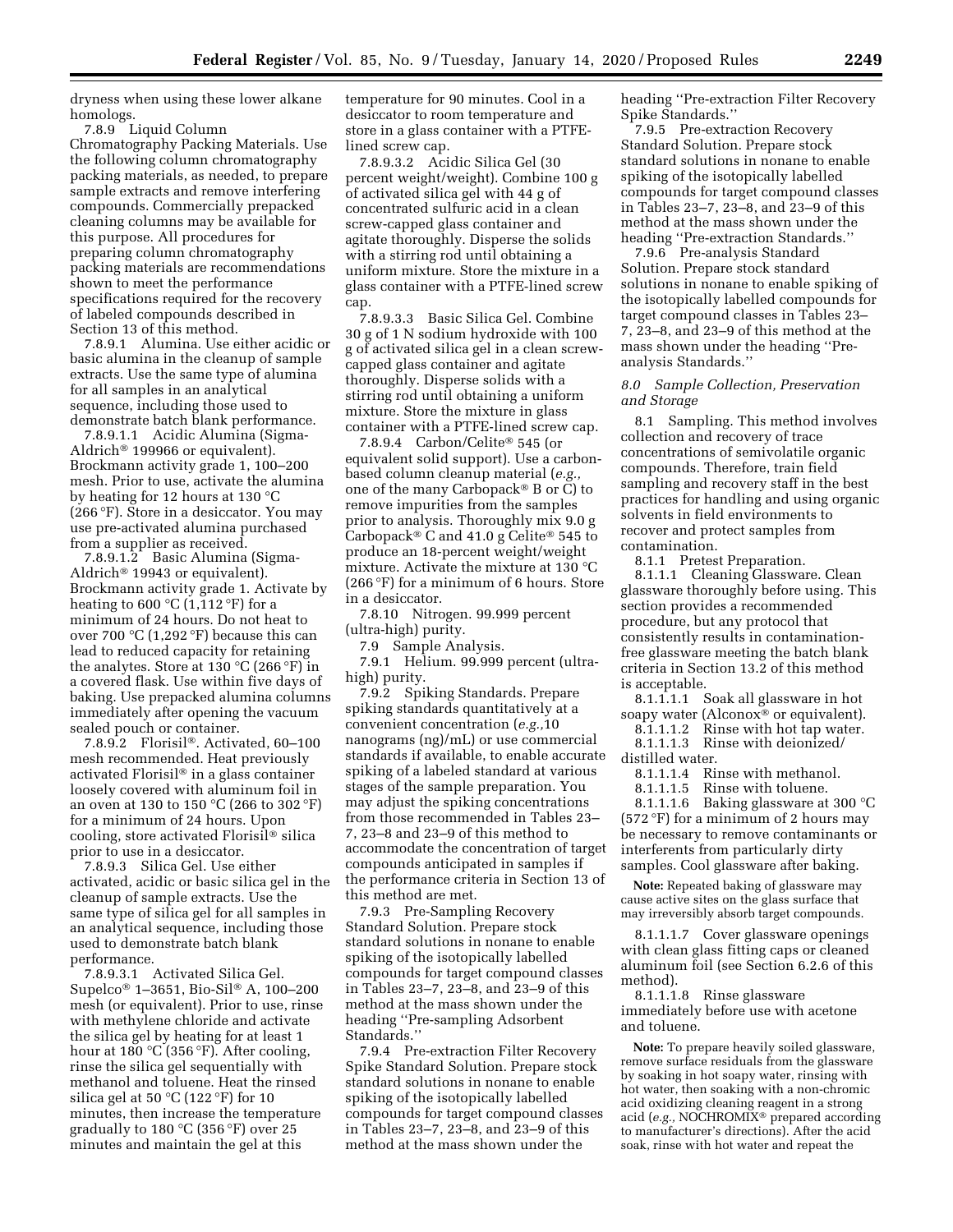dryness when using these lower alkane homologs.

7.8.9 Liquid Column Chromatography Packing Materials. Use the following column chromatography packing materials, as needed, to prepare sample extracts and remove interfering compounds. Commercially prepacked cleaning columns may be available for this purpose. All procedures for preparing column chromatography packing materials are recommendations shown to meet the performance specifications required for the recovery of labeled compounds described in Section 13 of this method.

7.8.9.1 Alumina. Use either acidic or basic alumina in the cleanup of sample extracts. Use the same type of alumina for all samples in an analytical sequence, including those used to demonstrate batch blank performance.

7.8.9.1.1 Acidic Alumina (Sigma-Aldrich® 199966 or equivalent). Brockmann activity grade 1, 100–200 mesh. Prior to use, activate the alumina by heating for 12 hours at 130 °C (266 °F). Store in a desiccator. You may use pre-activated alumina purchased from a supplier as received.

7.8.9.1.2 Basic Alumina (Sigma-Aldrich® 19943 or equivalent). Brockmann activity grade 1. Activate by heating to 600 °C (1,112 °F) for a minimum of 24 hours. Do not heat to over 700 °C (1,292 °F) because this can lead to reduced capacity for retaining the analytes. Store at 130 °C (266 °F) in a covered flask. Use within five days of baking. Use prepacked alumina columns immediately after opening the vacuum sealed pouch or container.

7.8.9.2 Florisil®. Activated, 60–100 mesh recommended. Heat previously activated Florisil® in a glass container loosely covered with aluminum foil in an oven at 130 to 150 °C (266 to 302 °F) for a minimum of 24 hours. Upon cooling, store activated Florisil® silica prior to use in a desiccator.

7.8.9.3 Silica Gel. Use either activated, acidic or basic silica gel in the cleanup of sample extracts. Use the same type of silica gel for all samples in an analytical sequence, including those used to demonstrate batch blank performance.

7.8.9.3.1 Activated Silica Gel. Supelco® 1–3651, Bio-Sil® A, 100–200 mesh (or equivalent). Prior to use, rinse with methylene chloride and activate the silica gel by heating for at least 1 hour at 180 °C (356 °F). After cooling, rinse the silica gel sequentially with methanol and toluene. Heat the rinsed silica gel at 50 °C (122 °F) for 10 minutes, then increase the temperature gradually to 180 °C (356 °F) over 25 minutes and maintain the gel at this temperature for 90 minutes. Cool in a desiccator to room temperature and store in a glass container with a PTFE-lined screw cap.

7.8.9.3.2 Acidic Silica Gel (30 percent weight/weight). Combine 100 g of activated silica gel with 44 g of concentrated sulfuric acid in a clean screw-capped glass container and agitate thoroughly. Disperse the solids with a stirring rod until obtaining a uniform mixture. Store the mixture in a glass container with a PTFE-lined screw cap.

7.8.9.3.3 Basic Silica Gel. Combine 30 g of 1 N sodium hydroxide with 100 g of activated silica gel in a clean screw-capped glass container and agitate thoroughly. Disperse solids with a stirring rod until obtaining a uniform mixture. Store the mixture in glass container with a PTFE-lined screw cap.

7.8.9.4 Carbon/Celite® 545 (or equivalent solid support). Use a carbon-based column cleanup material (*e.g.,* one of the many Carbopack® B or C) to remove impurities from the samples prior to analysis. Thoroughly mix 9.0 g Carbopack® C and 41.0 g Celite® 545 to produce an 18-percent weight/weight mixture. Activate the mixture at 130 °C (266 °F) for a minimum of 6 hours. Store in a desiccator.

7.8.10 Nitrogen. 99.999 percent (ultra-high) purity.

7.9 Sample Analysis.

7.9.1 Helium. 99.999 percent (ultra-high) purity.

7.9.2 Spiking Standards. Prepare spiking standards quantitatively at a convenient concentration (*e.g.,*10 nanograms (ng)/mL) or use commercial standards if available, to enable accurate spiking of a labeled standard at various stages of the sample preparation. You may adjust the spiking concentrations from those recommended in Tables 23–7, 23–8 and 23–9 of this method to accommodate the concentration of target compounds anticipated in samples if the performance criteria in Section 13 of this method are met.

7.9.3 Pre-Sampling Recovery Standard Solution. Prepare stock standard solutions in nonane to enable spiking of the isotopically labelled compounds for target compound classes in Tables 23–7, 23–8, and 23–9 of this method at the mass shown under the heading ''Pre-sampling Adsorbent Standards.''

7.9.4 Pre-extraction Filter Recovery Spike Standard Solution. Prepare stock standard solutions in nonane to enable spiking of the isotopically labelled compounds for target compound classes in Tables 23–7, 23–8, and 23–9 of this method at the mass shown under the heading ''Pre-extraction Filter Recovery Spike Standards.''

7.9.5 Pre-extraction Recovery Standard Solution. Prepare stock standard solutions in nonane to enable spiking of the isotopically labelled compounds for target compound classes in Tables 23–7, 23–8, and 23–9 of this method at the mass shown under the heading ''Pre-extraction Standards.''

7.9.6 Pre-analysis Standard Solution. Prepare stock standard solutions in nonane to enable spiking of the isotopically labelled compounds for target compound classes in Tables 23–7, 23–8, and 23–9 of this method at the mass shown under the heading ''Pre-analysis Standards.''

*8.0 Sample Collection, Preservation and Storage*

8.1 Sampling. This method involves collection and recovery of trace concentrations of semivolatile organic compounds. Therefore, train field sampling and recovery staff in the best practices for handling and using organic solvents in field environments to recover and protect samples from contamination.

8.1.1 Pretest Preparation.

8.1.1.1 Cleaning Glassware. Clean glassware thoroughly before using. This section provides a recommended procedure, but any protocol that consistently results in contamination-free glassware meeting the batch blank criteria in Section 13.2 of this method is acceptable.

8.1.1.1.1 Soak all glassware in hot soapy water (Alconox® or equivalent).

8.1.1.1.2 Rinse with hot tap water.

8.1.1.1.3 Rinse with deionized/distilled water.

8.1.1.1.4 Rinse with methanol.

8.1.1.1.5 Rinse with toluene.

8.1.1.1.6 Baking glassware at 300 °C (572 °F) for a minimum of 2 hours may be necessary to remove contaminants or interferents from particularly dirty samples. Cool glassware after baking.

**Note:** Repeated baking of glassware may cause active sites on the glass surface that may irreversibly absorb target compounds.

8.1.1.1.7 Cover glassware openings with clean glass fitting caps or cleaned aluminum foil (see Section 6.2.6 of this method).

8.1.1.1.8 Rinse glassware immediately before use with acetone and toluene.

**Note:** To prepare heavily soiled glassware, remove surface residuals from the glassware by soaking in hot soapy water, rinsing with hot water, then soaking with a non-chromic acid oxidizing cleaning reagent in a strong acid (*e.g.,* NOCHROMIX® prepared according to manufacturer's directions). After the acid soak, rinse with hot water and repeat the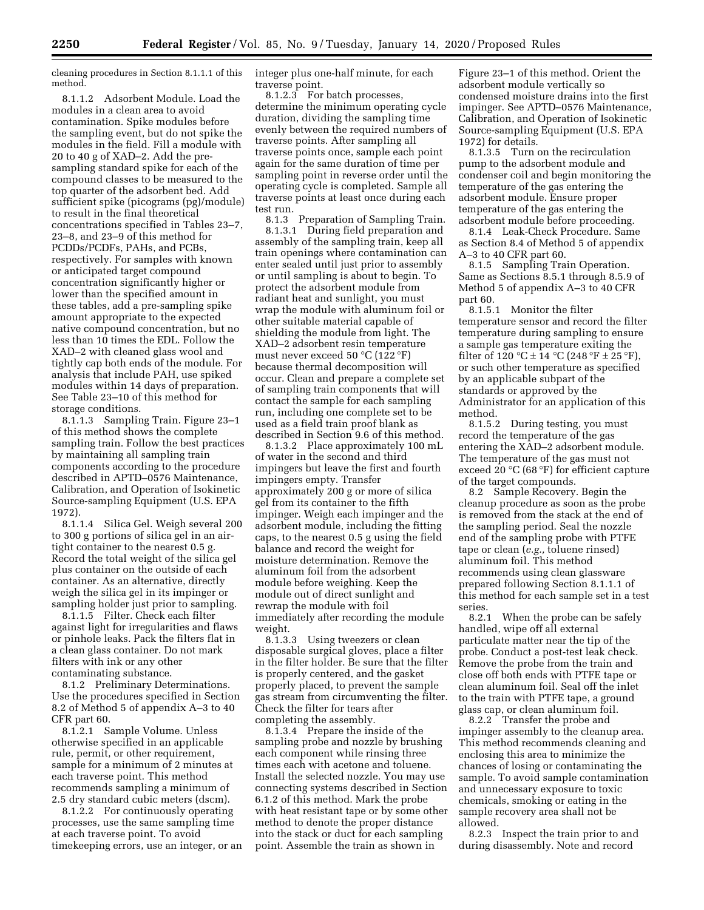cleaning procedures in Section 8.1.1.1 of this method.

8.1.1.2 Adsorbent Module. Load the modules in a clean area to avoid contamination. Spike modules before the sampling event, but do not spike the modules in the field. Fill a module with 20 to 40 g of XAD–2. Add the pre-sampling standard spike for each of the compound classes to be measured to the top quarter of the adsorbent bed. Add sufficient spike (picograms (pg)/module) to result in the final theoretical concentrations specified in Tables 23–7, 23–8, and 23–9 of this method for PCDDs/PCDFs, PAHs, and PCBs, respectively. For samples with known or anticipated target compound concentration significantly higher or lower than the specified amount in these tables, add a pre-sampling spike amount appropriate to the expected native compound concentration, but no less than 10 times the EDL. Follow the XAD–2 with cleaned glass wool and tightly cap both ends of the module. For analysis that include PAH, use spiked modules within 14 days of preparation. See Table 23–10 of this method for storage conditions.

8.1.1.3 Sampling Train. Figure 23–1 of this method shows the complete sampling train. Follow the best practices by maintaining all sampling train components according to the procedure described in APTD–0576 Maintenance, Calibration, and Operation of Isokinetic Source-sampling Equipment (U.S. EPA 1972).

8.1.1.4 Silica Gel. Weigh several 200 to 300 g portions of silica gel in an air-tight container to the nearest 0.5 g. Record the total weight of the silica gel plus container on the outside of each container. As an alternative, directly weigh the silica gel in its impinger or sampling holder just prior to sampling.

8.1.1.5 Filter. Check each filter against light for irregularities and flaws or pinhole leaks. Pack the filters flat in a clean glass container. Do not mark filters with ink or any other contaminating substance.

8.1.2 Preliminary Determinations. Use the procedures specified in Section 8.2 of Method 5 of appendix A–3 to 40 CFR part 60.

8.1.2.1 Sample Volume. Unless otherwise specified in an applicable rule, permit, or other requirement, sample for a minimum of 2 minutes at each traverse point. This method recommends sampling a minimum of 2.5 dry standard cubic meters (dscm).

8.1.2.2 For continuously operating processes, use the same sampling time at each traverse point. To avoid timekeeping errors, use an integer, or an integer plus one-half minute, for each traverse point.

8.1.2.3 For batch processes, determine the minimum operating cycle duration, dividing the sampling time evenly between the required numbers of traverse points. After sampling all traverse points once, sample each point again for the same duration of time per sampling point in reverse order until the operating cycle is completed. Sample all traverse points at least once during each test run.

8.1.3 Preparation of Sampling Train.

8.1.3.1 During field preparation and assembly of the sampling train, keep all train openings where contamination can enter sealed until just prior to assembly or until sampling is about to begin. To protect the adsorbent module from radiant heat and sunlight, you must wrap the module with aluminum foil or other suitable material capable of shielding the module from light. The XAD–2 adsorbent resin temperature must never exceed 50 °C (122 °F) because thermal decomposition will occur. Clean and prepare a complete set of sampling train components that will contact the sample for each sampling run, including one complete set to be used as a field train proof blank as described in Section 9.6 of this method.

8.1.3.2 Place approximately 100 mL of water in the second and third impingers but leave the first and fourth impingers empty. Transfer approximately 200 g or more of silica gel from its container to the fifth impinger. Weigh each impinger and the adsorbent module, including the fitting caps, to the nearest 0.5 g using the field balance and record the weight for moisture determination. Remove the aluminum foil from the adsorbent module before weighing. Keep the module out of direct sunlight and rewrap the module with foil immediately after recording the module weight.

8.1.3.3 Using tweezers or clean disposable surgical gloves, place a filter in the filter holder. Be sure that the filter is properly centered, and the gasket properly placed, to prevent the sample gas stream from circumventing the filter. Check the filter for tears after completing the assembly.

8.1.3.4 Prepare the inside of the sampling probe and nozzle by brushing each component while rinsing three times each with acetone and toluene. Install the selected nozzle. You may use connecting systems described in Section 6.1.2 of this method. Mark the probe with heat resistant tape or by some other method to denote the proper distance into the stack or duct for each sampling point. Assemble the train as shown in Figure 23–1 of this method. Orient the adsorbent module vertically so condensed moisture drains into the first impinger. See APTD–0576 Maintenance, Calibration, and Operation of Isokinetic Source-sampling Equipment (U.S. EPA 1972) for details.

8.1.3.5 Turn on the recirculation pump to the adsorbent module and condenser coil and begin monitoring the temperature of the gas entering the adsorbent module. Ensure proper temperature of the gas entering the adsorbent module before proceeding.

8.1.4 Leak-Check Procedure. Same as Section 8.4 of Method 5 of appendix A–3 to 40 CFR part 60.

8.1.5 Sampling Train Operation. Same as Sections 8.5.1 through 8.5.9 of Method 5 of appendix A–3 to 40 CFR part 60.

8.1.5.1 Monitor the filter temperature sensor and record the filter temperature during sampling to ensure a sample gas temperature exiting the filter of 120 °C ± 14 °C (248 °F ± 25 °F), or such other temperature as specified by an applicable subpart of the standards or approved by the Administrator for an application of this method.

8.1.5.2 During testing, you must record the temperature of the gas entering the XAD–2 adsorbent module. The temperature of the gas must not exceed 20 °C (68 °F) for efficient capture of the target compounds.

8.2 Sample Recovery. Begin the cleanup procedure as soon as the probe is removed from the stack at the end of the sampling period. Seal the nozzle end of the sampling probe with PTFE tape or clean (*e.g.,* toluene rinsed) aluminum foil. This method recommends using clean glassware prepared following Section 8.1.1.1 of this method for each sample set in a test series.

8.2.1 When the probe can be safely handled, wipe off all external particulate matter near the tip of the probe. Conduct a post-test leak check. Remove the probe from the train and close off both ends with PTFE tape or clean aluminum foil. Seal off the inlet to the train with PTFE tape, a ground glass cap, or clean aluminum foil.

8.2.2 Transfer the probe and impinger assembly to the cleanup area. This method recommends cleaning and enclosing this area to minimize the chances of losing or contaminating the sample. To avoid sample contamination and unnecessary exposure to toxic chemicals, smoking or eating in the sample recovery area shall not be allowed.

8.2.3 Inspect the train prior to and during disassembly. Note and record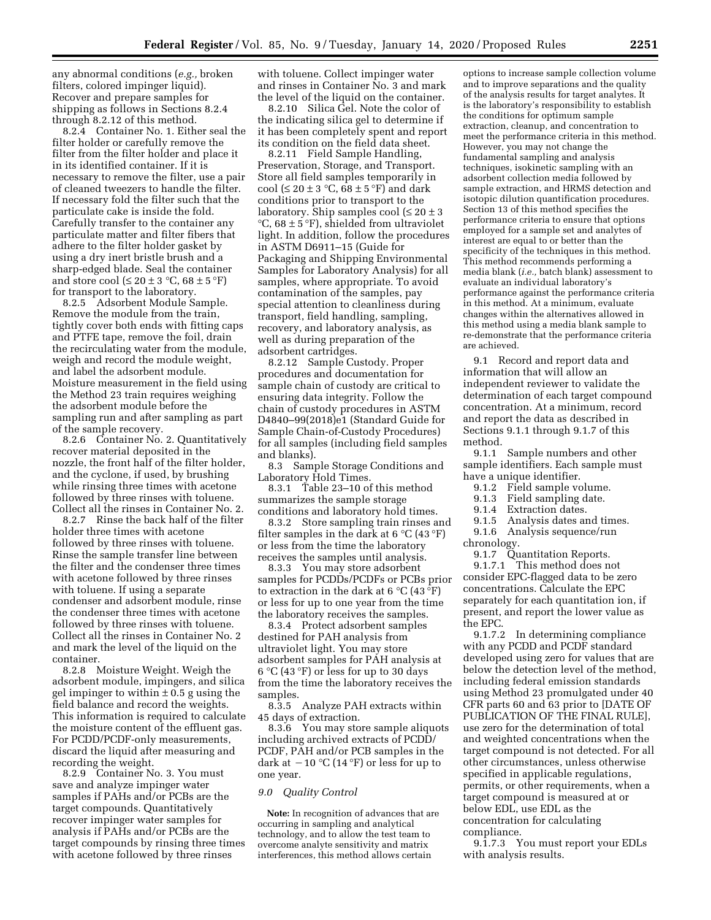any abnormal conditions (*e.g.,* broken filters, colored impinger liquid). Recover and prepare samples for shipping as follows in Sections 8.2.4 through 8.2.12 of this method.

8.2.4 Container No. 1. Either seal the filter holder or carefully remove the filter from the filter holder and place it in its identified container. If it is necessary to remove the filter, use a pair of cleaned tweezers to handle the filter. If necessary fold the filter such that the particulate cake is inside the fold. Carefully transfer to the container any particulate matter and filter fibers that adhere to the filter holder gasket by using a dry inert bristle brush and a sharp-edged blade. Seal the container and store cool (≤ 20 ± 3 °C, 68 ± 5 °F) for transport to the laboratory.

8.2.5 Adsorbent Module Sample. Remove the module from the train, tightly cover both ends with fitting caps and PTFE tape, remove the foil, drain the recirculating water from the module, weigh and record the module weight, and label the adsorbent module. Moisture measurement in the field using the Method 23 train requires weighing the adsorbent module before the sampling run and after sampling as part of the sample recovery.

8.2.6 Container No. 2. Quantitatively recover material deposited in the nozzle, the front half of the filter holder, and the cyclone, if used, by brushing while rinsing three times with acetone followed by three rinses with toluene. Collect all the rinses in Container No. 2.

8.2.7 Rinse the back half of the filter holder three times with acetone followed by three rinses with toluene. Rinse the sample transfer line between the filter and the condenser three times with acetone followed by three rinses with toluene. If using a separate condenser and adsorbent module, rinse the condenser three times with acetone followed by three rinses with toluene. Collect all the rinses in Container No. 2 and mark the level of the liquid on the container.

8.2.8 Moisture Weight. Weigh the adsorbent module, impingers, and silica gel impinger to within ± 0.5 g using the field balance and record the weights. This information is required to calculate the moisture content of the effluent gas. For PCDD/PCDF-only measurements, discard the liquid after measuring and recording the weight.

8.2.9 Container No. 3. You must save and analyze impinger water samples if PAHs and/or PCBs are the target compounds. Quantitatively recover impinger water samples for analysis if PAHs and/or PCBs are the target compounds by rinsing three times with acetone followed by three rinses with toluene. Collect impinger water and rinses in Container No. 3 and mark the level of the liquid on the container.

8.2.10 Silica Gel. Note the color of the indicating silica gel to determine if it has been completely spent and report its condition on the field data sheet.

8.2.11 Field Sample Handling, Preservation, Storage, and Transport. Store all field samples temporarily in cool (≤ 20 ± 3 °C, 68 ± 5 °F) and dark conditions prior to transport to the laboratory. Ship samples cool (≤ 20 ± 3 °C, 68 ± 5 °F), shielded from ultraviolet light. In addition, follow the procedures in ASTM D6911–15 (Guide for Packaging and Shipping Environmental Samples for Laboratory Analysis) for all samples, where appropriate. To avoid contamination of the samples, pay special attention to cleanliness during transport, field handling, sampling, recovery, and laboratory analysis, as well as during preparation of the adsorbent cartridges.

8.2.12 Sample Custody. Proper procedures and documentation for sample chain of custody are critical to ensuring data integrity. Follow the chain of custody procedures in ASTM D4840–99(2018)e1 (Standard Guide for Sample Chain-of-Custody Procedures) for all samples (including field samples and blanks).

8.3 Sample Storage Conditions and Laboratory Hold Times.

8.3.1 Table 23–10 of this method summarizes the sample storage conditions and laboratory hold times.

8.3.2 Store sampling train rinses and filter samples in the dark at 6 °C (43 °F) or less from the time the laboratory receives the samples until analysis.

8.3.3 You may store adsorbent samples for PCDDs/PCDFs or PCBs prior to extraction in the dark at 6 °C (43 °F) or less for up to one year from the time the laboratory receives the samples.

8.3.4 Protect adsorbent samples destined for PAH analysis from ultraviolet light. You may store adsorbent samples for PAH analysis at 6 °C (43 °F) or less for up to 30 days from the time the laboratory receives the samples.

8.3.5 Analyze PAH extracts within 45 days of extraction.

8.3.6 You may store sample aliquots including archived extracts of PCDD/PCDF, PAH and/or PCB samples in the dark at −10 °C (14 °F) or less for up to one year.

## *9.0 Quality Control*

**Note:** In recognition of advances that are occurring in sampling and analytical technology, and to allow the test team to overcome analyte sensitivity and matrix interferences, this method allows certain options to increase sample collection volume and to improve separations and the quality of the analysis results for target analytes. It is the laboratory's responsibility to establish the conditions for optimum sample extraction, cleanup, and concentration to meet the performance criteria in this method. However, you may not change the fundamental sampling and analysis techniques, isokinetic sampling with an adsorbent collection media followed by sample extraction, and HRMS detection and isotopic dilution quantification procedures. Section 13 of this method specifies the performance criteria to ensure that options employed for a sample set and analytes of interest are equal to or better than the specificity of the techniques in this method. This method recommends performing a media blank (*i.e.,* batch blank) assessment to evaluate an individual laboratory's performance against the performance criteria in this method. At a minimum, evaluate changes within the alternatives allowed in this method using a media blank sample to re-demonstrate that the performance criteria are achieved.

9.1 Record and report data and information that will allow an independent reviewer to validate the determination of each target compound concentration. At a minimum, record and report the data as described in Sections 9.1.1 through 9.1.7 of this method.

9.1.1 Sample numbers and other sample identifiers. Each sample must have a unique identifier.

9.1.2 Field sample volume.

9.1.3 Field sampling date.

9.1.4 Extraction dates.

9.1.5 Analysis dates and times.

9.1.6 Analysis sequence/run chronology.

9.1.7 Quantitation Reports.

9.1.7.1 This method does not consider EPC-flagged data to be zero concentrations. Calculate the EPC separately for each quantitation ion, if present, and report the lower value as the EPC.

9.1.7.2 In determining compliance with any PCDD and PCDF standard developed using zero for values that are below the detection level of the method, including federal emission standards using Method 23 promulgated under 40 CFR parts 60 and 63 prior to [DATE OF PUBLICATION OF THE FINAL RULE], use zero for the determination of total and weighted concentrations when the target compound is not detected. For all other circumstances, unless otherwise specified in applicable regulations, permits, or other requirements, when a target compound is measured at or below EDL, use EDL as the concentration for calculating compliance.

9.1.7.3 You must report your EDLs with analysis results.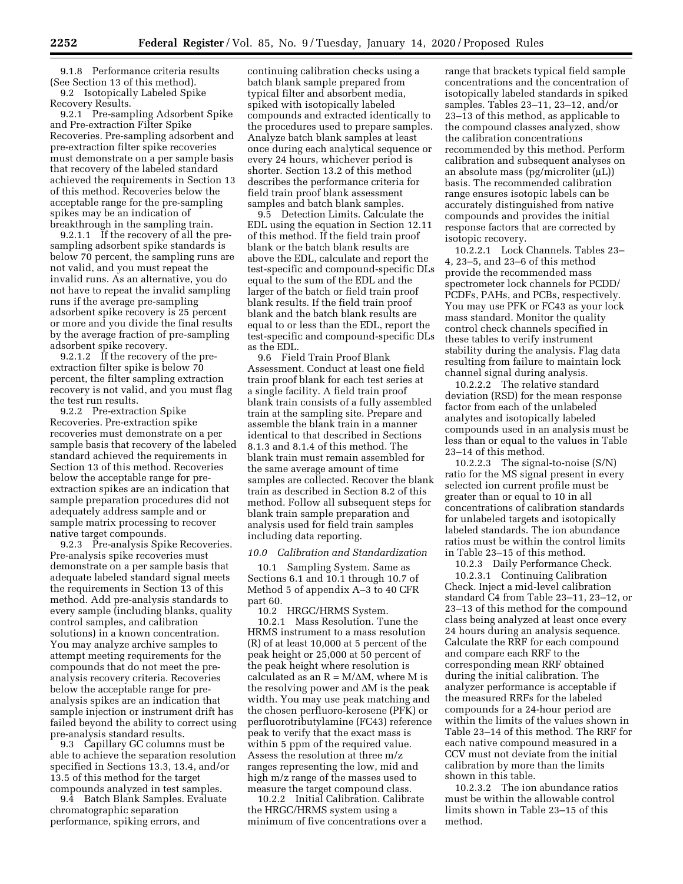9.1.8 Performance criteria results (See Section 13 of this method).

9.2 Isotopically Labeled Spike Recovery Results.

9.2.1 Pre-sampling Adsorbent Spike and Pre-extraction Filter Spike Recoveries. Pre-sampling adsorbent and pre-extraction filter spike recoveries must demonstrate on a per sample basis that recovery of the labeled standard achieved the requirements in Section 13 of this method. Recoveries below the acceptable range for the pre-sampling spikes may be an indication of breakthrough in the sampling train.

9.2.1.1 If the recovery of all the pre-sampling adsorbent spike standards is below 70 percent, the sampling runs are not valid, and you must repeat the invalid runs. As an alternative, you do not have to repeat the invalid sampling runs if the average pre-sampling adsorbent spike recovery is 25 percent or more and you divide the final results by the average fraction of pre-sampling adsorbent spike recovery.

9.2.1.2 If the recovery of the pre-extraction filter spike is below 70 percent, the filter sampling extraction recovery is not valid, and you must flag the test run results.

9.2.2 Pre-extraction Spike Recoveries. Pre-extraction spike recoveries must demonstrate on a per sample basis that recovery of the labeled standard achieved the requirements in Section 13 of this method. Recoveries below the acceptable range for pre-extraction spikes are an indication that sample preparation procedures did not adequately address sample and or sample matrix processing to recover native target compounds.

9.2.3 Pre-analysis Spike Recoveries. Pre-analysis spike recoveries must demonstrate on a per sample basis that adequate labeled standard signal meets the requirements in Section 13 of this method. Add pre-analysis standards to every sample (including blanks, quality control samples, and calibration solutions) in a known concentration. You may analyze archive samples to attempt meeting requirements for the compounds that do not meet the pre-analysis recovery criteria. Recoveries below the acceptable range for pre-analysis spikes are an indication that sample injection or instrument drift has failed beyond the ability to correct using pre-analysis standard results.

9.3 Capillary GC columns must be able to achieve the separation resolution specified in Sections 13.3, 13.4, and/or 13.5 of this method for the target compounds analyzed in test samples.

9.4 Batch Blank Samples. Evaluate chromatographic separation performance, spiking errors, and continuing calibration checks using a batch blank sample prepared from typical filter and absorbent media, spiked with isotopically labeled compounds and extracted identically to the procedures used to prepare samples. Analyze batch blank samples at least once during each analytical sequence or every 24 hours, whichever period is shorter. Section 13.2 of this method describes the performance criteria for field train proof blank assessment samples and batch blank samples.

9.5 Detection Limits. Calculate the EDL using the equation in Section 12.11 of this method. If the field train proof blank or the batch blank results are above the EDL, calculate and report the test-specific and compound-specific DLs equal to the sum of the EDL and the larger of the batch or field train proof blank results. If the field train proof blank and the batch blank results are equal to or less than the EDL, report the test-specific and compound-specific DLs as the EDL.

9.6 Field Train Proof Blank Assessment. Conduct at least one field train proof blank for each test series at a single facility. A field train proof blank train consists of a fully assembled train at the sampling site. Prepare and assemble the blank train in a manner identical to that described in Sections 8.1.3 and 8.1.4 of this method. The blank train must remain assembled for the same average amount of time samples are collected. Recover the blank train as described in Section 8.2 of this method. Follow all subsequent steps for blank train sample preparation and analysis used for field train samples including data reporting.

*10.0 Calibration and Standardization*

10.1 Sampling System. Same as Sections 6.1 and 10.1 through 10.7 of Method 5 of appendix A–3 to 40 CFR part 60.

10.2 HRGC/HRMS System.

10.2.1 Mass Resolution. Tune the HRMS instrument to a mass resolution (R) of at least 10,000 at 5 percent of the peak height or 25,000 at 50 percent of the peak height where resolution is calculated as an $R = M/\Delta M$, where M is the resolving power and $\Delta M$ is the peak width. You may use peak matching and the chosen perfluoro-kerosene (PFK) or perfluorotributylamine (FC43) reference peak to verify that the exact mass is within 5 ppm of the required value. Assess the resolution at three m/z ranges representing the low, mid and high m/z range of the masses used to measure the target compound class.

10.2.2 Initial Calibration. Calibrate the HRGC/HRMS system using a minimum of five concentrations over a range that brackets typical field sample concentrations and the concentration of isotopically labeled standards in spiked samples. Tables 23–11, 23–12, and/or 23–13 of this method, as applicable to the compound classes analyzed, show the calibration concentrations recommended by this method. Perform calibration and subsequent analyses on an absolute mass (pg/microliter (μL)) basis. The recommended calibration range ensures isotopic labels can be accurately distinguished from native compounds and provides the initial response factors that are corrected by isotopic recovery.

10.2.2.1 Lock Channels. Tables 23–4, 23–5, and 23–6 of this method provide the recommended mass spectrometer lock channels for PCDD/PCDFs, PAHs, and PCBs, respectively. You may use PFK or FC43 as your lock mass standard. Monitor the quality control check channels specified in these tables to verify instrument stability during the analysis. Flag data resulting from failure to maintain lock channel signal during analysis.

10.2.2.2 The relative standard deviation (RSD) for the mean response factor from each of the unlabeled analytes and isotopically labeled compounds used in an analysis must be less than or equal to the values in Table 23–14 of this method.

10.2.2.3 The signal-to-noise (S/N) ratio for the MS signal present in every selected ion current profile must be greater than or equal to 10 in all concentrations of calibration standards for unlabeled targets and isotopically labeled standards. The ion abundance ratios must be within the control limits in Table 23–15 of this method.

10.2.3 Daily Performance Check.

10.2.3.1 Continuing Calibration Check. Inject a mid-level calibration standard C4 from Table 23–11, 23–12, or 23–13 of this method for the compound class being analyzed at least once every 24 hours during an analysis sequence. Calculate the RRF for each compound and compare each RRF to the corresponding mean RRF obtained during the initial calibration. The analyzer performance is acceptable if the measured RRFs for the labeled compounds for a 24-hour period are within the limits of the values shown in Table 23–14 of this method. The RRF for each native compound measured in a CCV must not deviate from the initial calibration by more than the limits shown in this table.

10.2.3.2 The ion abundance ratios must be within the allowable control limits shown in Table 23–15 of this method.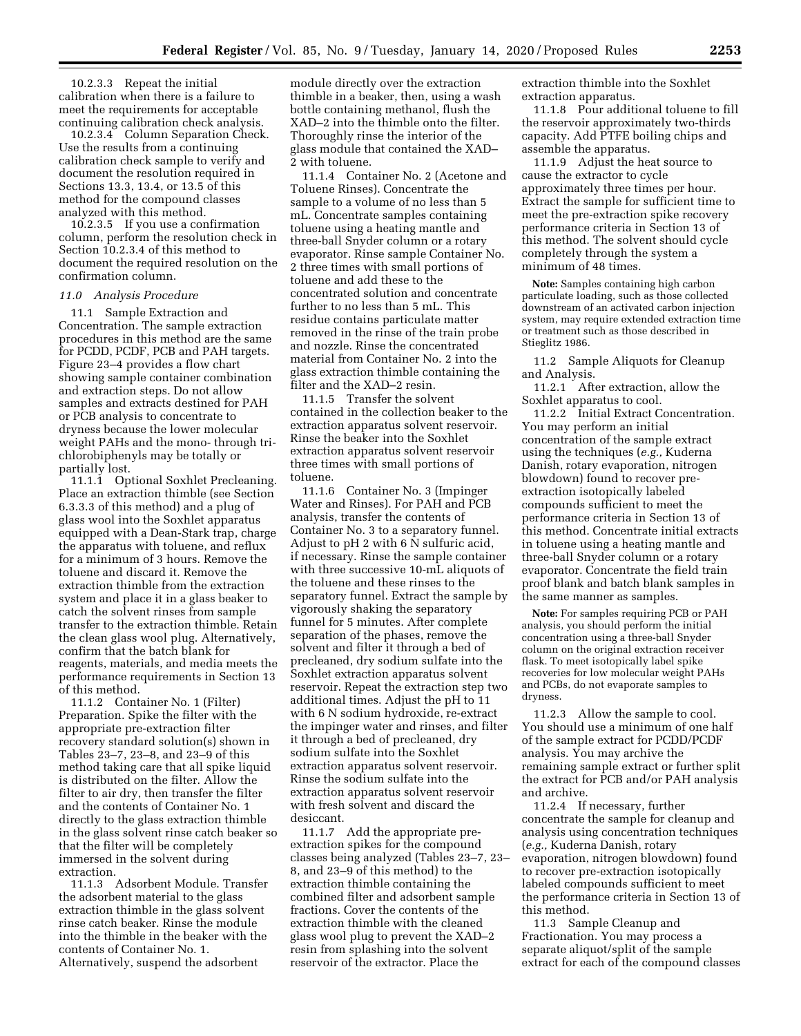10.2.3.3 Repeat the initial calibration when there is a failure to meet the requirements for acceptable continuing calibration check analysis.

10.2.3.4 Column Separation Check. Use the results from a continuing calibration check sample to verify and document the resolution required in Sections 13.3, 13.4, or 13.5 of this method for the compound classes analyzed with this method.

10.2.3.5 If you use a confirmation column, perform the resolution check in Section 10.2.3.4 of this method to document the required resolution on the confirmation column.

*11.0 Analysis Procedure*

11.1 Sample Extraction and Concentration. The sample extraction procedures in this method are the same for PCDD, PCDF, PCB and PAH targets. Figure 23–4 provides a flow chart showing sample container combination and extraction steps. Do not allow samples and extracts destined for PAH or PCB analysis to concentrate to dryness because the lower molecular weight PAHs and the mono- through tri-chlorobiphenyls may be totally or partially lost.

11.1.1 Optional Soxhlet Precleaning. Place an extraction thimble (see Section 6.3.3.3 of this method) and a plug of glass wool into the Soxhlet apparatus equipped with a Dean-Stark trap, charge the apparatus with toluene, and reflux for a minimum of 3 hours. Remove the toluene and discard it. Remove the extraction thimble from the extraction system and place it in a glass beaker to catch the solvent rinses from sample transfer to the extraction thimble. Retain the clean glass wool plug. Alternatively, confirm that the batch blank for reagents, materials, and media meets the performance requirements in Section 13 of this method.

11.1.2 Container No. 1 (Filter) Preparation. Spike the filter with the appropriate pre-extraction filter recovery standard solution(s) shown in Tables 23–7, 23–8, and 23–9 of this method taking care that all spike liquid is distributed on the filter. Allow the filter to air dry, then transfer the filter and the contents of Container No. 1 directly to the glass extraction thimble in the glass solvent rinse catch beaker so that the filter will be completely immersed in the solvent during extraction.

11.1.3 Adsorbent Module. Transfer the adsorbent material to the glass extraction thimble in the glass solvent rinse catch beaker. Rinse the module into the thimble in the beaker with the contents of Container No. 1. Alternatively, suspend the adsorbent module directly over the extraction thimble in a beaker, then, using a wash bottle containing methanol, flush the XAD–2 into the thimble onto the filter. Thoroughly rinse the interior of the glass module that contained the XAD–2 with toluene.

11.1.4 Container No. 2 (Acetone and Toluene Rinses). Concentrate the sample to a volume of no less than 5 mL. Concentrate samples containing toluene using a heating mantle and three-ball Snyder column or a rotary evaporator. Rinse sample Container No. 2 three times with small portions of toluene and add these to the concentrated solution and concentrate further to no less than 5 mL. This residue contains particulate matter removed in the rinse of the train probe and nozzle. Rinse the concentrated material from Container No. 2 into the glass extraction thimble containing the filter and the XAD–2 resin.

11.1.5 Transfer the solvent contained in the collection beaker to the extraction apparatus solvent reservoir. Rinse the beaker into the Soxhlet extraction apparatus solvent reservoir three times with small portions of toluene.

11.1.6 Container No. 3 (Impinger Water and Rinses). For PAH and PCB analysis, transfer the contents of Container No. 3 to a separatory funnel. Adjust to pH 2 with 6 N sulfuric acid, if necessary. Rinse the sample container with three successive 10-mL aliquots of the toluene and these rinses to the separatory funnel. Extract the sample by vigorously shaking the separatory funnel for 5 minutes. After complete separation of the phases, remove the solvent and filter it through a bed of precleaned, dry sodium sulfate into the Soxhlet extraction apparatus solvent reservoir. Repeat the extraction step two additional times. Adjust the pH to 11 with 6 N sodium hydroxide, re-extract the impinger water and rinses, and filter it through a bed of precleaned, dry sodium sulfate into the Soxhlet extraction apparatus solvent reservoir. Rinse the sodium sulfate into the extraction apparatus solvent reservoir with fresh solvent and discard the desiccant.

11.1.7 Add the appropriate pre-extraction spikes for the compound classes being analyzed (Tables 23–7, 23–8, and 23–9 of this method) to the extraction thimble containing the combined filter and adsorbent sample fractions. Cover the contents of the extraction thimble with the cleaned glass wool plug to prevent the XAD–2 resin from splashing into the solvent reservoir of the extractor. Place the extraction thimble into the Soxhlet extraction apparatus.

11.1.8 Pour additional toluene to fill the reservoir approximately two-thirds capacity. Add PTFE boiling chips and assemble the apparatus.

11.1.9 Adjust the heat source to cause the extractor to cycle approximately three times per hour. Extract the sample for sufficient time to meet the pre-extraction spike recovery performance criteria in Section 13 of this method. The solvent should cycle completely through the system a minimum of 48 times.

**Note:** Samples containing high carbon particulate loading, such as those collected downstream of an activated carbon injection system, may require extended extraction time or treatment such as those described in Stieglitz 1986.

11.2 Sample Aliquots for Cleanup and Analysis.

11.2.1 After extraction, allow the Soxhlet apparatus to cool.

11.2.2 Initial Extract Concentration. You may perform an initial concentration of the sample extract using the techniques (*e.g.,* Kuderna Danish, rotary evaporation, nitrogen blowdown) found to recover pre-extraction isotopically labeled compounds sufficient to meet the performance criteria in Section 13 of this method. Concentrate initial extracts in toluene using a heating mantle and three-ball Snyder column or a rotary evaporator. Concentrate the field train proof blank and batch blank samples in the same manner as samples.

**Note:** For samples requiring PCB or PAH analysis, you should perform the initial concentration using a three-ball Snyder column on the original extraction receiver flask. To meet isotopically label spike recoveries for low molecular weight PAHs and PCBs, do not evaporate samples to dryness.

11.2.3 Allow the sample to cool. You should use a minimum of one half of the sample extract for PCDD/PCDF analysis. You may archive the remaining sample extract or further split the extract for PCB and/or PAH analysis and archive.

11.2.4 If necessary, further concentrate the sample for cleanup and analysis using concentration techniques (*e.g.,* Kuderna Danish, rotary evaporation, nitrogen blowdown) found to recover pre-extraction isotopically labeled compounds sufficient to meet the performance criteria in Section 13 of this method.

11.3 Sample Cleanup and Fractionation. You may process a separate aliquot/split of the sample extract for each of the compound classes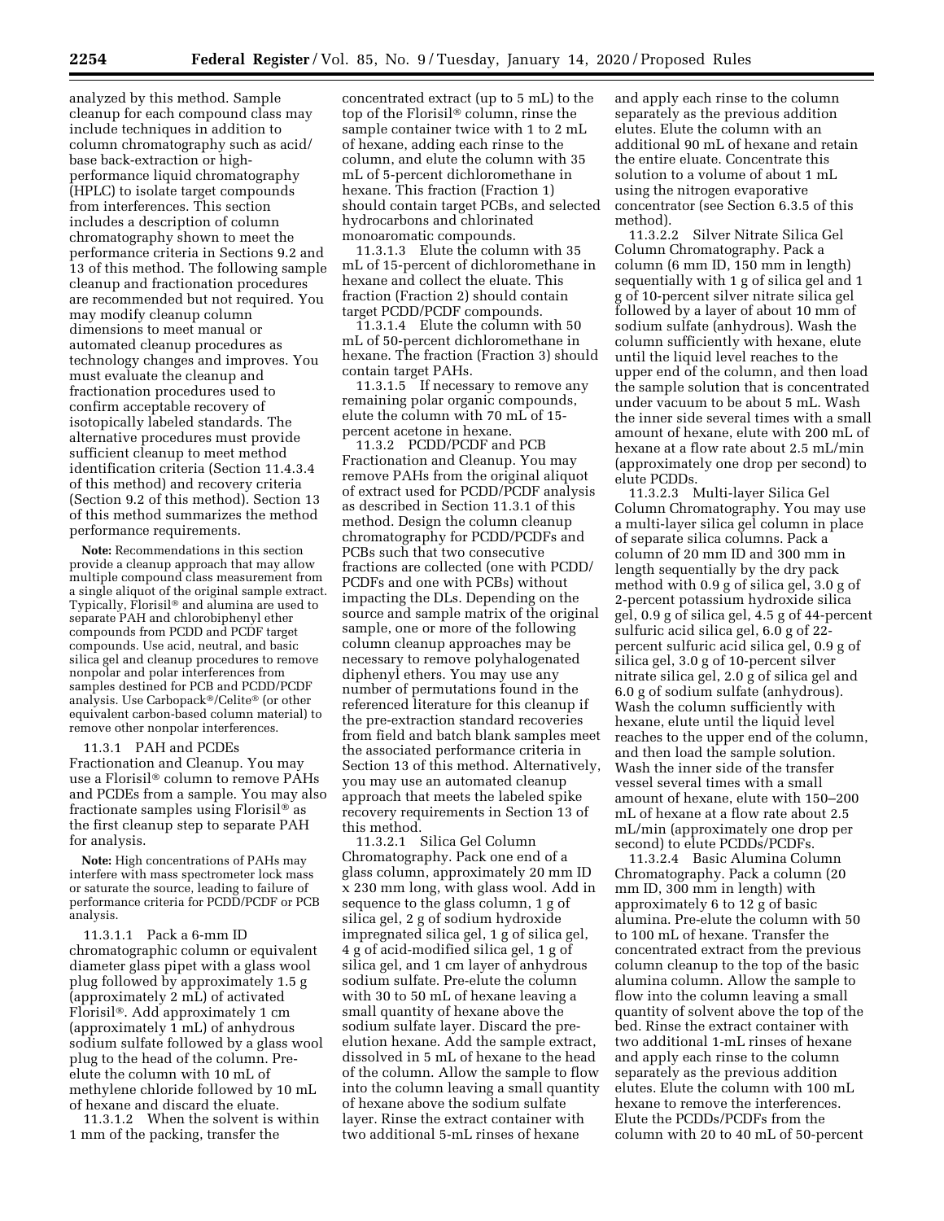analyzed by this method. Sample cleanup for each compound class may include techniques in addition to column chromatography such as acid/base back-extraction or high-performance liquid chromatography (HPLC) to isolate target compounds from interferences. This section includes a description of column chromatography shown to meet the performance criteria in Sections 9.2 and 13 of this method. The following sample cleanup and fractionation procedures are recommended but not required. You may modify cleanup column dimensions to meet manual or automated cleanup procedures as technology changes and improves. You must evaluate the cleanup and fractionation procedures used to confirm acceptable recovery of isotopically labeled standards. The alternative procedures must provide sufficient cleanup to meet method identification criteria (Section 11.4.3.4 of this method) and recovery criteria (Section 9.2 of this method). Section 13 of this method summarizes the method performance requirements.

**Note:** Recommendations in this section provide a cleanup approach that may allow multiple compound class measurement from a single aliquot of the original sample extract. Typically, Florisil® and alumina are used to separate PAH and chlorobiphenyl ether compounds from PCDD and PCDF target compounds. Use acid, neutral, and basic silica gel and cleanup procedures to remove nonpolar and polar interferences from samples destined for PCB and PCDD/PCDF analysis. Use Carbopack®/Celite® (or other equivalent carbon-based column material) to remove other nonpolar interferences.

11.3.1 PAH and PCDEs Fractionation and Cleanup. You may use a Florisil® column to remove PAHs and PCDEs from a sample. You may also fractionate samples using Florisil® as the first cleanup step to separate PAH for analysis.

**Note:** High concentrations of PAHs may interfere with mass spectrometer lock mass or saturate the source, leading to failure of performance criteria for PCDD/PCDF or PCB analysis.

11.3.1.1 Pack a 6-mm ID chromatographic column or equivalent diameter glass pipet with a glass wool plug followed by approximately 1.5 g (approximately 2 mL) of activated Florisil®. Add approximately 1 cm (approximately 1 mL) of anhydrous sodium sulfate followed by a glass wool plug to the head of the column. Pre-elute the column with 10 mL of methylene chloride followed by 10 mL of hexane and discard the eluate.

11.3.1.2 When the solvent is within 1 mm of the packing, transfer the concentrated extract (up to 5 mL) to the top of the Florisil® column, rinse the sample container twice with 1 to 2 mL of hexane, adding each rinse to the column, and elute the column with 35 mL of 5-percent dichloromethane in hexane. This fraction (Fraction 1) should contain target PCBs, and selected hydrocarbons and chlorinated monoaromatic compounds.

11.3.1.3 Elute the column with 35 mL of 15-percent of dichloromethane in hexane and collect the eluate. This fraction (Fraction 2) should contain target PCDD/PCDF compounds.

11.3.1.4 Elute the column with 50 mL of 50-percent dichloromethane in hexane. The fraction (Fraction 3) should contain target PAHs.

11.3.1.5 If necessary to remove any remaining polar organic compounds, elute the column with 70 mL of 15-percent acetone in hexane.

11.3.2 PCDD/PCDF and PCB Fractionation and Cleanup. You may remove PAHs from the original aliquot of extract used for PCDD/PCDF analysis as described in Section 11.3.1 of this method. Design the column cleanup chromatography for PCDD/PCDFs and PCBs such that two consecutive fractions are collected (one with PCDD/PCDFs and one with PCBs) without impacting the DLs. Depending on the source and sample matrix of the original sample, one or more of the following column cleanup approaches may be necessary to remove polyhalogenated diphenyl ethers. You may use any number of permutations found in the referenced literature for this cleanup if the pre-extraction standard recoveries from field and batch blank samples meet the associated performance criteria in Section 13 of this method. Alternatively, you may use an automated cleanup approach that meets the labeled spike recovery requirements in Section 13 of this method.

11.3.2.1 Silica Gel Column Chromatography. Pack one end of a glass column, approximately 20 mm ID x 230 mm long, with glass wool. Add in sequence to the glass column, 1 g of silica gel, 2 g of sodium hydroxide impregnated silica gel, 1 g of silica gel, 4 g of acid-modified silica gel, 1 g of silica gel, and 1 cm layer of anhydrous sodium sulfate. Pre-elute the column with 30 to 50 mL of hexane leaving a small quantity of hexane above the sodium sulfate layer. Discard the pre-elution hexane. Add the sample extract, dissolved in 5 mL of hexane to the head of the column. Allow the sample to flow into the column leaving a small quantity of hexane above the sodium sulfate layer. Rinse the extract container with two additional 5-mL rinses of hexane and apply each rinse to the column separately as the previous addition elutes. Elute the column with an additional 90 mL of hexane and retain the entire eluate. Concentrate this solution to a volume of about 1 mL using the nitrogen evaporative concentrator (see Section 6.3.5 of this method).

11.3.2.2 Silver Nitrate Silica Gel Column Chromatography. Pack a column (6 mm ID, 150 mm in length) sequentially with 1 g of silica gel and 1 g of 10-percent silver nitrate silica gel followed by a layer of about 10 mm of sodium sulfate (anhydrous). Wash the column sufficiently with hexane, elute until the liquid level reaches to the upper end of the column, and then load the sample solution that is concentrated under vacuum to be about 5 mL. Wash the inner side several times with a small amount of hexane, elute with 200 mL of hexane at a flow rate about 2.5 mL/min (approximately one drop per second) to elute PCDDs.

11.3.2.3 Multi-layer Silica Gel Column Chromatography. You may use a multi-layer silica gel column in place of separate silica columns. Pack a column of 20 mm ID and 300 mm in length sequentially by the dry pack method with 0.9 g of silica gel, 3.0 g of 2-percent potassium hydroxide silica gel, 0.9 g of silica gel, 4.5 g of 44-percent sulfuric acid silica gel, 6.0 g of 22-percent sulfuric acid silica gel, 0.9 g of silica gel, 3.0 g of 10-percent silver nitrate silica gel, 2.0 g of silica gel and 6.0 g of sodium sulfate (anhydrous). Wash the column sufficiently with hexane, elute until the liquid level reaches to the upper end of the column, and then load the sample solution. Wash the inner side of the transfer vessel several times with a small amount of hexane, elute with 150–200 mL of hexane at a flow rate about 2.5 mL/min (approximately one drop per second) to elute PCDDs/PCDFs.

11.3.2.4 Basic Alumina Column Chromatography. Pack a column (20 mm ID, 300 mm in length) with approximately 6 to 12 g of basic alumina. Pre-elute the column with 50 to 100 mL of hexane. Transfer the concentrated extract from the previous column cleanup to the top of the basic alumina column. Allow the sample to flow into the column leaving a small quantity of solvent above the top of the bed. Rinse the extract container with two additional 1-mL rinses of hexane and apply each rinse to the column separately as the previous addition elutes. Elute the column with 100 mL hexane to remove the interferences. Elute the PCDDs/PCDFs from the column with 20 to 40 mL of 50-percent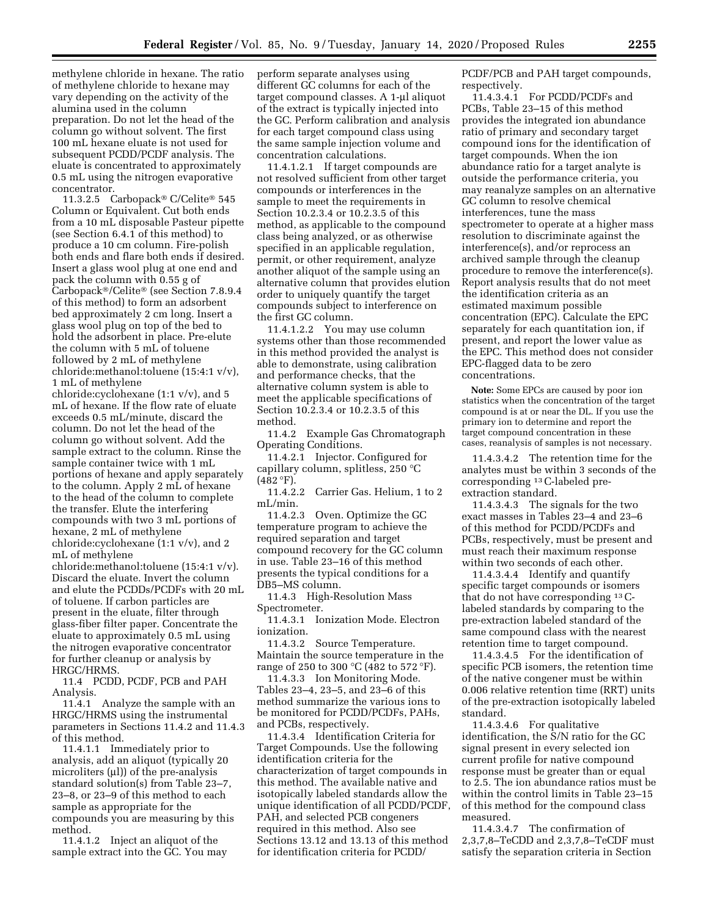methylene chloride in hexane. The ratio of methylene chloride to hexane may vary depending on the activity of the alumina used in the column preparation. Do not let the head of the column go without solvent. The first 100 mL hexane eluate is not used for subsequent PCDD/PCDF analysis. The eluate is concentrated to approximately 0.5 mL using the nitrogen evaporative concentrator.

11.3.2.5 Carbopack® C/Celite® 545 Column or Equivalent. Cut both ends from a 10 mL disposable Pasteur pipette (see Section 6.4.1 of this method) to produce a 10 cm column. Fire-polish both ends and flare both ends if desired. Insert a glass wool plug at one end and pack the column with 0.55 g of Carbopack®/Celite® (see Section 7.8.9.4 of this method) to form an adsorbent bed approximately 2 cm long. Insert a glass wool plug on top of the bed to hold the adsorbent in place. Pre-elute the column with 5 mL of toluene followed by 2 mL of methylene chloride:methanol:toluene (15:4:1 v/v), 1 mL of methylene chloride:cyclohexane (1:1 v/v), and 5 mL of hexane. If the flow rate of eluate exceeds 0.5 mL/minute, discard the column. Do not let the head of the column go without solvent. Add the sample extract to the column. Rinse the sample container twice with 1 mL portions of hexane and apply separately to the column. Apply 2 mL of hexane to the head of the column to complete the transfer. Elute the interfering compounds with two 3 mL portions of hexane, 2 mL of methylene chloride:cyclohexane (1:1 v/v), and 2 mL of methylene chloride:methanol:toluene (15:4:1 v/v). Discard the eluate. Invert the column and elute the PCDDs/PCDFs with 20 mL of toluene. If carbon particles are present in the eluate, filter through glass-fiber filter paper. Concentrate the eluate to approximately 0.5 mL using the nitrogen evaporative concentrator for further cleanup or analysis by HRGC/HRMS.

11.4 PCDD, PCDF, PCB and PAH Analysis.

11.4.1 Analyze the sample with an HRGC/HRMS using the instrumental parameters in Sections 11.4.2 and 11.4.3 of this method.

11.4.1.1 Immediately prior to analysis, add an aliquot (typically 20 microliters (µl)) of the pre-analysis standard solution(s) from Table 23–7, 23–8, or 23–9 of this method to each sample as appropriate for the compounds you are measuring by this method.

11.4.1.2 Inject an aliquot of the sample extract into the GC. You may perform separate analyses using different GC columns for each of the target compound classes. A 1-µl aliquot of the extract is typically injected into the GC. Perform calibration and analysis for each target compound class using the same sample injection volume and concentration calculations.

11.4.1.2.1 If target compounds are not resolved sufficient from other target compounds or interferences in the sample to meet the requirements in Section 10.2.3.4 or 10.2.3.5 of this method, as applicable to the compound class being analyzed, or as otherwise specified in an applicable regulation, permit, or other requirement, analyze another aliquot of the sample using an alternative column that provides elution order to uniquely quantify the target compounds subject to interference on the first GC column.

11.4.1.2.2 You may use column systems other than those recommended in this method provided the analyst is able to demonstrate, using calibration and performance checks, that the alternative column system is able to meet the applicable specifications of Section 10.2.3.4 or 10.2.3.5 of this method.

11.4.2 Example Gas Chromatograph Operating Conditions.

11.4.2.1 Injector. Configured for capillary column, splitless, 250 °C (482 °F).

11.4.2.2 Carrier Gas. Helium, 1 to 2 mL/min.

11.4.2.3 Oven. Optimize the GC temperature program to achieve the required separation and target compound recovery for the GC column in use. Table 23–16 of this method presents the typical conditions for a DB5–MS column.

11.4.3 High-Resolution Mass Spectrometer.

11.4.3.1 Ionization Mode. Electron ionization.

11.4.3.2 Source Temperature. Maintain the source temperature in the range of 250 to 300 °C (482 to 572 °F).

11.4.3.3 Ion Monitoring Mode. Tables 23–4, 23–5, and 23–6 of this method summarize the various ions to be monitored for PCDD/PCDFs, PAHs, and PCBs, respectively.

11.4.3.4 Identification Criteria for Target Compounds. Use the following identification criteria for the characterization of target compounds in this method. The available native and isotopically labeled standards allow the unique identification of all PCDD/PCDF, PAH, and selected PCB congeners required in this method. Also see Sections 13.12 and 13.13 of this method for identification criteria for PCDD/PCDF/PCB and PAH target compounds, respectively.

11.4.3.4.1 For PCDD/PCDFs and PCBs, Table 23–15 of this method provides the integrated ion abundance ratio of primary and secondary target compound ions for the identification of target compounds. When the ion abundance ratio for a target analyte is outside the performance criteria, you may reanalyze samples on an alternative GC column to resolve chemical interferences, tune the mass spectrometer to operate at a higher mass resolution to discriminate against the interference(s), and/or reprocess an archived sample through the cleanup procedure to remove the interference(s). Report analysis results that do not meet the identification criteria as an estimated maximum possible concentration (EPC). Calculate the EPC separately for each quantitation ion, if present, and report the lower value as the EPC. This method does not consider EPC-flagged data to be zero concentrations.

**Note:** Some EPCs are caused by poor ion statistics when the concentration of the target compound is at or near the DL. If you use the primary ion to determine and report the target compound concentration in these cases, reanalysis of samples is not necessary.

11.4.3.4.2 The retention time for the analytes must be within 3 seconds of the corresponding $^{13}$C-labeled pre-extraction standard.

11.4.3.4.3 The signals for the two exact masses in Tables 23–4 and 23–6 of this method for PCDD/PCDFs and PCBs, respectively, must be present and must reach their maximum response within two seconds of each other.

11.4.3.4.4 Identify and quantify specific target compounds or isomers that do not have corresponding $^{13}$C-labeled standards by comparing to the pre-extraction labeled standard of the same compound class with the nearest retention time to target compound.

11.4.3.4.5 For the identification of specific PCB isomers, the retention time of the native congener must be within 0.006 relative retention time (RRT) units of the pre-extraction isotopically labeled standard.

11.4.3.4.6 For qualitative identification, the S/N ratio for the GC signal present in every selected ion current profile for native compound response must be greater than or equal to 2.5. The ion abundance ratios must be within the control limits in Table 23–15 of this method for the compound class measured.

11.4.3.4.7 The confirmation of 2,3,7,8–TeCDD and 2,3,7,8–TeCDF must satisfy the separation criteria in Section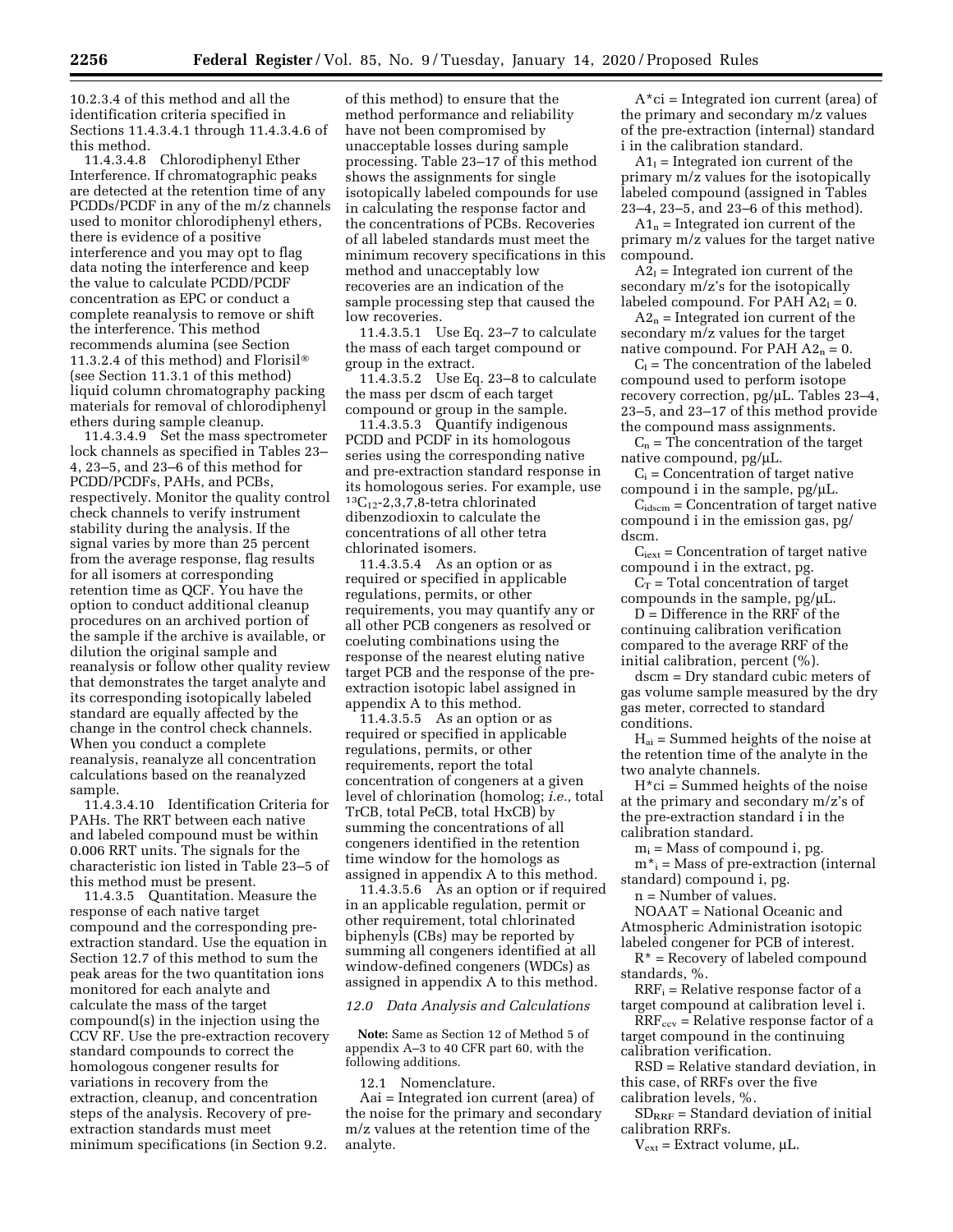10.2.3.4 of this method and all the identification criteria specified in Sections 11.4.3.4.1 through 11.4.3.4.6 of this method.

11.4.3.4.8 Chlorodiphenyl Ether Interference. If chromatographic peaks are detected at the retention time of any PCDDs/PCDF in any of the m/z channels used to monitor chlorodiphenyl ethers, there is evidence of a positive interference and you may opt to flag data noting the interference and keep the value to calculate PCDD/PCDF concentration as EPC or conduct a complete reanalysis to remove or shift the interference. This method recommends alumina (see Section 11.3.2.4 of this method) and Florisil® (see Section 11.3.1 of this method) liquid column chromatography packing materials for removal of chlorodiphenyl ethers during sample cleanup.

11.4.3.4.9 Set the mass spectrometer lock channels as specified in Tables 23–4, 23–5, and 23–6 of this method for PCDD/PCDFs, PAHs, and PCBs, respectively. Monitor the quality control check channels to verify instrument stability during the analysis. If the signal varies by more than 25 percent from the average response, flag results for all isomers at corresponding retention time as QCF. You have the option to conduct additional cleanup procedures on an archived portion of the sample if the archive is available, or dilution the original sample and reanalysis or follow other quality review that demonstrates the target analyte and its corresponding isotopically labeled standard are equally affected by the change in the control check channels. When you conduct a complete reanalysis, reanalyze all concentration calculations based on the reanalyzed sample.

11.4.3.4.10 Identification Criteria for PAHs. The RRT between each native and labeled compound must be within 0.006 RRT units. The signals for the characteristic ion listed in Table 23–5 of this method must be present.

11.4.3.5 Quantitation. Measure the response of each native target compound and the corresponding pre-extraction standard. Use the equation in Section 12.7 of this method to sum the peak areas for the two quantitation ions monitored for each analyte and calculate the mass of the target compound(s) in the injection using the CCV RF. Use the pre-extraction recovery standard compounds to correct the homologous congener results for variations in recovery from the extraction, cleanup, and concentration steps of the analysis. Recovery of pre-extraction standards must meet minimum specifications (in Section 9.2. of this method) to ensure that the method performance and reliability have not been compromised by unacceptable losses during sample processing. Table 23–17 of this method shows the assignments for single isotopically labeled compounds for use in calculating the response factor and the concentrations of PCBs. Recoveries of all labeled standards must meet the minimum recovery specifications in this method and unacceptably low recoveries are an indication of the sample processing step that caused the low recoveries.

11.4.3.5.1 Use Eq. 23–7 to calculate the mass of each target compound or group in the extract.

11.4.3.5.2 Use Eq. 23–8 to calculate the mass per dscm of each target compound or group in the sample.

11.4.3.5.3 Quantify indigenous PCDD and PCDF in its homologous series using the corresponding native and pre-extraction standard response in its homologous series. For example, use $^{13}C_{12}$-2,3,7,8-tetra chlorinated dibenzodioxin to calculate the concentrations of all other tetra chlorinated isomers.

11.4.3.5.4 As an option or as required or specified in applicable regulations, permits, or other requirements, you may quantify any or all other PCB congeners as resolved or coeluting combinations using the response of the nearest eluting native target PCB and the response of the pre-extraction isotopic label assigned in appendix A to this method.

11.4.3.5.5 As an option or as required or specified in applicable regulations, permits, or other requirements, report the total concentration of congeners at a given level of chlorination (homolog; *i.e.,* total TrCB, total PeCB, total HxCB) by summing the concentrations of all congeners identified in the retention time window for the homologs as assigned in appendix A to this method.

11.4.3.5.6 As an option or if required in an applicable regulation, permit or other requirement, total chlorinated biphenyls (CBs) may be reported by summing all congeners identified at all window-defined congeners (WDCs) as assigned in appendix A to this method.

### *12.0 Data Analysis and Calculations*

**Note:** Same as Section 12 of Method 5 of appendix A–3 to 40 CFR part 60, with the following additions.

12.1 Nomenclature.

Aai = Integrated ion current (area) of the noise for the primary and secondary m/z values at the retention time of the analyte.

$A^*ci$ = Integrated ion current (area) of the primary and secondary m/z values of the pre-extraction (internal) standard i in the calibration standard.

$A1_l$ = Integrated ion current of the primary m/z values for the isotopically labeled compound (assigned in Tables 23–4, 23–5, and 23–6 of this method).

$A1_n$ = Integrated ion current of the primary m/z values for the target native compound.

$A2_l$ = Integrated ion current of the secondary m/z's for the isotopically labeled compound. For PAH $A2_l = 0$.

$A2_n$ = Integrated ion current of the secondary m/z values for the target native compound. For PAH $A2_n = 0$.

$C_l$ = The concentration of the labeled compound used to perform isotope recovery correction, pg/µL. Tables 23–4, 23–5, and 23–17 of this method provide the compound mass assignments.

$C_n$ = The concentration of the target native compound, pg/µL.

$C_i$ = Concentration of target native compound i in the sample, pg/µL.

$C_{idscm}$ = Concentration of target native compound i in the emission gas, pg/dscm.

$C_{iext}$ = Concentration of target native compound i in the extract, pg.

$C_T$ = Total concentration of target compounds in the sample, pg/µL.

D = Difference in the RRF of the continuing calibration verification compared to the average RRF of the initial calibration, percent (%).

dscm = Dry standard cubic meters of gas volume sample measured by the dry gas meter, corrected to standard conditions.

$H_{ai}$ = Summed heights of the noise at the retention time of the analyte in the two analyte channels.

$H^*ci$ = Summed heights of the noise at the primary and secondary m/z's of the pre-extraction standard i in the calibration standard.

$m_i$ = Mass of compound i, pg.

$m^*_i$ = Mass of pre-extraction (internal standard) compound i, pg.

n = Number of values.

NOAAT = National Oceanic and Atmospheric Administration isotopic labeled congener for PCB of interest.

$R^*$ = Recovery of labeled compound standards, %.

$RRF_i$ = Relative response factor of a target compound at calibration level i.

$RRF_{ccv}$ = Relative response factor of a target compound in the continuing calibration verification.

RSD = Relative standard deviation, in this case, of RRFs over the five calibration levels, %.

$SD_{RRF}$ = Standard deviation of initial calibration RRFs.

$V_{ext}$ = Extract volume, µL.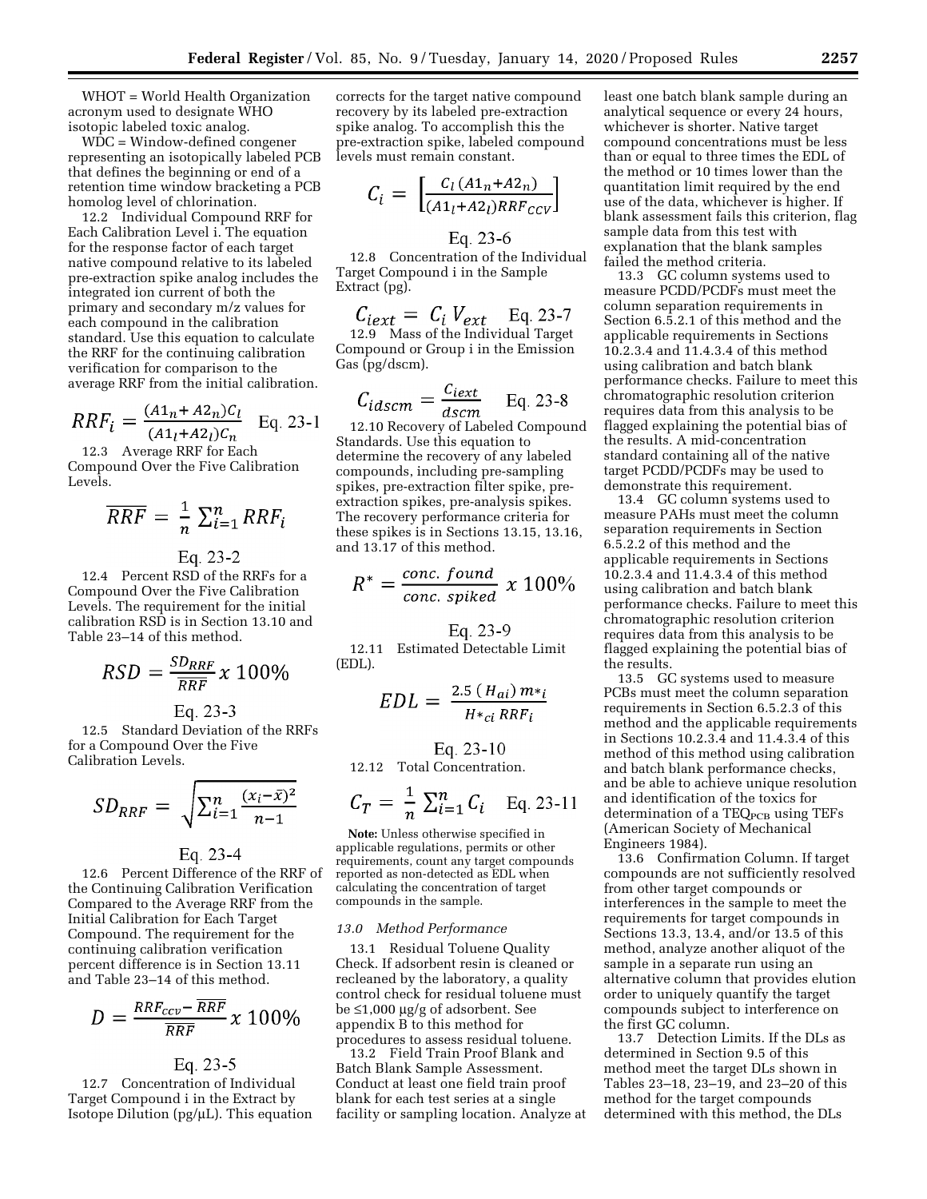WHOT = World Health Organization acronym used to designate WHO isotopic labeled toxic analog.

WDC = Window-defined congener representing an isotopically labeled PCB that defines the beginning or end of a retention time window bracketing a PCB homolog level of chlorination.

12.2 Individual Compound RRF for Each Calibration Level i. The equation for the response factor of each target native compound relative to its labeled pre-extraction spike analog includes the integrated ion current of both the primary and secondary m/z values for each compound in the calibration standard. Use this equation to calculate the RRF for the continuing calibration verification for comparison to the average RRF from the initial calibration.

$$RRF_i = \frac{(A1_n + A2_n)C_l}{(A1_l + A2_l)C_n} \quad \text{Eq. 23-1}$$

12.3 Average RRF for Each Compound Over the Five Calibration Levels.

$$\overline{RRF} = \frac{1}{n}\sum_{i=1}^{n} RRF_i$$

Eq. 23-2

12.4 Percent RSD of the RRFs for a Compound Over the Five Calibration Levels. The requirement for the initial calibration RSD is in Section 13.10 and Table 23–14 of this method.

$$RSD = \frac{SD_{RRF}}{\overline{RRF}} x\ 100\%$$

Eq. 23-3

12.5 Standard Deviation of the RRFs for a Compound Over the Five Calibration Levels.

$$SD_{RRF} = \sqrt{\sum_{i=1}^{n}\frac{(x_i - \bar{x})^2}{n-1}}$$

Eq. 23-4

12.6 Percent Difference of the RRF of the Continuing Calibration Verification Compared to the Average RRF from the Initial Calibration for Each Target Compound. The requirement for the continuing calibration verification percent difference is in Section 13.11 and Table 23–14 of this method.

$$D = \frac{RRF_{ccv} - \overline{RRF}}{\overline{RRF}} x\ 100\%$$

Eq. 23-5

12.7 Concentration of Individual Target Compound i in the Extract by Isotope Dilution (pg/μL). This equation corrects for the target native compound recovery by its labeled pre-extraction spike analog. To accomplish this the pre-extraction spike, labeled compound levels must remain constant.

$$C_i = \left[\frac{C_l\,(A1_n + A2_n)}{(A1_l + A2_l)RRF_{CCV}}\right]$$

Eq. 23-6

12.8 Concentration of the Individual Target Compound i in the Sample Extract (pg).

$$C_{iext} = C_i\,V_{ext} \quad \text{Eq. 23-7}$$

12.9 Mass of the Individual Target Compound or Group i in the Emission Gas (pg/dscm).

$$C_{idscm} = \frac{C_{iext}}{dscm} \quad \text{Eq. 23-8}$$

12.10 Recovery of Labeled Compound Standards. Use this equation to determine the recovery of any labeled compounds, including pre-sampling spikes, pre-extraction filter spike, pre-extraction spikes, pre-analysis spikes. The recovery performance criteria for these spikes is in Sections 13.15, 13.16, and 13.17 of this method.

$$R^* = \frac{conc.\ found}{conc.\ spiked}\ x\ 100\%$$

Eq. 23-9

12.11 Estimated Detectable Limit (EDL).

$$EDL = \frac{2.5\,(H_{ai})\,m*_i}{H*_{ci}\,RRF_i}$$

Eq. 23-10

12.12 Total Concentration.

$$C_T = \frac{1}{n}\sum_{i=1}^{n} C_i \quad \text{Eq. 23-11}$$

**Note:** Unless otherwise specified in applicable regulations, permits or other requirements, count any target compounds reported as non-detected as EDL when calculating the concentration of target compounds in the sample.

### *13.0 Method Performance*

13.1 Residual Toluene Quality Check. If adsorbent resin is cleaned or recleaned by the laboratory, a quality control check for residual toluene must be ≤1,000 μg/g of adsorbent. See appendix B to this method for procedures to assess residual toluene.

13.2 Field Train Proof Blank and Batch Blank Sample Assessment. Conduct at least one field train proof blank for each test series at a single facility or sampling location. Analyze at least one batch blank sample during an analytical sequence or every 24 hours, whichever is shorter. Native target compound concentrations must be less than or equal to three times the EDL of the method or 10 times lower than the quantitation limit required by the end use of the data, whichever is higher. If blank assessment fails this criterion, flag sample data from this test with explanation that the blank samples failed the method criteria.

13.3 GC column systems used to measure PCDD/PCDFs must meet the column separation requirements in Section 6.5.2.1 of this method and the applicable requirements in Sections 10.2.3.4 and 11.4.3.4 of this method using calibration and batch blank performance checks. Failure to meet this chromatographic resolution criterion requires data from this analysis to be flagged explaining the potential bias of the results. A mid-concentration standard containing all of the native target PCDD/PCDFs may be used to demonstrate this requirement.

13.4 GC column systems used to measure PAHs must meet the column separation requirements in Section 6.5.2.2 of this method and the applicable requirements in Sections 10.2.3.4 and 11.4.3.4 of this method using calibration and batch blank performance checks. Failure to meet this chromatographic resolution criterion requires data from this analysis to be flagged explaining the potential bias of the results.

13.5 GC systems used to measure PCBs must meet the column separation requirements in Section 6.5.2.3 of this method and the applicable requirements in Sections 10.2.3.4 and 11.4.3.4 of this method of this method using calibration and batch blank performance checks, and be able to achieve unique resolution and identification of the toxics for determination of a $TEQ_{PCB}$ using TEFs (American Society of Mechanical Engineers 1984).

13.6 Confirmation Column. If target compounds are not sufficiently resolved from other target compounds or interferences in the sample to meet the requirements for target compounds in Sections 13.3, 13.4, and/or 13.5 of this method, analyze another aliquot of the sample in a separate run using an alternative column that provides elution order to uniquely quantify the target compounds subject to interference on the first GC column.

13.7 Detection Limits. If the DLs as determined in Section 9.5 of this method meet the target DLs shown in Tables 23–18, 23–19, and 23–20 of this method for the target compounds determined with this method, the DLs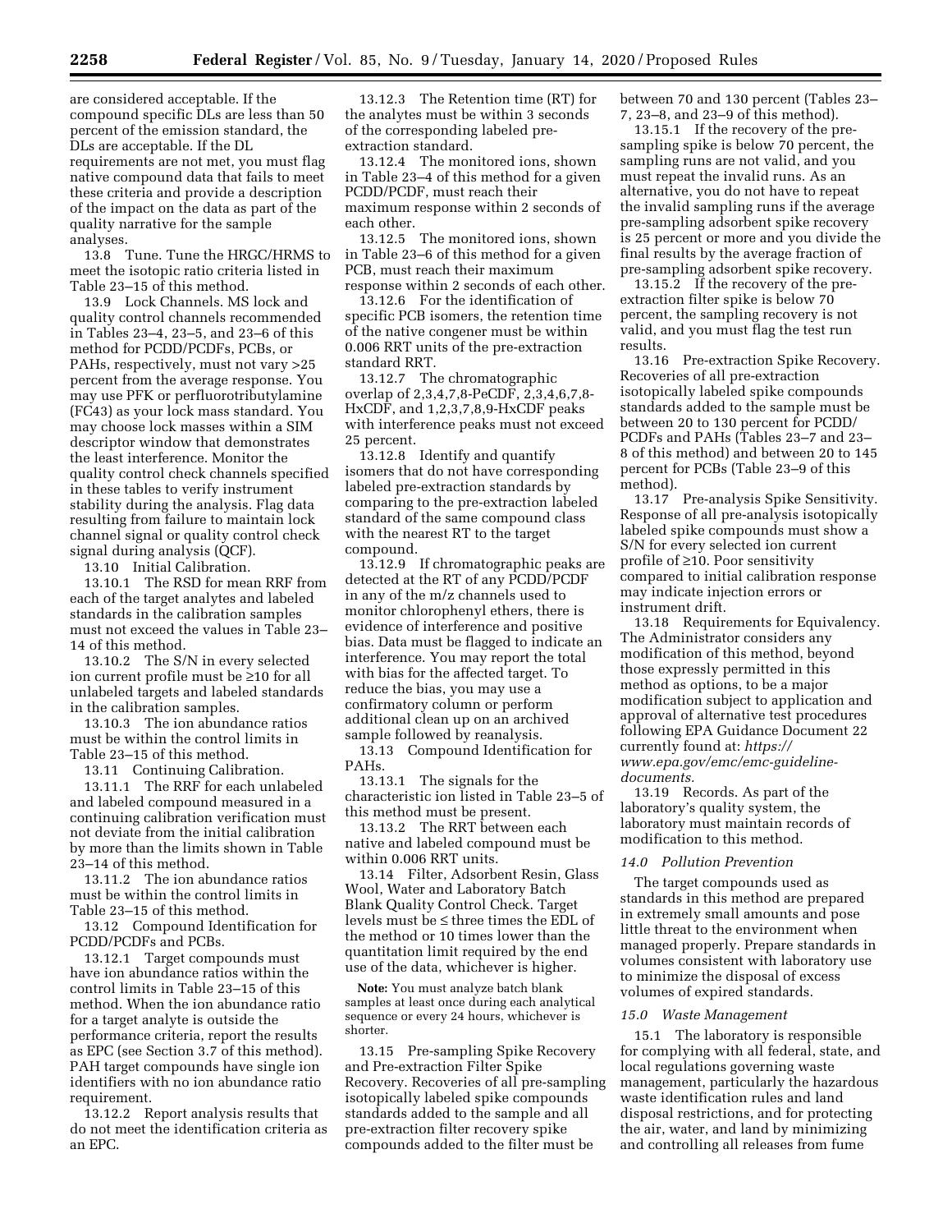are considered acceptable. If the compound specific DLs are less than 50 percent of the emission standard, the DLs are acceptable. If the DL requirements are not met, you must flag native compound data that fails to meet these criteria and provide a description of the impact on the data as part of the quality narrative for the sample analyses.

13.8 Tune. Tune the HRGC/HRMS to meet the isotopic ratio criteria listed in Table 23–15 of this method.

13.9 Lock Channels. MS lock and quality control channels recommended in Tables 23–4, 23–5, and 23–6 of this method for PCDD/PCDFs, PCBs, or PAHs, respectively, must not vary >25 percent from the average response. You may use PFK or perfluorotributylamine (FC43) as your lock mass standard. You may choose lock masses within a SIM descriptor window that demonstrates the least interference. Monitor the quality control check channels specified in these tables to verify instrument stability during the analysis. Flag data resulting from failure to maintain lock channel signal or quality control check signal during analysis (QCF).

13.10 Initial Calibration.

13.10.1 The RSD for mean RRF from each of the target analytes and labeled standards in the calibration samples must not exceed the values in Table 23–14 of this method.

13.10.2 The S/N in every selected ion current profile must be ≥10 for all unlabeled targets and labeled standards in the calibration samples.

13.10.3 The ion abundance ratios must be within the control limits in Table 23–15 of this method.

13.11 Continuing Calibration.

13.11.1 The RRF for each unlabeled and labeled compound measured in a continuing calibration verification must not deviate from the initial calibration by more than the limits shown in Table 23–14 of this method.

13.11.2 The ion abundance ratios must be within the control limits in Table 23–15 of this method.

13.12 Compound Identification for PCDD/PCDFs and PCBs.

13.12.1 Target compounds must have ion abundance ratios within the control limits in Table 23–15 of this method. When the ion abundance ratio for a target analyte is outside the performance criteria, report the results as EPC (see Section 3.7 of this method). PAH target compounds have single ion identifiers with no ion abundance ratio requirement.

13.12.2 Report analysis results that do not meet the identification criteria as an EPC.

13.12.3 The Retention time (RT) for the analytes must be within 3 seconds of the corresponding labeled pre-extraction standard.

13.12.4 The monitored ions, shown in Table 23–4 of this method for a given PCDD/PCDF, must reach their maximum response within 2 seconds of each other.

13.12.5 The monitored ions, shown in Table 23–6 of this method for a given PCB, must reach their maximum response within 2 seconds of each other.

13.12.6 For the identification of specific PCB isomers, the retention time of the native congener must be within 0.006 RRT units of the pre-extraction standard RRT.

13.12.7 The chromatographic overlap of 2,3,4,7,8-PeCDF, 2,3,4,6,7,8-HxCDF, and 1,2,3,7,8,9-HxCDF peaks with interference peaks must not exceed 25 percent.

13.12.8 Identify and quantify isomers that do not have corresponding labeled pre-extraction standards by comparing to the pre-extraction labeled standard of the same compound class with the nearest RT to the target compound.

13.12.9 If chromatographic peaks are detected at the RT of any PCDD/PCDF in any of the m/z channels used to monitor chlorophenyl ethers, there is evidence of interference and positive bias. Data must be flagged to indicate an interference. You may report the total with bias for the affected target. To reduce the bias, you may use a confirmatory column or perform additional clean up on an archived sample followed by reanalysis.

13.13 Compound Identification for PAHs.

13.13.1 The signals for the characteristic ion listed in Table 23–5 of this method must be present.

13.13.2 The RRT between each native and labeled compound must be within 0.006 RRT units.

13.14 Filter, Adsorbent Resin, Glass Wool, Water and Laboratory Batch Blank Quality Control Check. Target levels must be ≤ three times the EDL of the method or 10 times lower than the quantitation limit required by the end use of the data, whichever is higher.

**Note:** You must analyze batch blank samples at least once during each analytical sequence or every 24 hours, whichever is shorter.

13.15 Pre-sampling Spike Recovery and Pre-extraction Filter Spike Recovery. Recoveries of all pre-sampling isotopically labeled spike compounds standards added to the sample and all pre-extraction filter recovery spike compounds added to the filter must be between 70 and 130 percent (Tables 23–7, 23–8, and 23–9 of this method).

13.15.1 If the recovery of the pre-sampling spike is below 70 percent, the sampling runs are not valid, and you must repeat the invalid runs. As an alternative, you do not have to repeat the invalid sampling runs if the average pre-sampling adsorbent spike recovery is 25 percent or more and you divide the final results by the average fraction of pre-sampling adsorbent spike recovery.

13.15.2 If the recovery of the pre-extraction filter spike is below 70 percent, the sampling recovery is not valid, and you must flag the test run results.

13.16 Pre-extraction Spike Recovery. Recoveries of all pre-extraction isotopically labeled spike compounds standards added to the sample must be between 20 to 130 percent for PCDD/PCDFs and PAHs (Tables 23–7 and 23–8 of this method) and between 20 to 145 percent for PCBs (Table 23–9 of this method).

13.17 Pre-analysis Spike Sensitivity. Response of all pre-analysis isotopically labeled spike compounds must show a S/N for every selected ion current profile of ≥10. Poor sensitivity compared to initial calibration response may indicate injection errors or instrument drift.

13.18 Requirements for Equivalency. The Administrator considers any modification of this method, beyond those expressly permitted in this method as options, to be a major modification subject to application and approval of alternative test procedures following EPA Guidance Document 22 currently found at: *https://www.epa.gov/emc/emc-guideline-documents.*

13.19 Records. As part of the laboratory's quality system, the laboratory must maintain records of modification to this method.

*14.0 Pollution Prevention*

The target compounds used as standards in this method are prepared in extremely small amounts and pose little threat to the environment when managed properly. Prepare standards in volumes consistent with laboratory use to minimize the disposal of excess volumes of expired standards.

*15.0 Waste Management*

15.1 The laboratory is responsible for complying with all federal, state, and local regulations governing waste management, particularly the hazardous waste identification rules and land disposal restrictions, and for protecting the air, water, and land by minimizing and controlling all releases from fume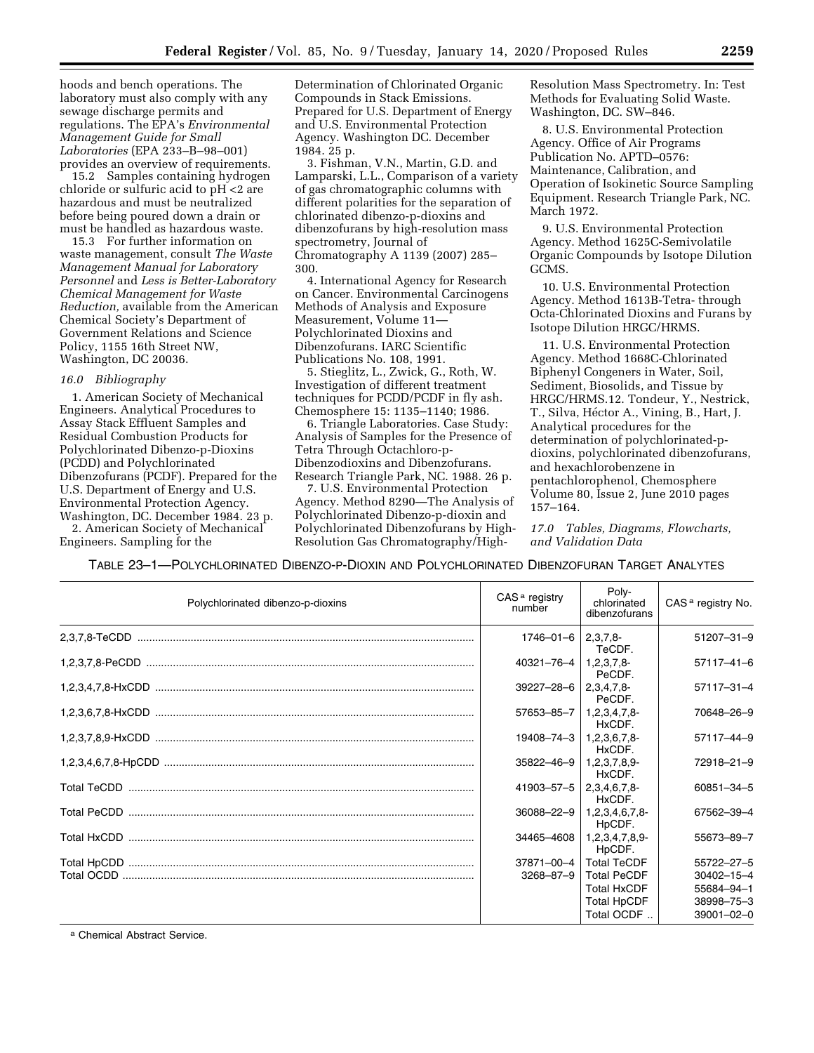hoods and bench operations. The laboratory must also comply with any sewage discharge permits and regulations. The EPA's *Environmental Management Guide for Small Laboratories* (EPA 233–B–98–001) provides an overview of requirements.

15.2 Samples containing hydrogen chloride or sulfuric acid to pH <2 are hazardous and must be neutralized before being poured down a drain or must be handled as hazardous waste.

15.3 For further information on waste management, consult *The Waste Management Manual for Laboratory Personnel* and *Less is Better-Laboratory Chemical Management for Waste Reduction,* available from the American Chemical Society's Department of Government Relations and Science Policy, 1155 16th Street NW, Washington, DC 20036.

*16.0 Bibliography*

1. American Society of Mechanical Engineers. Analytical Procedures to Assay Stack Effluent Samples and Residual Combustion Products for Polychlorinated Dibenzo-p-Dioxins (PCDD) and Polychlorinated Dibenzofurans (PCDF). Prepared for the U.S. Department of Energy and U.S. Environmental Protection Agency. Washington, DC. December 1984. 23 p.

2. American Society of Mechanical Engineers. Sampling for the Determination of Chlorinated Organic Compounds in Stack Emissions. Prepared for U.S. Department of Energy and U.S. Environmental Protection Agency. Washington DC. December 1984. 25 p.

3. Fishman, V.N., Martin, G.D. and Lamparski, L.L., Comparison of a variety of gas chromatographic columns with different polarities for the separation of chlorinated dibenzo-p-dioxins and dibenzofurans by high-resolution mass spectrometry, Journal of Chromatography A 1139 (2007) 285–300.

4. International Agency for Research on Cancer. Environmental Carcinogens Methods of Analysis and Exposure Measurement, Volume 11—Polychlorinated Dioxins and Dibenzofurans. IARC Scientific Publications No. 108, 1991.

5. Stieglitz, L., Zwick, G., Roth, W. Investigation of different treatment techniques for PCDD/PCDF in fly ash. Chemosphere 15: 1135–1140; 1986.

6. Triangle Laboratories. Case Study: Analysis of Samples for the Presence of Tetra Through Octachloro-p-Dibenzodioxins and Dibenzofurans. Research Triangle Park, NC. 1988. 26 p.

7. U.S. Environmental Protection Agency. Method 8290—The Analysis of Polychlorinated Dibenzo-p-dioxin and Polychlorinated Dibenzofurans by High-Resolution Gas Chromatography/High-Resolution Mass Spectrometry. In: Test Methods for Evaluating Solid Waste. Washington, DC. SW–846.

8. U.S. Environmental Protection Agency. Office of Air Programs Publication No. APTD–0576: Maintenance, Calibration, and Operation of Isokinetic Source Sampling Equipment. Research Triangle Park, NC. March 1972.

9. U.S. Environmental Protection Agency. Method 1625C-Semivolatile Organic Compounds by Isotope Dilution GCMS.

10. U.S. Environmental Protection Agency. Method 1613B-Tetra- through Octa-Chlorinated Dioxins and Furans by Isotope Dilution HRGC/HRMS.

11. U.S. Environmental Protection Agency. Method 1668C-Chlorinated Biphenyl Congeners in Water, Soil, Sediment, Biosolids, and Tissue by HRGC/HRMS.12. Tondeur, Y., Nestrick, T., Silva, Héctor A., Vining, B., Hart, J. Analytical procedures for the determination of polychlorinated-p-dioxins, polychlorinated dibenzofurans, and hexachlorobenzene in pentachlorophenol, Chemosphere Volume 80, Issue 2, June 2010 pages 157–164.

*17.0 Tables, Diagrams, Flowcharts, and Validation Data*

TABLE 23–1—POLYCHLORINATED DIBENZO-P-DIOXIN AND POLYCHLORINATED DIBENZOFURAN TARGET ANALYTES

| Polychlorinated dibenzo-p-dioxins | CAS [a] registry number | Poly-chlorinated dibenzofurans | CAS [a] registry No. |
|---|---|---|---|
| 2,3,7,8-TeCDD | 1746–01–6 | 2,3,7,8-TeCDF. | 51207–31–9 |
| 1,2,3,7,8-PeCDD | 40321–76–4 | 1,2,3,7,8-PeCDF. | 57117–41–6 |
| 1,2,3,4,7,8-HxCDD | 39227–28–6 | 2,3,4,7,8-PeCDF. | 57117–31–4 |
| 1,2,3,6,7,8-HxCDD | 57653–85–7 | 1,2,3,4,7,8-HxCDF. | 70648–26–9 |
| 1,2,3,7,8,9-HxCDD | 19408–74–3 | 1,2,3,6,7,8-HxCDF. | 57117–44–9 |
| 1,2,3,4,6,7,8-HpCDD | 35822–46–9 | 1,2,3,7,8,9-HxCDF. | 72918–21–9 |
| Total TeCDD | 41903–57–5 | 2,3,4,6,7,8-HxCDF. | 60851–34–5 |
| Total PeCDD | 36088–22–9 | 1,2,3,4,6,7,8-HpCDF. | 67562–39–4 |
| Total HxCDD | 34465–4608 | 1,2,3,4,7,8,9-HpCDF. | 55673–89–7 |
| Total HpCDD | 37871–00–4 | Total TeCDF | 55722–27–5 |
| Total OCDD | 3268–87–9 | Total PeCDF | 30402–15–4 |
| | | Total HxCDF | 55684–94–1 |
| | | Total HpCDF | 38998–75–3 |
| | | Total OCDF .. | 39001–02–0 |

[a] Chemical Abstract Service.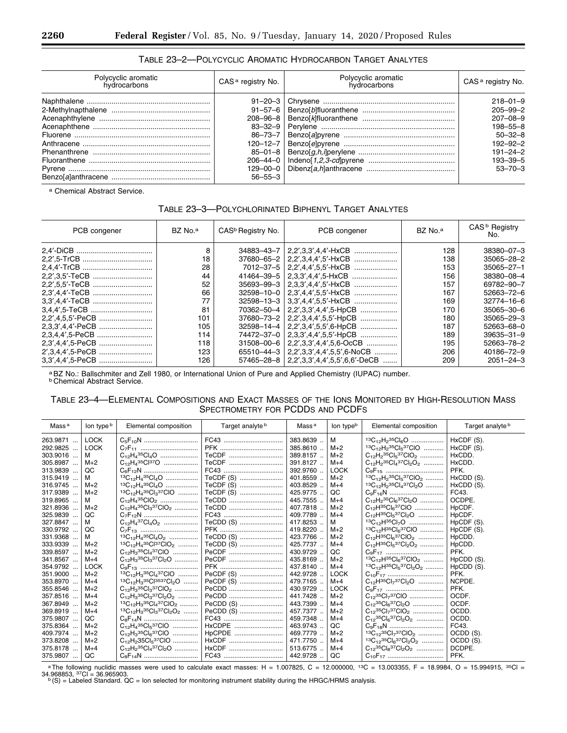TABLE 23–2—POLYCYCLIC AROMATIC HYDROCARBON TARGET ANALYTES

| Polycyclic aromatic hydrocarbons | CAS[a] registry No. | Polycyclic aromatic hydrocarbons | CAS[a] registry No. |
|---|---|---|---|
| Naphthalene | 91–20–3 | Chrysene | 218–01–9 |
| 2-Methylnapthalene | 91–57–6 | Benzo[b]fluoranthene | 205–99–2 |
| Acenaphthylene | 208–96–8 | Benzo[k]fluoranthene | 207–08–9 |
| Acenaphthene | 83–32–9 | Perylene | 198–55–8 |
| Fluorene | 86–73–7 | Benzo[a]pyrene | 50–32–8 |
| Anthracene | 120–12–7 | Benzo[e]pyrene | 192–92–2 |
| Phenanthrene | 85–01–8 | Benzo[g,h,i]perylene | 191–24–2 |
| Fluoranthene | 206–44–0 | Indeno[1,2,3-cd]pyrene | 193–39–5 |
| Pyrene | 129–00–0 | Dibenz[a,h]anthracene | 53–70–3 |
| Benzo[a]anthracene | 56–55–3 | | |

[a] Chemical Abstract Service.

TABLE 23–3—POLYCHLORINATED BIPHENYL TARGET ANALYTES

| PCB congener | BZ No.[a] | CAS[b] Registry No. | PCB congener | BZ No.[a] | CAS[b] Registry No. |
|---|---|---|---|---|---|
| 2,4′-DiCB | 8 | 34883–43–7 | 2,2′,3,3′,4,4′-HxCB | 128 | 38380–07–3 |
| 2,2′,5-TrCB | 18 | 37680–65–2 | 2,2′,3,4,4′,5′-HxCB | 138 | 35065–28–2 |
| 2,4,4′-TrCB | 28 | 7012–37–5 | 2,2′,4,4′,5,5′-HxCB | 153 | 35065–27–1 |
| 2,2′,3,5′-TeCB | 44 | 41464–39–5 | 2,3,3′,4,4′,5-HxCB | 156 | 38380–08–4 |
| 2,2′,5,5′-TeCB | 52 | 35693–99–3 | 2,3,3′,4,4′,5′-HxCB | 157 | 69782–90–7 |
| 2,3′,4,4′-TeCB | 66 | 32598–10–0 | 2,3′,4,4′,5,5′-HxCB | 167 | 52663–72–6 |
| 3,3′,4,4′-TeCB | 77 | 32598–13–3 | 3,3′,4,4′,5,5′-HxCB | 169 | 32774–16–6 |
| 3,4,4′,5-TeCB | 81 | 70362–50–4 | 2,2′,3,3′,4,4′,5-HpCB | 170 | 35065–30–6 |
| 2,2′,4,5,5′-PeCB | 101 | 37680–73–2 | 2,2′,3,4,4′,5,5′-HpCB | 180 | 35065–29–3 |
| 2,3,3′,4,4′-PeCB | 105 | 32598–14–4 | 2,2′,3,4′,5,5′,6-HpCB | 187 | 52663–68–0 |
| 2,3,4,4′,5-PeCB | 114 | 74472–37–0 | 2,3,3′,4,4′,5,5′-HpCB | 189 | 39635–31–9 |
| 2,3′,4,4′,5-PeCB | 118 | 31508–00–6 | 2,2′,3,3′,4,4′,5,6-OcCB | 195 | 52663–78–2 |
| 2′,3,4,4′,5-PeCB | 123 | 65510–44–3 | 2,2′,3,3′,4,4′,5,5′,6-NoCB | 206 | 40186–72–9 |
| 3,3′,4,4′,5-PeCB | 126 | 57465–28–8 | 2,2′,3,3′,4,4′,5,5′,6,6′-DeCB | 209 | 2051–24–3 |

[a] BZ No.: Ballschmiter and Zell 1980, or International Union of Pure and Applied Chemistry (IUPAC) number.
[b] Chemical Abstract Service.

TABLE 23–4—ELEMENTAL COMPOSITIONS AND EXACT MASSES OF THE IONS MONITORED BY HIGH-RESOLUTION MASS SPECTROMETRY FOR PCDDS AND PCDFS

| Mass[a] | Ion type[b] | Elemental composition | Target analyte[b] | Mass[a] | Ion type[b] | Elemental composition | Target analyte[b] |
|---|---|---|---|---|---|---|---|
| 263.9871 | LOCK | $C_5F_{10}N$ | FC43 | 383.8639 | M | $^{13}C_{12}H_2{}^{35}Cl_6O$ | HxCDF (S). |
| 292.9825 | LOCK | $C_7F_{11}$ | PFK | 385.8610 | M+2 | $^{13}C_{12}H_2{}^{35}Cl_5{}^{37}ClO$ | HxCDF (S). |
| 303.9016 | M | $C_{12}H_4{}^{35}Cl_4O$ | TeCDF | 389.8157 | M+2 | $C_{12}H_2{}^{35}Cl_5{}^{37}ClO_2$ | HxCDD. |
| 305.8987 | M+2 | $C_{12}H_4{}^{35}Cl^{37}O$ | TeCDF | 391.8127 | M+4 | $C_{12}H_2{}^{35}Cl_4{}^{37}Cl_2O_2$ | HxCDD. |
| 313.9839 | QC | $C_6F_{12}N$ | FC43 | 392.9760 | LOCK | $C_9F_{15}$ | PFK. |
| 315.9419 | M | $^{13}C_{12}H_4{}^{35}Cl_4O$ | TeCDF (S) | 401.8559 | M+2 | $^{13}C_{12}H_2{}^{35}Cl_5{}^{37}ClO_2$ | HxCDD (S). |
| 316.9745 | M+2 | $^{13}C_{12}H_4{}^{35}Cl_4O$ | TeCDF (S) | 403.8529 | M+4 | $^{13}C_{12}H_2{}^{35}Cl_4{}^{37}Cl_2O$ | HxCDD (S). |
| 317.9389 | M+2 | $^{13}C_{12}H_4{}^{35}Cl_3{}^{37}ClO$ | TeCDF (S) | 425.9775 | QC | $C_9F_{16}N$ | FC43. |
| 319.8965 | M | $C_{12}H_4{}^{35}ClO_2$ | TeCDD | 445.7555 | M+4 | $C_{12}H_2{}^{35}Cl_6{}^{37}Cl_2O$ | OCDPE. |
| 321.8936 | M+2 | $C_{12}H_4{}^{35}Cl_3{}^{37}ClO_2$ | TeCDD | 407.7818 | M+2 | $C_{12}H^{35}Cl_6{}^{37}ClO$ | HpCDF. |
| 325.9839 | QC | $C_7F_{12}N$ | FC43 | 409.7789 | M+4 | $C_{12}H^{35}Cl_5{}^{37}Cl_2O$ | HpCDF. |
| 327.8847 | M | $C_{12}H_4{}^{37}Cl_4O_2$ | TeCDD (S) | 417.8253 | M | $^{13}C_{12}H^{35}Cl_7O$ | HpCDF (S). |
| 330.9792 | QC | $C_7F_{13}$ | PFK | 419.8220 | M+2 | $^{13}C_{12}H^{35}Cl_6{}^{37}ClO$ | HpCDF (S). |
| 331.9368 | M | $^{13}C_{12}H_4{}^{35}Cl_4O_2$ | TeCDD (S) | 423.7766 | M+2 | $C_{12}H^{35}Cl_6{}^{37}ClO_2$ | HpCDD. |
| 333.9339 | M+2 | $^{13}C_{12}H_4{}^{35}Cl^{37}ClO_2$ | TeCDD (S) | 425.7737 | M+4 | $C_{12}H^{35}Cl_5{}^{37}Cl_2O_2$ | HpCDD. |
| 339.8597 | M+2 | $C_{12}H_3{}^{35}Cl_4{}^{37}ClO$ | PeCDF | 430.9729 | QC | $C_9F_{17}$ | PFK. |
| 341.8567 | M+4 | $C_{12}H_3{}^{35}Cl_3{}^{37}Cl_2O$ | PeCDF | 435.8169 | M+2 | $^{13}C_{12}H^{35}Cl_6{}^{37}ClO_2$ | HpCDD (S). |
| 354.9792 | LOCK | $C_9F_{13}$ | PFK | 437.8140 | M+4 | $^{13}C_{12}H^{35}Cl_5{}^{37}Cl_2O_2$ | HpCDD (S). |
| 351.9000 | M+2 | $^{13}C_{12}H_3{}^{35}Cl_4{}^{37}ClO$ | PeCDF (S) | 442.9728 | LOCK | $C_{10}F_{17}$ | PFK. |
| 353.8970 | M+4 | $^{13}C_{12}H_3{}^{35}Cl^{3537}Cl_2O$ | PeCDF (S) | 479.7165 | M+4 | $C_{12}H^{35}Cl_7{}^{37}Cl_2O$ | NCPDE. |
| 355.8546 | M+2 | $C_{12}H_3{}^{35}Cl_3{}^{37}ClO_2$ | PeCDD | 430.9729 | LOCK | $C_9F_{17}$ | PFK. |
| 357.8516 | M+4 | $C_{12}H_3{}^{35}Cl_3{}^{37}Cl_2O_2$ | PeCDD | 441.7428 | M+2 | $C_{12}{}^{35}Cl_7{}^{37}ClO$ | OCDF. |
| 367.8949 | M+2 | $^{13}C_{12}H_3{}^{35}Cl_4{}^{37}ClO_2$ | PeCDD (S) | 443.7399 | M+4 | $C_{12}{}^{35}Cl_6{}^{37}Cl_2O$ | OCDF. |
| 369.8919 | M+4 | $^{13}C_{12}H_3{}^{35}Cl_3{}^{37}Cl_2O_2$ | PeCDD (S) | 457.7377 | M+2 | $C_{12}{}^{35}Cl_7{}^{37}ClO_2$ | OCDD. |
| 375.9807 | QC | $C_8F_{14}N$ | FC43 | 459.7348 | M+4 | $C_{12}{}^{35}Cl_6{}^{37}Cl_2O_2$ | OCDD. |
| 375.8364 | M+2 | $C_{12}H_4{}^{35}Cl_5{}^{37}ClO$ | HxCDPE | 463.9743 | QC | $C_9F_{18}N$ | FC43. |
| 409.7974 | M+2 | $C_{12}H_3{}^{35}Cl_6{}^{37}ClO$ | HpCPDE | 469.7779 | M+2 | $^{13}C_{12}{}^{35}Cl_7{}^{37}ClO_2$ | OCDD (S). |
| 373.8208 | M+2 | $C_{12}H_2 35Cl_5{}^{37}ClO$ | HxCDF | 471.7750 | M+4 | $^{13}C_{12}{}^{35}Cl_6{}^{37}Cl_2O_2$ | OCDD (S). |
| 375.8178 | M+4 | $C_{12}H_2{}^{35}Cl_4{}^{37}Cl_2O$ | HxCDF | 513.6775 | M+4 | $C_{12}{}^{35}Cl_8{}^{37}Cl_2O_2$ | DCDPE. |
| 375.9807 | QC | $C_8F_{14}N$ | FC43 | 442.9728 | QC | $C_{10}F_{17}$ | PFK. |

[a] The following nuclidic masses were used to calculate exact masses: H = 1.007825, C = 12.000000, $^{13}C$ = 13.003355, F = 18.9984, O = 15.994915, $^{35}Cl$ = 34.968853, $^{37}Cl$ = 36.965903.
[b] (S) = Labeled Standard. QC = Ion selected for monitoring instrument stability during the HRGC/HRMS analysis.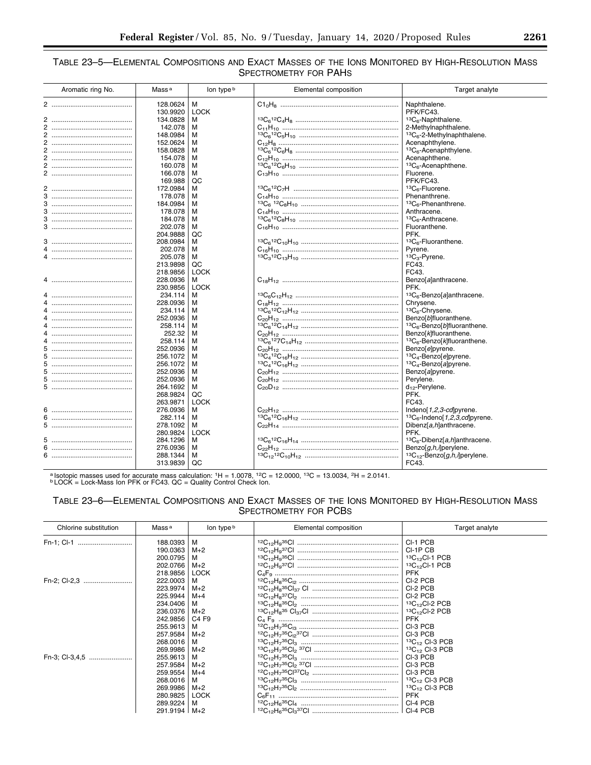### TABLE 23–5—ELEMENTAL COMPOSITIONS AND EXACT MASSES OF THE IONS MONITORED BY HIGH-RESOLUTION MASS SPECTROMETRY FOR PAHS

| Aromatic ring No. | Mass [a] | Ion type [b] | Elemental composition | Target analyte |
|---|---|---|---|---|
| 2 | 128.0624 | M | $C_{10}H_8$ | Naphthalene. |
| | 130.9920 | LOCK | | PFK/FC43. |
| 2 | 134.0828 | M | $^{13}C_6{}^{12}C_4H_8$ | $^{13}C_6$-Naphthalene. |
| 2 | 142.078 | M | $C_{11}H_{10}$ | 2-Methylnaphthalene. |
| 2 | 148.0984 | M | $^{13}C_6{}^{12}C_5H_{10}$ | $^{13}C_6$-2-Methylnaphthalene. |
| 2 | 152.0624 | M | $C_{12}H_8$ | Acenaphthylene. |
| 2 | 158.0828 | M | $^{13}C_6{}^{12}C_6H_8$ | $^{13}C_6$-Acenaphthylene. |
| 2 | 154.078 | M | $C_{12}H_{10}$ | Acenaphthene. |
| 2 | 160.078 | M | $^{13}C_6{}^{12}C_6H_{10}$ | $^{13}C_6$-Acenaphthene. |
| 2 | 166.078 | M | $C_{13}H_{10}$ | Fluorene. |
| | 169.988 | QC | | PFK/FC43. |
| 2 | 172.0984 | M | $^{13}C_6{}^{12}C_7H$ | $^{13}C_6$-Fluorene. |
| 3 | 178.078 | M | $C_{14}H_{10}$ | Phenanthrene. |
| 3 | 184.0984 | M | $^{13}C_6\ {}^{12}C_8H_{10}$ | $^{13}C_6$-Phenanthrene. |
| 3 | 178.078 | M | $C_{14}H_{10}$ | Anthracene. |
| 3 | 184.078 | M | $^{13}C_6{}^{12}C_8H_{10}$ | $^{13}C_6$-Anthracene. |
| 3 | 202.078 | M | $C_{16}H_{10}$ | Fluoranthene. |
| | 204.9888 | QC | | PFK. |
| 3 | 208.0984 | M | $^{13}C_6{}^{12}C_{10}H_{10}$ | $^{13}C_6$-Fluoranthene. |
| 4 | 202.078 | M | $C_{16}H_{10}$ | Pyrene. |
| 4 | 205.078 | M | $^{13}C_3{}^{12}C_{13}H_{10}$ | $^{13}C_3$-Pyrene. |
| | 213.9898 | QC | | FC43. |
| | 218.9856 | LOCK | | FC43. |
| 4 | 228.0936 | M | $C_{18}H_{12}$ | Benzo[*a*]anthracene. |
| | 230.9856 | LOCK | | PFK. |
| 4 | 234.114 | M | $^{13}C_6C_{12}H_{12}$ | $^{13}C_6$-Benzo[*a*]anthracene. |
| 4 | 228.0936 | M | $C_{18}H_{12}$ | Chrysene. |
| 4 | 234.114 | M | $^{13}C_6{}^{12}C_{12}H_{12}$ | $^{13}C_6$-Chrysene. |
| 4 | 252.0936 | M | $C_{20}H_{12}$ | Benzo[*b*]fluoranthene. |
| 4 | 258.114 | M | $^{13}C_6{}^{12}C_{14}H_{12}$ | $^{13}C_6$-Benzo[*b*]fluoranthene. |
| 4 | 252.32 | M | $C_{20}H_{12}$ | Benzo[*k*]fluoranthene. |
| 4 | 258.114 | M | $^{13}C_6{}^{12}7C_{14}H_{12}$ | $^{13}C_6$-Benzo[*k*]fluoranthene. |
| 5 | 252.0936 | M | $C_{20}H_{12}$ | Benzo[*e*]pyrene. |
| 5 | 256.1072 | M | $^{13}C_4{}^{12}C_{16}H_{12}$ | $^{13}C_4$-Benzo[*e*]pyrene. |
| 5 | 256.1072 | M | $^{13}C_4{}^{12}C_{16}H_{12}$ | $^{13}C_4$-Benzo[*a*]pyrene. |
| 5 | 252.0936 | M | $C_{20}H_{12}$ | Benzo[*a*]pyrene. |
| 5 | 252.0936 | M | $C_{20}H_{12}$ | Perylene. |
| 5 | 264.1692 | M | $C_{20}D_{12}$ | $d_{12}$-Perylene. |
| | 268.9824 | QC | | PFK. |
| | 263.9871 | LOCK | | FC43. |
| 6 | 276.0936 | M | $C_{22}H_{12}$ | Indeno[*1,2,3-cd*]pyrene. |
| 6 | 282.114 | M | $^{13}C_6{}^{12}C_{16}H_{12}$ | $^{13}C_6$-Indeno[*1,2,3,cd*]pyrene. |
| 5 | 278.1092 | M | $C_{22}H_{14}$ | Dibenz[*a,h*]anthracene. |
| | 280.9824 | LOCK | | PFK. |
| 5 | 284.1296 | M | $^{13}C_6{}^{12}C_{16}H_{14}$ | $^{13}C_6$-Dibenz[*a,h*]anthracene. |
| 6 | 276.0936 | M | $C_{22}H_{12}$ | Benzo[*g,h,i*]perylene. |
| 6 | 288.1344 | M | $^{13}C_{12}{}^{12}C_{10}H_{12}$ | $^{13}C_{12}$-Benzo[*g,h,i*]perylene. |
| | 313.9839 | QC | | FC43. |

[a] Isotopic masses used for accurate mass calculation: $^1H$ = 1.0078, $^{12}C$ = 12.0000, $^{13}C$ = 13.0034, $^2H$ = 2.0141.
[b] LOCK = Lock-Mass Ion PFK or FC43. QC = Quality Control Check Ion.

### TABLE 23–6—ELEMENTAL COMPOSITIONS AND EXACT MASSES OF THE IONS MONITORED BY HIGH-RESOLUTION MASS SPECTROMETRY FOR PCBS

| Chlorine substitution | Mass [a] | Ion type [b] | Elemental composition | Target analyte |
|---|---|---|---|---|
| Fn-1; Cl-1 | 188.0393 | M | $^{12}C_{12}H_9{}^{35}Cl$ | Cl-1 PCB |
| | 190.0363 | M+2 | $^{12}C_{12}H_9{}^{37}Cl$ | Cl-1P CB |
| | 200.0795 | M | $^{13}C_{12}H_9{}^{35}Cl$ | $^{13}C_{12}$Cl-1 PCB |
| | 202.0766 | M+2 | $^{12}C_{12}H_9{}^{37}Cl$ | $^{13}C_{12}$Cl-1 PCB |
| | 218.9856 | LOCK | $C_4F_9$ | PFK |
| Fn-2; Cl-2,3 | 222.0003 | M | $^{12}C_{12}H_8{}^{35}Cl_2$ | Cl-2 PCB |
| | 223.9974 | M+2 | $^{12}C_{12}H_8{}^{35}Cl_{37}\ Cl$ | Cl-2 PCB |
| | 225.9944 | M+4 | $^{12}C_{12}H_8{}^{37}Cl_2$ | Cl-2 PCB |
| | 234.0406 | M | $^{13}C_{12}H_8{}^{35}Cl_2$ | $^{13}C_{12}$Cl-2 PCB |
| | 236.0376 | M+2 | $^{13}C_{12}H_8{}^{35}\ Cl_{37}Cl$ | $^{13}C_{12}$Cl-2 PCB |
| | 242.9856 | C4 F9 | $C_4\ F_9$ | PFK |
| | 255.9613 | M | $^{12}C_{12}H_7{}^{35}Cl_3$ | Cl-3 PCB |
| | 257.9584 | M+2 | $^{12}C_{12}H_7{}^{35}Cl_2{}^{37}Cl$ | Cl-3 PCB |
| | 268.0016 | M | $^{13}C_{12}H_7{}^{35}Cl_3$ | $^{13}C_{12}$ Cl-3 PCB |
| | 269.9986 | M+2 | $^{13}C_{12}H_7{}^{35}Cl_2\ {}^{37}Cl$ | $^{13}C_{12}$ Cl-3 PCB |
| Fn-3; Cl-3,4,5 | 255.9613 | M | $^{12}C_{12}H_7{}^{35}Cl_3$ | Cl-3 PCB |
| | 257.9584 | M+2 | $^{12}C_{12}H_7{}^{35}Cl_2\ {}^{37}Cl$ | Cl-3 PCB |
| | 259.9554 | M+4 | $^{12}C_{12}H_7{}^{35}Cl^{37}Cl_2$ | Cl-3 PCB |
| | 268.0016 | M | $^{13}C_{12}H_7{}^{35}Cl_3$ | $^{13}C_{12}$ Cl-3 PCB |
| | 269.9986 | M+2 | $^{13}C_{12}H_7{}^{35}Cl_2$ | $^{13}C_{12}$ Cl-3 PCB |
| | 280.9825 | LOCK | $C_6F_{11}$ | PFK |
| | 289.9224 | M | $^{12}C_{12}H_6{}^{35}Cl_4$ | Cl-4 PCB |
| | 291.9194 | M+2 | $^{12}C_{12}H_6{}^{35}Cl_3{}^{37}Cl$ | Cl-4 PCB |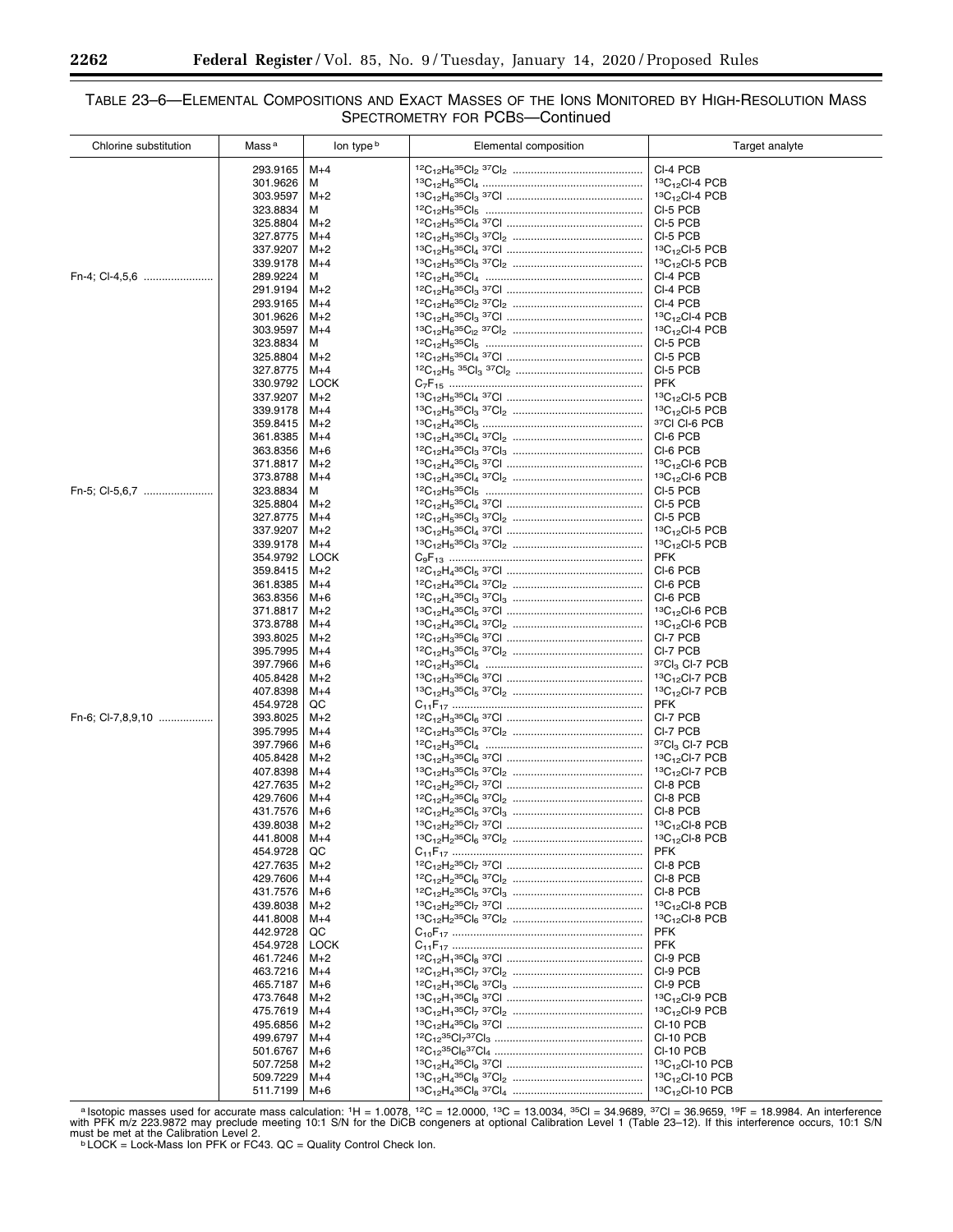# TABLE 23–6—ELEMENTAL COMPOSITIONS AND EXACT MASSES OF THE IONS MONITORED BY HIGH-RESOLUTION MASS SPECTROMETRY FOR PCBS—Continued

| Chlorine substitution | Mass [a] | Ion type [b] | Elemental composition | Target analyte |
|---|---|---|---|---|
| | 293.9165 | M+4 | $^{12}C_{12}H_6{}^{35}Cl_2\,{}^{37}Cl_2$ | Cl-4 PCB |
| | 301.9626 | M | $^{13}C_{12}H_6{}^{35}Cl_4$ | $^{13}C_{12}$Cl-4 PCB |
| | 303.9597 | M+2 | $^{13}C_{12}H_6{}^{35}Cl_3\,{}^{37}Cl$ | $^{13}C_{12}$Cl-4 PCB |
| | 323.8834 | M | $^{12}C_{12}H_5{}^{35}Cl_5$ | Cl-5 PCB |
| | 325.8804 | M+2 | $^{12}C_{12}H_5{}^{35}Cl_4\,{}^{37}Cl$ | Cl-5 PCB |
| | 327.8775 | M+4 | $^{12}C_{12}H_5{}^{35}Cl_3\,{}^{37}Cl_2$ | Cl-5 PCB |
| | 337.9207 | M+2 | $^{13}C_{12}H_5{}^{35}Cl_4\,{}^{37}Cl$ | $^{13}C_{12}$Cl-5 PCB |
| | 339.9178 | M+4 | $^{13}C_{12}H_5{}^{35}Cl_3\,{}^{37}Cl_2$ | $^{13}C_{12}$Cl-5 PCB |
| Fn-4; Cl-4,5,6 | 289.9224 | M | $^{12}C_{12}H_6{}^{35}Cl_4$ | Cl-4 PCB |
| | 291.9194 | M+2 | $^{12}C_{12}H_6{}^{35}Cl_3\,{}^{37}Cl$ | Cl-4 PCB |
| | 293.9165 | M+4 | $^{12}C_{12}H_6{}^{35}Cl_2\,{}^{37}Cl_2$ | Cl-4 PCB |
| | 301.9626 | M+2 | $^{13}C_{12}H_6{}^{35}Cl_3\,{}^{37}Cl$ | $^{13}C_{12}$Cl-4 PCB |
| | 303.9597 | M+4 | $^{13}C_{12}H_6{}^{35}Cl_2\,{}^{37}Cl_2$ | $^{13}C_{12}$Cl-4 PCB |
| | 323.8834 | M | $^{12}C_{12}H_5{}^{35}Cl_5$ | Cl-5 PCB |
| | 325.8804 | M+2 | $^{12}C_{12}H_5{}^{35}Cl_4\,{}^{37}Cl$ | Cl-5 PCB |
| | 327.8775 | M+4 | $^{12}C_{12}H_5\,{}^{35}Cl_3\,{}^{37}Cl_2$ | Cl-5 PCB |
| | 330.9792 | LOCK | $C_7F_{15}$ | PFK |
| | 337.9207 | M+2 | $^{13}C_{12}H_5{}^{35}Cl_4\,{}^{37}Cl$ | $^{13}C_{12}$Cl-5 PCB |
| | 339.9178 | M+4 | $^{13}C_{12}H_5{}^{35}Cl_3\,{}^{37}Cl_2$ | $^{13}C_{12}$Cl-5 PCB |
| | 359.8415 | M+2 | $^{13}C_{12}H_4{}^{35}Cl_5$ | $^{37}$Cl Cl-6 PCB |
| | 361.8385 | M+4 | $^{13}C_{12}H_4{}^{35}Cl_4\,{}^{37}Cl_2$ | Cl-6 PCB |
| | 363.8356 | M+6 | $^{12}C_{12}H_4{}^{35}Cl_3\,{}^{37}Cl_3$ | Cl-6 PCB |
| | 371.8817 | M+2 | $^{13}C_{12}H_4{}^{35}Cl_5\,{}^{37}Cl$ | $^{13}C_{12}$Cl-6 PCB |
| | 373.8788 | M+4 | $^{13}C_{12}H_4{}^{35}Cl_4\,{}^{37}Cl_2$ | $^{13}C_{12}$Cl-6 PCB |
| Fn-5; Cl-5,6,7 | 323.8834 | M | $^{12}C_{12}H_5{}^{35}Cl_5$ | Cl-5 PCB |
| | 325.8804 | M+2 | $^{12}C_{12}H_5{}^{35}Cl_4\,{}^{37}Cl$ | Cl-5 PCB |
| | 327.8775 | M+4 | $^{12}C_{12}H_5{}^{35}Cl_3\,{}^{37}Cl_2$ | Cl-5 PCB |
| | 337.9207 | M+2 | $^{13}C_{12}H_5{}^{35}Cl_4\,{}^{37}Cl$ | $^{13}C_{12}$Cl-5 PCB |
| | 339.9178 | M+4 | $^{13}C_{12}H_5{}^{35}Cl_3\,{}^{37}Cl_2$ | $^{13}C_{12}$Cl-5 PCB |
| | 354.9792 | LOCK | $C_9F_{13}$ | PFK |
| | 359.8415 | M+2 | $^{12}C_{12}H_4{}^{35}Cl_5\,{}^{37}Cl$ | Cl-6 PCB |
| | 361.8385 | M+4 | $^{12}C_{12}H_4{}^{35}Cl_4\,{}^{37}Cl_2$ | Cl-6 PCB |
| | 363.8356 | M+6 | $^{12}C_{12}H_4{}^{35}Cl_3\,{}^{37}Cl_3$ | Cl-6 PCB |
| | 371.8817 | M+2 | $^{13}C_{12}H_4{}^{35}Cl_5\,{}^{37}Cl$ | $^{13}C_{12}$Cl-6 PCB |
| | 373.8788 | M+4 | $^{13}C_{12}H_4{}^{35}Cl_4\,{}^{37}Cl_2$ | $^{13}C_{12}$Cl-6 PCB |
| | 393.8025 | M+2 | $^{12}C_{12}H_3{}^{35}Cl_6\,{}^{37}Cl$ | Cl-7 PCB |
| | 395.7995 | M+4 | $^{12}C_{12}H_3{}^{35}Cl_5\,{}^{37}Cl_2$ | Cl-7 PCB |
| | 397.7966 | M+6 | $^{12}C_{12}H_3{}^{35}Cl_4$ | $^{37}Cl_3$ Cl-7 PCB |
| | 405.8428 | M+2 | $^{13}C_{12}H_3{}^{35}Cl_6\,{}^{37}Cl$ | $^{13}C_{12}$Cl-7 PCB |
| | 407.8398 | M+4 | $^{13}C_{12}H_3{}^{35}Cl_5\,{}^{37}Cl_2$ | $^{13}C_{12}$Cl-7 PCB |
| | 454.9728 | QC | $C_{11}F_{17}$ | PFK |
| Fn-6; Cl-7,8,9,10 | 393.8025 | M+2 | $^{12}C_{12}H_3{}^{35}Cl_6\,{}^{37}Cl$ | Cl-7 PCB |
| | 395.7995 | M+4 | $^{12}C_{12}H_3{}^{35}Cl_5\,{}^{37}Cl_2$ | Cl-7 PCB |
| | 397.7966 | M+6 | $^{12}C_{12}H_3{}^{35}Cl_4$ | $^{37}Cl_3$ Cl-7 PCB |
| | 405.8428 | M+2 | $^{13}C_{12}H_3{}^{35}Cl_6\,{}^{37}Cl$ | $^{13}C_{12}$Cl-7 PCB |
| | 407.8398 | M+4 | $^{13}C_{12}H_3{}^{35}Cl_5\,{}^{37}Cl_2$ | $^{13}C_{12}$Cl-7 PCB |
| | 427.7635 | M+2 | $^{12}C_{12}H_2{}^{35}Cl_7\,{}^{37}Cl$ | Cl-8 PCB |
| | 429.7606 | M+4 | $^{12}C_{12}H_2{}^{35}Cl_6\,{}^{37}Cl_2$ | Cl-8 PCB |
| | 431.7576 | M+6 | $^{12}C_{12}H_2{}^{35}Cl_5\,{}^{37}Cl_3$ | Cl-8 PCB |
| | 439.8038 | M+2 | $^{13}C_{12}H_2{}^{35}Cl_7\,{}^{37}Cl$ | $^{13}C_{12}$Cl-8 PCB |
| | 441.8008 | M+4 | $^{13}C_{12}H_2{}^{35}Cl_6\,{}^{37}Cl_2$ | $^{13}C_{12}$Cl-8 PCB |
| | 454.9728 | QC | $C_{11}F_{17}$ | PFK |
| | 427.7635 | M+2 | $^{12}C_{12}H_2{}^{35}Cl_7\,{}^{37}Cl$ | Cl-8 PCB |
| | 429.7606 | M+4 | $^{12}C_{12}H_2{}^{35}Cl_6\,{}^{37}Cl_2$ | Cl-8 PCB |
| | 431.7576 | M+6 | $^{12}C_{12}H_2{}^{35}Cl_5\,{}^{37}Cl_3$ | Cl-8 PCB |
| | 439.8038 | M+2 | $^{13}C_{12}H_2{}^{35}Cl_7\,{}^{37}Cl$ | $^{13}C_{12}$Cl-8 PCB |
| | 441.8008 | M+4 | $^{13}C_{12}H_2{}^{35}Cl_6\,{}^{37}Cl_2$ | $^{13}C_{12}$Cl-8 PCB |
| | 442.9728 | QC | $C_{10}F_{17}$ | PFK |
| | 454.9728 | LOCK | $C_{11}F_{17}$ | PFK |
| | 461.7246 | M+2 | $^{12}C_{12}H_1{}^{35}Cl_8\,{}^{37}Cl$ | Cl-9 PCB |
| | 463.7216 | M+4 | $^{12}C_{12}H_1{}^{35}Cl_7\,{}^{37}Cl_2$ | Cl-9 PCB |
| | 465.7187 | M+6 | $^{12}C_{12}H_1{}^{35}Cl_6\,{}^{37}Cl_3$ | Cl-9 PCB |
| | 473.7648 | M+2 | $^{13}C_{12}H_1{}^{35}Cl_8\,{}^{37}Cl$ | $^{13}C_{12}$Cl-9 PCB |
| | 475.7619 | M+4 | $^{13}C_{12}H_1{}^{35}Cl_7\,{}^{37}Cl_2$ | $^{13}C_{12}$Cl-9 PCB |
| | 495.6856 | M+2 | $^{13}C_{12}H_4{}^{35}Cl_9\,{}^{37}Cl$ | Cl-10 PCB |
| | 499.6797 | M+4 | $^{12}C_{12}{}^{35}Cl_7{}^{37}Cl_3$ | Cl-10 PCB |
| | 501.6767 | M+6 | $^{12}C_{12}{}^{35}Cl_6{}^{37}Cl_4$ | Cl-10 PCB |
| | 507.7258 | M+2 | $^{13}C_{12}H_4{}^{35}Cl_9\,{}^{37}Cl$ | $^{13}C_{12}$Cl-10 PCB |
| | 509.7229 | M+4 | $^{13}C_{12}H_4{}^{35}Cl_8\,{}^{37}Cl_2$ | $^{13}C_{12}$Cl-10 PCB |
| | 511.7199 | M+6 | $^{13}C_{12}H_4{}^{35}Cl_8\,{}^{37}Cl_4$ | $^{13}C_{12}$Cl-10 PCB |

[a] Isotopic masses used for accurate mass calculation: $^{1}H$ = 1.0078, $^{12}C$ = 12.0000, $^{13}C$ = 13.0034, $^{35}Cl$ = 34.9689, $^{37}Cl$ = 36.9659, $^{19}F$ = 18.9984. An interference with PFK m/z 223.9872 may preclude meeting 10:1 S/N for the DiCB congeners at optional Calibration Level 1 (Table 23–12). If this interference occurs, 10:1 S/N must be met at the Calibration Level 2.

[b] LOCK = Lock-Mass Ion PFK or FC43. QC = Quality Control Check Ion.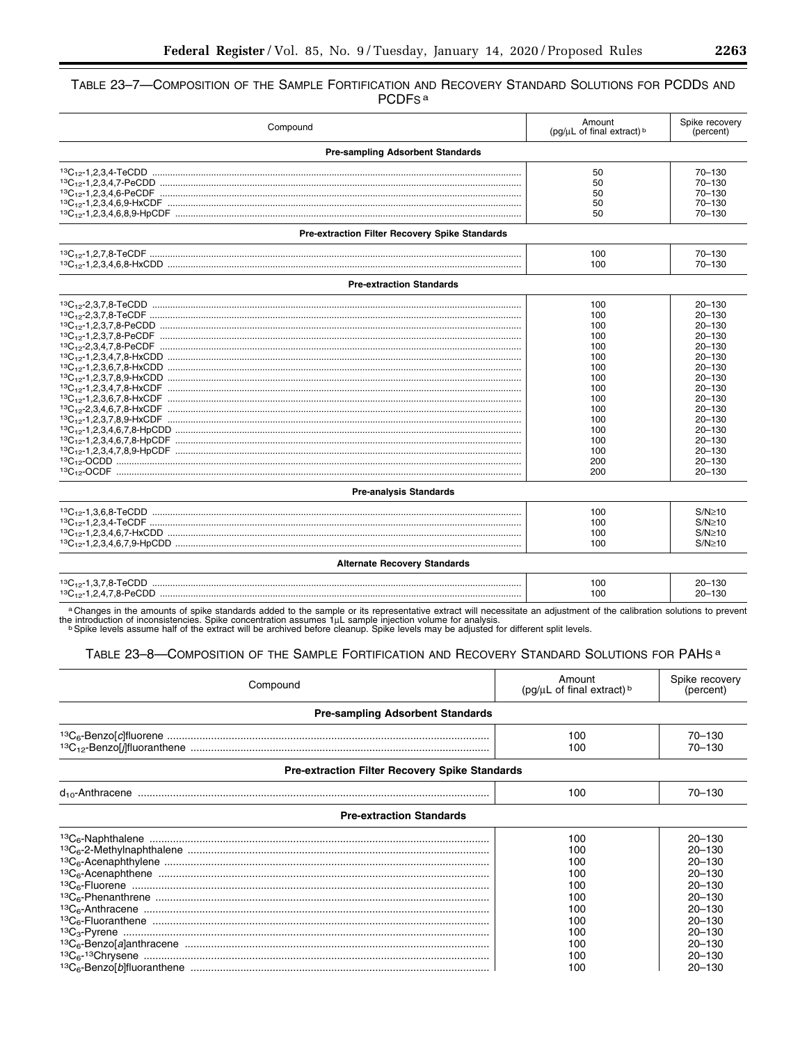TABLE 23–7—COMPOSITION OF THE SAMPLE FORTIFICATION AND RECOVERY STANDARD SOLUTIONS FOR PCDDS AND PCDFS [a]

| Compound | Amount (pg/µL of final extract) [b] | Spike recovery (percent) |
|---|---|---|
| **Pre-sampling Adsorbent Standards** | | |
| $^{13}C_{12}$-1,2,3,4-TeCDD | 50 | 70–130 |
| $^{13}C_{12}$-1,2,3,4,7-PeCDD | 50 | 70–130 |
| $^{13}C_{12}$-1,2,3,4,6-PeCDF | 50 | 70–130 |
| $^{13}C_{12}$-1,2,3,4,6,9-HxCDF | 50 | 70–130 |
| $^{13}C_{12}$-1,2,3,4,6,8,9-HpCDF | 50 | 70–130 |
| **Pre-extraction Filter Recovery Spike Standards** | | |
| $^{13}C_{12}$-1,2,7,8-TeCDF | 100 | 70–130 |
| $^{13}C_{12}$-1,2,3,4,6,8-HxCDD | 100 | 70–130 |
| **Pre-extraction Standards** | | |
| $^{13}C_{12}$-2,3,7,8-TeCDD | 100 | 20–130 |
| $^{13}C_{12}$-2,3,7,8-TeCDF | 100 | 20–130 |
| $^{13}C_{12}$-1,2,3,7,8-PeCDD | 100 | 20–130 |
| $^{13}C_{12}$-1,2,3,7,8-PeCDF | 100 | 20–130 |
| $^{13}C_{12}$-2,3,4,7,8-PeCDF | 100 | 20–130 |
| $^{13}C_{12}$-1,2,3,4,7,8-HxCDD | 100 | 20–130 |
| $^{13}C_{12}$-1,2,3,6,7,8-HxCDD | 100 | 20–130 |
| $^{13}C_{12}$-1,2,3,7,8,9-HxCDD | 100 | 20–130 |
| $^{13}C_{12}$-1,2,3,4,7,8-HxCDF | 100 | 20–130 |
| $^{13}C_{12}$-1,2,3,6,7,8-HxCDF | 100 | 20–130 |
| $^{13}C_{12}$-2,3,4,6,7,8-HxCDF | 100 | 20–130 |
| $^{13}C_{12}$-1,2,3,7,8,9-HxCDF | 100 | 20–130 |
| $^{13}C_{12}$-1,2,3,4,6,7,8-HpCDD | 100 | 20–130 |
| $^{13}C_{12}$-1,2,3,4,6,7,8-HpCDF | 100 | 20–130 |
| $^{13}C_{12}$-1,2,3,4,7,8,9-HpCDF | 100 | 20–130 |
| $^{13}C_{12}$-OCDD | 200 | 20–130 |
| $^{13}C_{12}$-OCDF | 200 | 20–130 |
| **Pre-analysis Standards** | | |
| $^{13}C_{12}$-1,3,6,8-TeCDD | 100 | S/N≥10 |
| $^{13}C_{12}$-1,2,3,4-TeCDF | 100 | S/N≥10 |
| $^{13}C_{12}$-1,2,3,4,6,7-HxCDD | 100 | S/N≥10 |
| $^{13}C_{12}$-1,2,3,4,6,7,9-HpCDD | 100 | S/N≥10 |
| **Alternate Recovery Standards** | | |
| $^{13}C_{12}$-1,3,7,8-TeCDD | 100 | 20–130 |
| $^{13}C_{12}$-1,2,4,7,8-PeCDD | 100 | 20–130 |

[a] Changes in the amounts of spike standards added to the sample or its representative extract will necessitate an adjustment of the calibration solutions to prevent the introduction of inconsistencies. Spike concentration assumes 1µL sample injection volume for analysis.

[b] Spike levels assume half of the extract will be archived before cleanup. Spike levels may be adjusted for different split levels.

TABLE 23–8—COMPOSITION OF THE SAMPLE FORTIFICATION AND RECOVERY STANDARD SOLUTIONS FOR PAHS [a]

| Compound | Amount (pg/µL of final extract) [b] | Spike recovery (percent) |
|---|---|---|
| **Pre-sampling Adsorbent Standards** | | |
| $^{13}C_6$-Benzo[*c*]fluorene | 100 | 70–130 |
| $^{13}C_{12}$-Benzo[*j*]fluoranthene | 100 | 70–130 |
| **Pre-extraction Filter Recovery Spike Standards** | | |
| $d_{10}$-Anthracene | 100 | 70–130 |
| **Pre-extraction Standards** | | |
| $^{13}C_6$-Naphthalene | 100 | 20–130 |
| $^{13}C_6$-2-Methylnaphthalene | 100 | 20–130 |
| $^{13}C_6$-Acenaphthylene | 100 | 20–130 |
| $^{13}C_6$-Acenaphthene | 100 | 20–130 |
| $^{13}C_6$-Fluorene | 100 | 20–130 |
| $^{13}C_6$-Phenanthrene | 100 | 20–130 |
| $^{13}C_6$-Anthracene | 100 | 20–130 |
| $^{13}C_6$-Fluoranthene | 100 | 20–130 |
| $^{13}C_3$-Pyrene | 100 | 20–130 |
| $^{13}C_6$-Benzo[*a*]anthracene | 100 | 20–130 |
| $^{13}C_6$-$^{13}$Chrysene | 100 | 20–130 |
| $^{13}C_6$-Benzo[*b*]fluoranthene | 100 | 20–130 |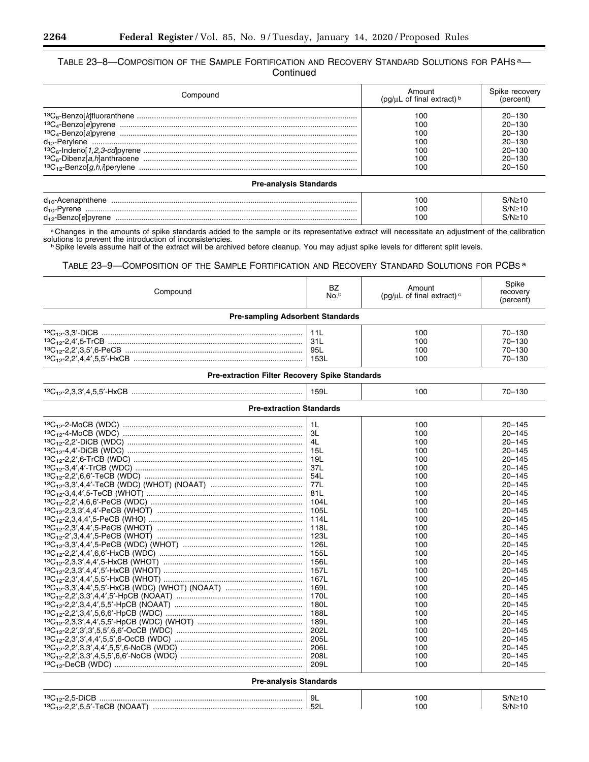TABLE 23–8—COMPOSITION OF THE SAMPLE FORTIFICATION AND RECOVERY STANDARD SOLUTIONS FOR PAHs [a]—Continued

| Compound | Amount (pg/µL of final extract) [b] | Spike recovery (percent) |
|---|---|---|
| $^{13}C_6$-Benzo[*k*]fluoranthene | 100 | 20–130 |
| $^{13}C_4$-Benzo[*e*]pyrene | 100 | 20–130 |
| $^{13}C_4$-Benzo[*a*]pyrene | 100 | 20–130 |
| $d_{12}$-Perylene | 100 | 20–130 |
| $^{13}C_6$-Indeno[*1,2,3-cd*]pyrene | 100 | 20–130 |
| $^{13}C_6$-Dibenz[*a,h*]anthracene | 100 | 20–130 |
| $^{13}C_{12}$-Benzo[*g,h,i*]perylene | 100 | 20–150 |
| **Pre-analysis Standards** | | |
| $d_{10}$-Acenaphthene | 100 | S/N≥10 |
| $d_{10}$-Pyrene | 100 | S/N≥10 |
| $d_{12}$-Benzo[*e*]pyrene | 100 | S/N≥10 |

[a] Changes in the amounts of spike standards added to the sample or its representative extract will necessitate an adjustment of the calibration solutions to prevent the introduction of inconsistencies.

[b] Spike levels assume half of the extract will be archived before cleanup. You may adjust spike levels for different split levels.

TABLE 23–9—COMPOSITION OF THE SAMPLE FORTIFICATION AND RECOVERY STANDARD SOLUTIONS FOR PCBs [a]

| Compound | BZ No.[b] | Amount (pg/µL of final extract) [c] | Spike recovery (percent) |
|---|---|---|---|
| **Pre-sampling Adsorbent Standards** | | | |
| $^{13}C_{12}$-3,3′-DiCB | 11L | 100 | 70–130 |
| $^{13}C_{12}$-2,4′,5-TrCB | 31L | 100 | 70–130 |
| $^{13}C_{12}$-2,2′,3,5′,6-PeCB | 95L | 100 | 70–130 |
| $^{13}C_{12}$-2,2′,4,4′,5,5′-HxCB | 153L | 100 | 70–130 |
| **Pre-extraction Filter Recovery Spike Standards** | | | |
| $^{13}C_{12}$-2,3,3′,4,5,5′-HxCB | 159L | 100 | 70–130 |
| **Pre-extraction Standards** | | | |
| $^{13}C_{12}$-2-MoCB (WDC) | 1L | 100 | 20–145 |
| $^{13}C_{12}$-4-MoCB (WDC) | 3L | 100 | 20–145 |
| $^{13}C_{12}$-2,2′-DiCB (WDC) | 4L | 100 | 20–145 |
| $^{13}C_{12}$-4,4′-DiCB (WDC) | 15L | 100 | 20–145 |
| $^{13}C_{12}$-2,2′,6-TrCB (WDC) | 19L | 100 | 20–145 |
| $^{13}C_{12}$-3,4′,4′-TrCB (WDC) | 37L | 100 | 20–145 |
| $^{13}C_{12}$-2,2′,6,6′-TeCB (WDC) | 54L | 100 | 20–145 |
| $^{13}C_{12}$-3,3′,4,4′-TeCB (WDC) (WHOT) (NOAAT) | 77L | 100 | 20–145 |
| $^{13}C_{12}$-3,4,4′,5-TeCB (WHOT) | 81L | 100 | 20–145 |
| $^{13}C_{12}$-2,2′,4,6,6′-PeCB (WDC) | 104L | 100 | 20–145 |
| $^{13}C_{12}$-2,3,3′,4,4′-PeCB (WHOT) | 105L | 100 | 20–145 |
| $^{13}C_{12}$-2,3,4,4′,5-PeCB (WHO) | 114L | 100 | 20–145 |
| $^{13}C_{12}$-2,3′,4,4′,5-PeCB (WHOT) | 118L | 100 | 20–145 |
| $^{13}C_{12}$-2′,3,4,4′,5-PeCB (WHOT) | 123L | 100 | 20–145 |
| $^{13}C_{12}$-3,3′,4,4′,5-PeCB (WDC) (WHOT) | 126L | 100 | 20–145 |
| $^{13}C_{12}$-2,2′,4,4′,6,6′-HxCB (WDC) | 155L | 100 | 20–145 |
| $^{13}C_{12}$-2,3,3′,4,4′,5-HxCB (WHOT) | 156L | 100 | 20–145 |
| $^{13}C_{12}$-2,3,3′,4,4′,5′-HxCB (WHOT) | 157L | 100 | 20–145 |
| $^{13}C_{12}$-2,3′,4,4′,5,5′-HxCB (WHOT) | 167L | 100 | 20–145 |
| $^{13}C_{12}$-3,3′,4,4′,5,5′-HxCB (WDC) (WHOT) (NOAAT) | 169L | 100 | 20–145 |
| $^{13}C_{12}$-2,2′,3,3′,4,4′,5′-HpCB (NOAAT) | 170L | 100 | 20–145 |
| $^{13}C_{12}$-2,2′,3,4,4′,5,5′-HpCB (NOAAT) | 180L | 100 | 20–145 |
| $^{13}C_{12}$-2,2′,3,4′,5,6,6′-HpCB (WDC) | 188L | 100 | 20–145 |
| $^{13}C_{12}$-2,3,3′,4,4′,5,5′-HpCB (WDC) (WHOT) | 189L | 100 | 20–145 |
| $^{13}C_{12}$-2,2′,3′,3′,5,5′,6,6′-OcCB (WDC) | 202L | 100 | 20–145 |
| $^{13}C_{12}$-2,3′,3′,4,4′,5,5′,6-OcCB (WDC) | 205L | 100 | 20–145 |
| $^{13}C_{12}$-2,2′,3,3′,4,4′,5,5′,6-NoCB (WDC) | 206L | 100 | 20–145 |
| $^{13}C_{12}$-2,2′,3,3′,4,5,5′,6,6′-NoCB (WDC) | 208L | 100 | 20–145 |
| $^{13}C_{12}$-DeCB (WDC) | 209L | 100 | 20–145 |
| **Pre-analysis Standards** | | | |
| $^{13}C_{12}$-2,5-DiCB | 9L | 100 | S/N≥10 |
| $^{13}C_{12}$-2,2′,5,5′-TeCB (NOAAT) | 52L | 100 | S/N≥10 |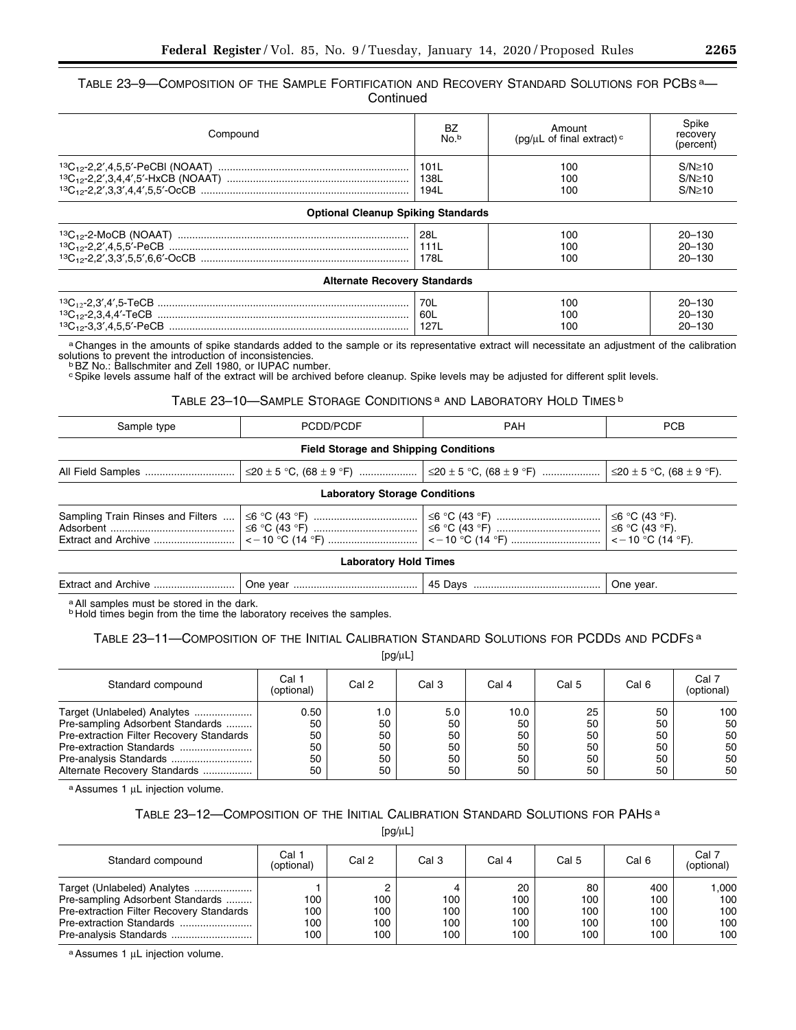TABLE 23–9—COMPOSITION OF THE SAMPLE FORTIFICATION AND RECOVERY STANDARD SOLUTIONS FOR PCBs [a]—Continued

| Compound | BZ No.[b] | Amount (pg/μL of final extract)[c] | Spike recovery (percent) |
|---|---|---|---|
| $^{13}C_{12}$-2,2′,4,5,5′-PeCBl (NOAAT) | 101L | 100 | S/N≥10 |
| $^{13}C_{12}$-2,2′,3,4,4′,5′-HxCB (NOAAT) | 138L | 100 | S/N≥10 |
| $^{13}C_{12}$-2,2′,3,3′,4,4′,5,5′-OcCB | 194L | 100 | S/N≥10 |
| **Optional Cleanup Spiking Standards** | | | |
| $^{13}C_{12}$-2-MoCB (NOAAT) | 28L | 100 | 20–130 |
| $^{13}C_{12}$-2,2′,4,5,5′-PeCB | 111L | 100 | 20–130 |
| $^{13}C_{12}$-2,2′,3,3′,5,5′,6,6′-OcCB | 178L | 100 | 20–130 |
| **Alternate Recovery Standards** | | | |
| $^{13}C_{12}$-2,3′,4′,5-TeCB | 70L | 100 | 20–130 |
| $^{13}C_{12}$-2,3,4,4′-TeCB | 60L | 100 | 20–130 |
| $^{13}C_{12}$-3,3′,4,5,5′-PeCB | 127L | 100 | 20–130 |

[a] Changes in the amounts of spike standards added to the sample or its representative extract will necessitate an adjustment of the calibration solutions to prevent the introduction of inconsistencies.
[b] BZ No.: Ballschmiter and Zell 1980, or IUPAC number.
[c] Spike levels assume half of the extract will be archived before cleanup. Spike levels may be adjusted for different split levels.

TABLE 23–10—SAMPLE STORAGE CONDITIONS [a] AND LABORATORY HOLD TIMES [b]

| Sample type | PCDD/PCDF | PAH | PCB |
|---|---|---|---|
| **Field Storage and Shipping Conditions** | | | |
| All Field Samples | ≤20 ± 5 °C, (68 ± 9 °F) | ≤20 ± 5 °C, (68 ± 9 °F) | ≤20 ± 5 °C, (68 ± 9 °F). |
| **Laboratory Storage Conditions** | | | |
| Sampling Train Rinses and Filters | ≤6 °C (43 °F) | ≤6 °C (43 °F) | ≤6 °C (43 °F). |
| Adsorbent | ≤6 °C (43 °F) | ≤6 °C (43 °F) | ≤6 °C (43 °F). |
| Extract and Archive | < −10 °C (14 °F) | < −10 °C (14 °F) | < −10 °C (14 °F). |
| **Laboratory Hold Times** | | | |
| Extract and Archive | One year | 45 Days | One year. |

[a] All samples must be stored in the dark.
[b] Hold times begin from the time the laboratory receives the samples.

TABLE 23–11—COMPOSITION OF THE INITIAL CALIBRATION STANDARD SOLUTIONS FOR PCDDs AND PCDFs [a]

[pg/μL]

| Standard compound | Cal 1 (optional) | Cal 2 | Cal 3 | Cal 4 | Cal 5 | Cal 6 | Cal 7 (optional) |
|---|---|---|---|---|---|---|---|
| Target (Unlabeled) Analytes | 0.50 | 1.0 | 5.0 | 10.0 | 25 | 50 | 100 |
| Pre-sampling Adsorbent Standards | 50 | 50 | 50 | 50 | 50 | 50 | 50 |
| Pre-extraction Filter Recovery Standards | 50 | 50 | 50 | 50 | 50 | 50 | 50 |
| Pre-extraction Standards | 50 | 50 | 50 | 50 | 50 | 50 | 50 |
| Pre-analysis Standards | 50 | 50 | 50 | 50 | 50 | 50 | 50 |
| Alternate Recovery Standards | 50 | 50 | 50 | 50 | 50 | 50 | 50 |

[a] Assumes 1 μL injection volume.

TABLE 23–12—COMPOSITION OF THE INITIAL CALIBRATION STANDARD SOLUTIONS FOR PAHs [a]

[pg/μL]

| Standard compound | Cal 1 (optional) | Cal 2 | Cal 3 | Cal 4 | Cal 5 | Cal 6 | Cal 7 (optional) |
|---|---|---|---|---|---|---|---|
| Target (Unlabeled) Analytes | 1 | 2 | 4 | 20 | 80 | 400 | 1,000 |
| Pre-sampling Adsorbent Standards | 100 | 100 | 100 | 100 | 100 | 100 | 100 |
| Pre-extraction Filter Recovery Standards | 100 | 100 | 100 | 100 | 100 | 100 | 100 |
| Pre-extraction Standards | 100 | 100 | 100 | 100 | 100 | 100 | 100 |
| Pre-analysis Standards | 100 | 100 | 100 | 100 | 100 | 100 | 100 |

[a] Assumes 1 μL injection volume.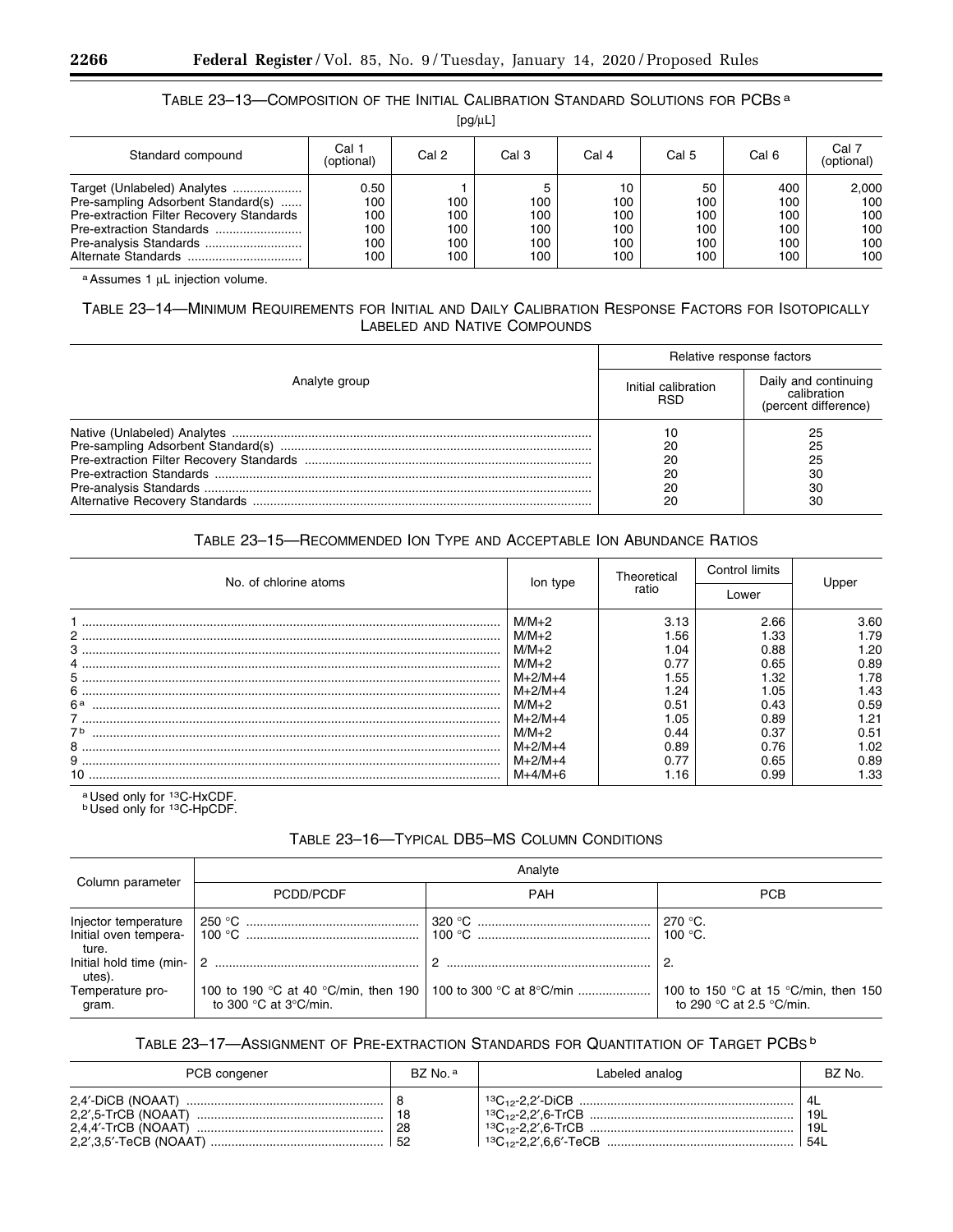TABLE 23–13—COMPOSITION OF THE INITIAL CALIBRATION STANDARD SOLUTIONS FOR PCBs [a]

[pg/μL]

| Standard compound | Cal 1 (optional) | Cal 2 | Cal 3 | Cal 4 | Cal 5 | Cal 6 | Cal 7 (optional) |
|---|---|---|---|---|---|---|---|
| Target (Unlabeled) Analytes | 0.50 | 1 | 5 | 10 | 50 | 400 | 2,000 |
| Pre-sampling Adsorbent Standard(s) | 100 | 100 | 100 | 100 | 100 | 100 | 100 |
| Pre-extraction Filter Recovery Standards | 100 | 100 | 100 | 100 | 100 | 100 | 100 |
| Pre-extraction Standards | 100 | 100 | 100 | 100 | 100 | 100 | 100 |
| Pre-analysis Standards | 100 | 100 | 100 | 100 | 100 | 100 | 100 |
| Alternate Standards | 100 | 100 | 100 | 100 | 100 | 100 | 100 |

[a] Assumes 1 μL injection volume.

TABLE 23–14—MINIMUM REQUIREMENTS FOR INITIAL AND DAILY CALIBRATION RESPONSE FACTORS FOR ISOTOPICALLY LABELED AND NATIVE COMPOUNDS

| Analyte group | Relative response factors | |
|---|---|---|
| | Initial calibration RSD | Daily and continuing calibration (percent difference) |
| Native (Unlabeled) Analytes | 10 | 25 |
| Pre-sampling Adsorbent Standard(s) | 20 | 25 |
| Pre-extraction Filter Recovery Standards | 20 | 25 |
| Pre-extraction Standards | 20 | 30 |
| Pre-analysis Standards | 20 | 30 |
| Alternative Recovery Standards | 20 | 30 |

TABLE 23–15—RECOMMENDED ION TYPE AND ACCEPTABLE ION ABUNDANCE RATIOS

| No. of chlorine atoms | Ion type | Theoretical ratio | Control limits | |
|---|---|---|---|---|
| | | | Lower | Upper |
| 1 | M/M+2 | 3.13 | 2.66 | 3.60 |
| 2 | M/M+2 | 1.56 | 1.33 | 1.79 |
| 3 | M/M+2 | 1.04 | 0.88 | 1.20 |
| 4 | M/M+2 | 0.77 | 0.65 | 0.89 |
| 5 | M+2/M+4 | 1.55 | 1.32 | 1.78 |
| 6 | M+2/M+4 | 1.24 | 1.05 | 1.43 |
| 6 [a] | M/M+2 | 0.51 | 0.43 | 0.59 |
| 7 | M+2/M+4 | 1.05 | 0.89 | 1.21 |
| 7 [b] | M/M+2 | 0.44 | 0.37 | 0.51 |
| 8 | M+2/M+4 | 0.89 | 0.76 | 1.02 |
| 9 | M+2/M+4 | 0.77 | 0.65 | 0.89 |
| 10 | M+4/M+6 | 1.16 | 0.99 | 1.33 |

[a] Used only for $^{13}$C-HxCDF.
[b] Used only for $^{13}$C-HpCDF.

TABLE 23–16—TYPICAL DB5–MS COLUMN CONDITIONS

| Column parameter | Analyte | | |
|---|---|---|---|
| | PCDD/PCDF | PAH | PCB |
| Injector temperature | 250 °C | 320 °C | 270 °C. |
| Initial oven temperature. | 100 °C | 100 °C | 100 °C. |
| Initial hold time (minutes). | 2 | 2 | 2. |
| Temperature program. | 100 to 190 °C at 40 °C/min, then 190 to 300 °C at 3°C/min. | 100 to 300 °C at 8°C/min | 100 to 150 °C at 15 °C/min, then 150 to 290 °C at 2.5 °C/min. |

TABLE 23–17—ASSIGNMENT OF PRE-EXTRACTION STANDARDS FOR QUANTITATION OF TARGET PCBs [b]

| PCB congener | BZ No. [a] | Labeled analog | BZ No. |
|---|---|---|---|
| 2,4′-DiCB (NOAAT) | 8 | $^{13}C_{12}$-2,2′-DiCB | 4L |
| 2,2′,5-TrCB (NOAAT) | 18 | $^{13}C_{12}$-2,2′,6-TrCB | 19L |
| 2,4,4′-TrCB (NOAAT) | 28 | $^{13}C_{12}$-2,2′,6-TrCB | 19L |
| 2,2′,3,5′-TeCB (NOAAT) | 52 | $^{13}C_{12}$-2,2′,6,6′-TeCB | 54L |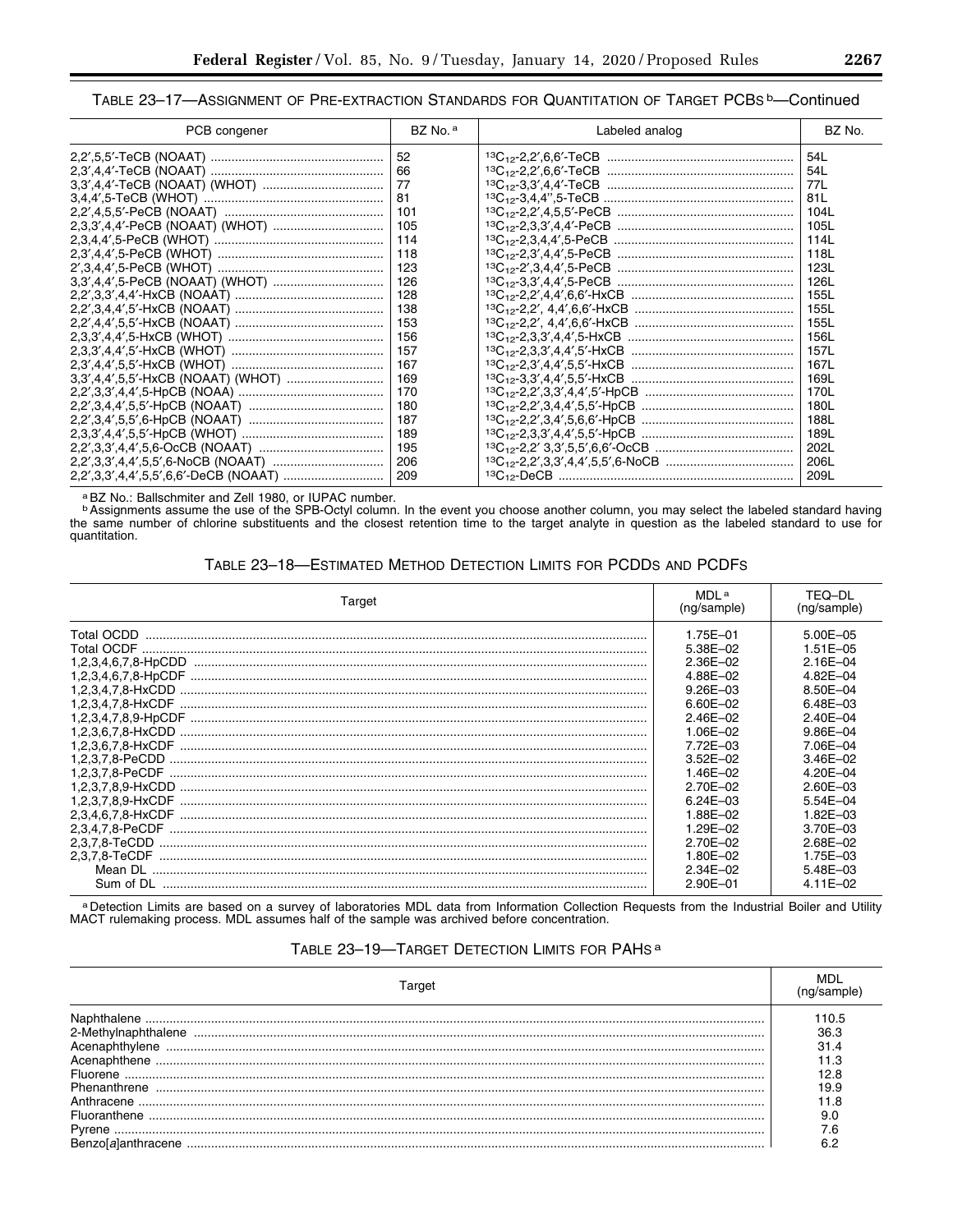TABLE 23–17—ASSIGNMENT OF PRE-EXTRACTION STANDARDS FOR QUANTITATION OF TARGET PCBs [b]—Continued

| PCB congener | BZ No. [a] | Labeled analog | BZ No. |
|---|---|---|---|
| 2,2′,5,5′-TeCB (NOAAT) | 52 | $^{13}C_{12}$-2,2′,6,6′-TeCB | 54L |
| 2,3′,4,4′-TeCB (NOAAT) | 66 | $^{13}C_{12}$-2,2′,6,6′-TeCB | 54L |
| 3,3′,4,4′-TeCB (NOAAT) (WHOT) | 77 | $^{13}C_{12}$-3,3′,4,4′-TeCB | 77L |
| 3,4,4′,5-TeCB (WHOT) | 81 | $^{13}C_{12}$-3,4,4″,5-TeCB | 81L |
| 2,2′,4,5,5′-PeCB (NOAAT) | 101 | $^{13}C_{12}$-2,2′,4,5,5′-PeCB | 104L |
| 2,3,3′,4,4′-PeCB (NOAAT) (WHOT) | 105 | $^{13}C_{12}$-2,3,3′,4,4′-PeCB | 105L |
| 2,3,4,4′,5-PeCB (WHOT) | 114 | $^{13}C_{12}$-2,3,4,4′,5-PeCB | 114L |
| 2,3′,4,4′,5-PeCB (WHOT) | 118 | $^{13}C_{12}$-2,3′,4,4′,5-PeCB | 118L |
| 2′,3,4,4′,5-PeCB (WHOT) | 123 | $^{13}C_{12}$-2′,3,4,4′,5-PeCB | 123L |
| 3,3′,4,4′,5-PeCB (NOAAT) (WHOT) | 126 | $^{13}C_{12}$-3,3′,4,4′,5-PeCB | 126L |
| 2,2′,3,3′,4,4′-HxCB (NOAAT) | 128 | $^{13}C_{12}$-2,2′,4,4′,6,6′-HxCB | 155L |
| 2,2′,3,4,4′,5′-HxCB (NOAAT) | 138 | $^{13}C_{12}$-2,2′, 4,4′,6,6′-HxCB | 155L |
| 2,2′,4,4′,5,5′-HxCB (NOAAT) | 153 | $^{13}C_{12}$-2,2′, 4,4′,6,6′-HxCB | 155L |
| 2,3,3′,4,4′,5-HxCB (WHOT) | 156 | $^{13}C_{12}$-2,3,3′,4,4′,5-HxCB | 156L |
| 2,3,3′,4,4′,5′-HxCB (WHOT) | 157 | $^{13}C_{12}$-2,3,3′,4,4′,5′-HxCB | 157L |
| 2,3′,4,4′,5,5′-HxCB (WHOT) | 167 | $^{13}C_{12}$-2,3′,4,4′,5,5′-HxCB | 167L |
| 3,3′,4,4′,5,5′-HxCB (NOAAT) (WHOT) | 169 | $^{13}C_{12}$-3,3′,4,4′,5,5′-HxCB | 169L |
| 2,2′,3,3′,4,4′,5-HpCB (NOAA) | 170 | $^{13}C_{12}$-2,2′,3,3′,4,4′,5′-HpCB | 170L |
| 2,2′,3,4,4′,5,5′-HpCB (NOAAT) | 180 | $^{13}C_{12}$-2,2′,3,4,4′,5,5′-HpCB | 180L |
| 2,2′,3,4′,5,5′,6-HpCB (NOAAT) | 187 | $^{13}C_{12}$-2,2′,3,4′,5,6,6′-HpCB | 188L |
| 2,3,3′,4,4′,5,5′-HpCB (WHOT) | 189 | $^{13}C_{12}$-2,3,3′,4,4′,5,5′-HpCB | 189L |
| 2,2′,3,3′,4,4′,5,6-OcCB (NOAAT) | 195 | $^{13}C_{12}$-2,2′ 3,3′,5,5′,6,6′-OcCB | 202L |
| 2,2′,3,3′,4,4′,5,5′,6-NoCB (NOAAT) | 206 | $^{13}C_{12}$-2,2′,3,3′,4,4′,5,5′,6-NoCB | 206L |
| 2,2′,3,3′,4,4′,5,5′,6,6′-DeCB (NOAAT) | 209 | $^{13}C_{12}$-DeCB | 209L |

[a] BZ No.: Ballschmiter and Zell 1980, or IUPAC number.
[b] Assignments assume the use of the SPB-Octyl column. In the event you choose another column, you may select the labeled standard having the same number of chlorine substituents and the closest retention time to the target analyte in question as the labeled standard to use for quantitation.

TABLE 23–18—ESTIMATED METHOD DETECTION LIMITS FOR PCDDs AND PCDFs

| Target | MDL [a] (ng/sample) | TEQ–DL (ng/sample) |
|---|---|---|
| Total OCDD | 1.75E–01 | 5.00E–05 |
| Total OCDF | 5.38E–02 | 1.51E–05 |
| 1,2,3,4,6,7,8-HpCDD | 2.36E–02 | 2.16E–04 |
| 1,2,3,4,6,7,8-HpCDF | 4.88E–02 | 4.82E–04 |
| 1,2,3,4,7,8-HxCDD | 9.26E–03 | 8.50E–04 |
| 1,2,3,4,7,8-HxCDF | 6.60E–02 | 6.48E–03 |
| 1,2,3,4,7,8,9-HpCDF | 2.46E–02 | 2.40E–04 |
| 1,2,3,6,7,8-HxCDD | 1.06E–02 | 9.86E–04 |
| 1,2,3,6,7,8-HxCDF | 7.72E–03 | 7.06E–04 |
| 1,2,3,7,8-PeCDD | 3.52E–02 | 3.46E–02 |
| 1,2,3,7,8-PeCDF | 1.46E–02 | 4.20E–04 |
| 1,2,3,7,8,9-HxCDD | 2.70E–02 | 2.60E–03 |
| 1,2,3,7,8,9-HxCDF | 6.24E–03 | 5.54E–04 |
| 2,3,4,6,7,8-HxCDF | 1.88E–02 | 1.82E–03 |
| 2,3,4,7,8-PeCDF | 1.29E–02 | 3.70E–03 |
| 2,3,7,8-TeCDD | 2.70E–02 | 2.68E–02 |
| 2,3,7,8-TeCDF | 1.80E–02 | 1.75E–03 |
| Mean DL | 2.34E–02 | 5.48E–03 |
| Sum of DL | 2.90E–01 | 4.11E–02 |

[a] Detection Limits are based on a survey of laboratories MDL data from Information Collection Requests from the Industrial Boiler and Utility MACT rulemaking process. MDL assumes half of the sample was archived before concentration.

TABLE 23–19—TARGET DETECTION LIMITS FOR PAHs [a]

| Target | MDL (ng/sample) |
|---|---|
| Naphthalene | 110.5 |
| 2-Methylnaphthalene | 36.3 |
| Acenaphthylene | 31.4 |
| Acenaphthene | 11.3 |
| Fluorene | 12.8 |
| Phenanthrene | 19.9 |
| Anthracene | 11.8 |
| Fluoranthene | 9.0 |
| Pyrene | 7.6 |
| Benzo[*a*]anthracene | 6.2 |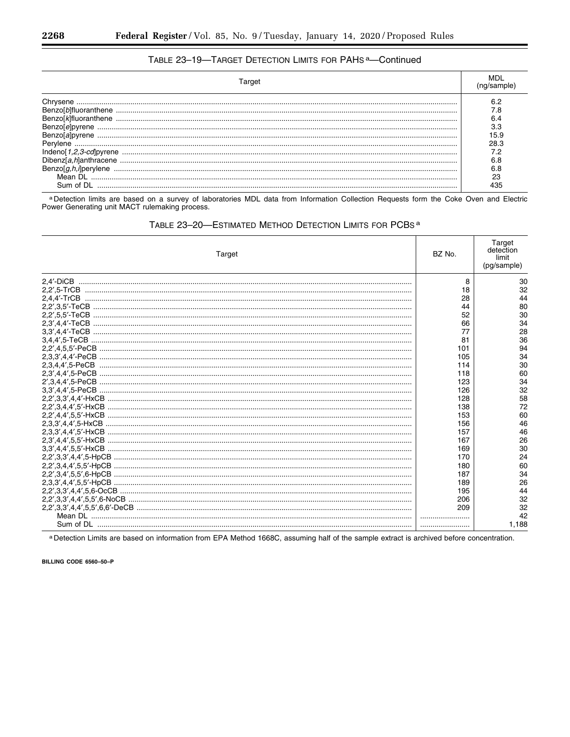TABLE 23–19—TARGET DETECTION LIMITS FOR PAHs [a]—Continued

| Target | MDL (ng/sample) |
|---|---|
| Chrysene | 6.2 |
| Benzo[*b*]fluoranthene | 7.8 |
| Benzo[*k*]fluoranthene | 6.4 |
| Benzo[*e*]pyrene | 3.3 |
| Benzo[*a*]pyrene | 15.9 |
| Perylene | 28.3 |
| Indeno[*1,2,3-cd*]pyrene | 7.2 |
| Dibenz[*a,h*]anthracene | 6.8 |
| Benzo[*g,h,i*]perylene | 6.8 |
| Mean DL | 23 |
| Sum of DL | 435 |

[a] Detection limits are based on a survey of laboratories MDL data from Information Collection Requests form the Coke Oven and Electric Power Generating unit MACT rulemaking process.

TABLE 23–20—ESTIMATED METHOD DETECTION LIMITS FOR PCBs [a]

| Target | BZ No. | Target detection limit (pg/sample) |
|---|---|---|
| 2,4′-DiCB | 8 | 30 |
| 2,2′,5-TrCB | 18 | 32 |
| 2,4,4′-TrCB | 28 | 44 |
| 2,2′,3,5′-TeCB | 44 | 80 |
| 2,2′,5,5′-TeCB | 52 | 30 |
| 2,3′,4,4′-TeCB | 66 | 34 |
| 3,3′,4,4′-TeCB | 77 | 28 |
| 3,4,4′,5-TeCB | 81 | 36 |
| 2,2′,4,5,5′-PeCB | 101 | 94 |
| 2,3,3′,4,4′-PeCB | 105 | 34 |
| 2,3,4,4′,5-PeCB | 114 | 30 |
| 2,3′,4,4′,5-PeCB | 118 | 60 |
| 2′,3,4,4′,5-PeCB | 123 | 34 |
| 3,3′,4,4′,5-PeCB | 126 | 32 |
| 2,2′,3,3′,4,4′-HxCB | 128 | 58 |
| 2,2′,3,4,4′,5′-HxCB | 138 | 72 |
| 2,2′,4,4′,5,5′-HxCB | 153 | 60 |
| 2,3,3′,4,4′,5-HxCB | 156 | 46 |
| 2,3,3′,4,4′,5′-HxCB | 157 | 46 |
| 2,3′,4,4′,5,5′-HxCB | 167 | 26 |
| 3,3′,4,4′,5,5′-HxCB | 169 | 30 |
| 2,2′,3,3′,4,4′,5-HpCB | 170 | 24 |
| 2,2′,3,4,4′,5,5′-HpCB | 180 | 60 |
| 2,2′,3,4′,5,5′,6-HpCB | 187 | 34 |
| 2,3,3′,4,4′,5,5′-HpCB | 189 | 26 |
| 2,2′,3,3′,4,4′,5,6-OcCB | 195 | 44 |
| 2,2′,3,3′,4,4′,5,5′,6-NoCB | 206 | 32 |
| 2,2′,3,3′,4,4′,5,5′,6,6′-DeCB | 209 | 32 |
| Mean DL | | 42 |
| Sum of DL | | 1,188 |

[a] Detection Limits are based on information from EPA Method 1668C, assuming half of the sample extract is archived before concentration.

BILLING CODE 6560–50–P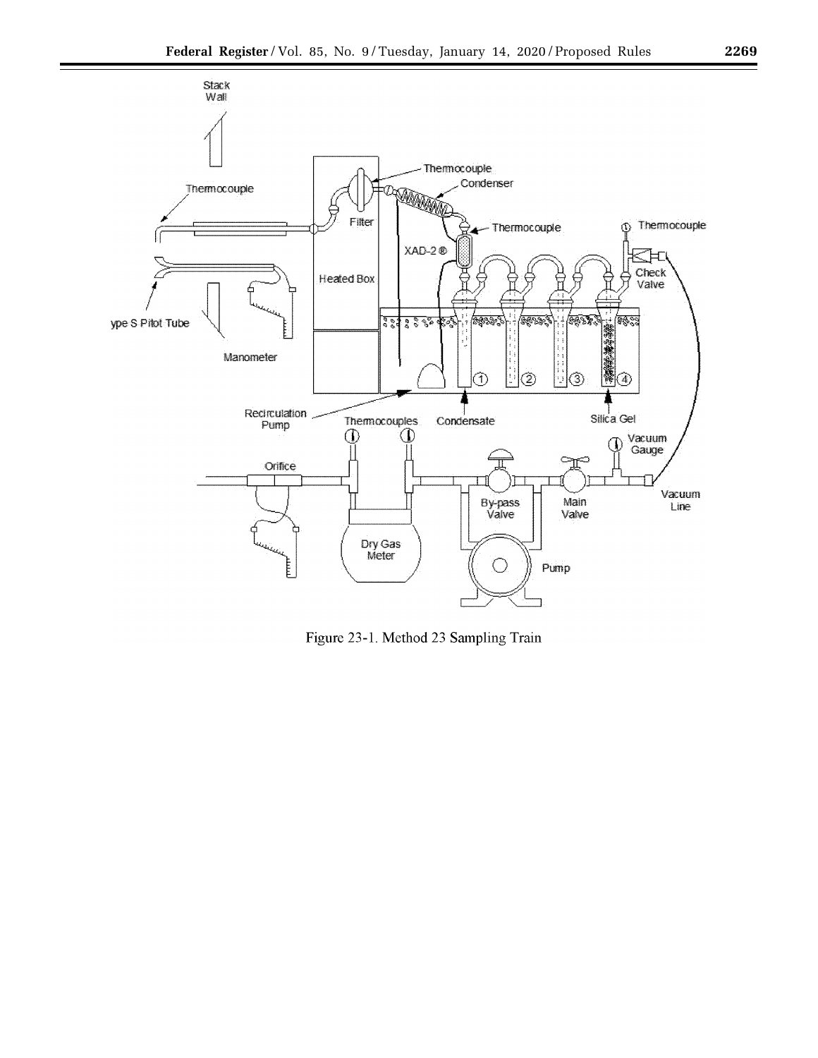Figure 23-1. Method 23 Sampling Train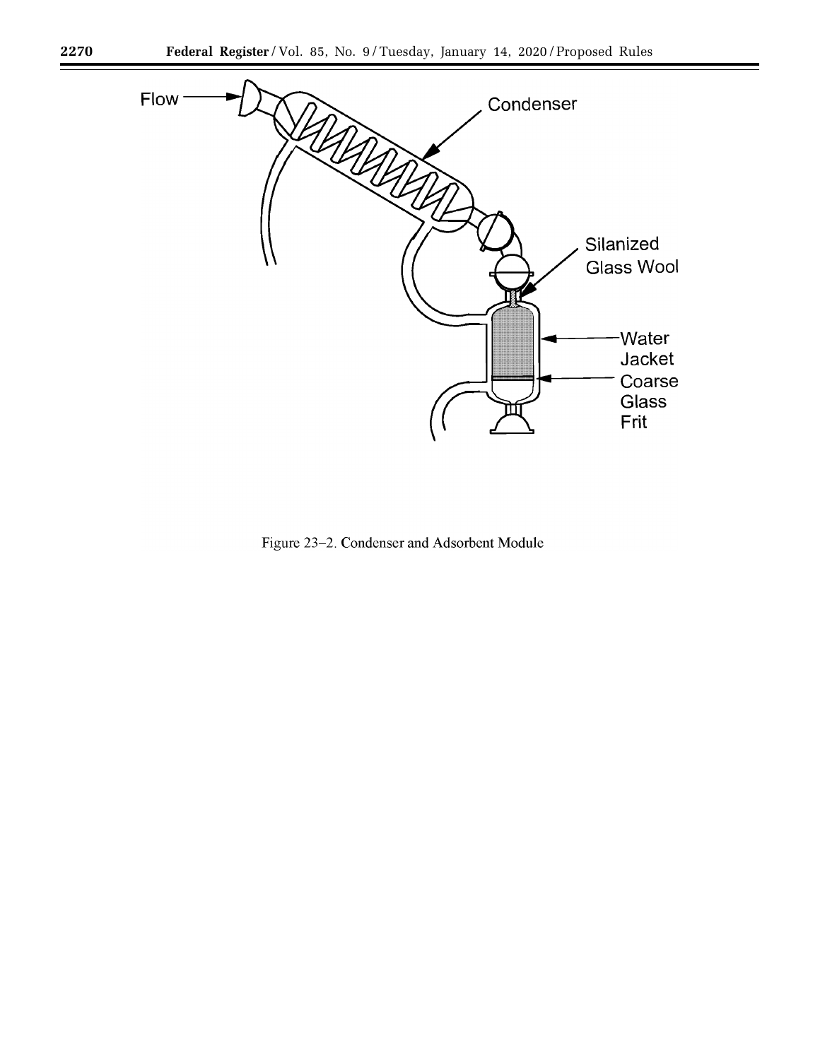Figure 23–2. Condenser and Adsorbent Module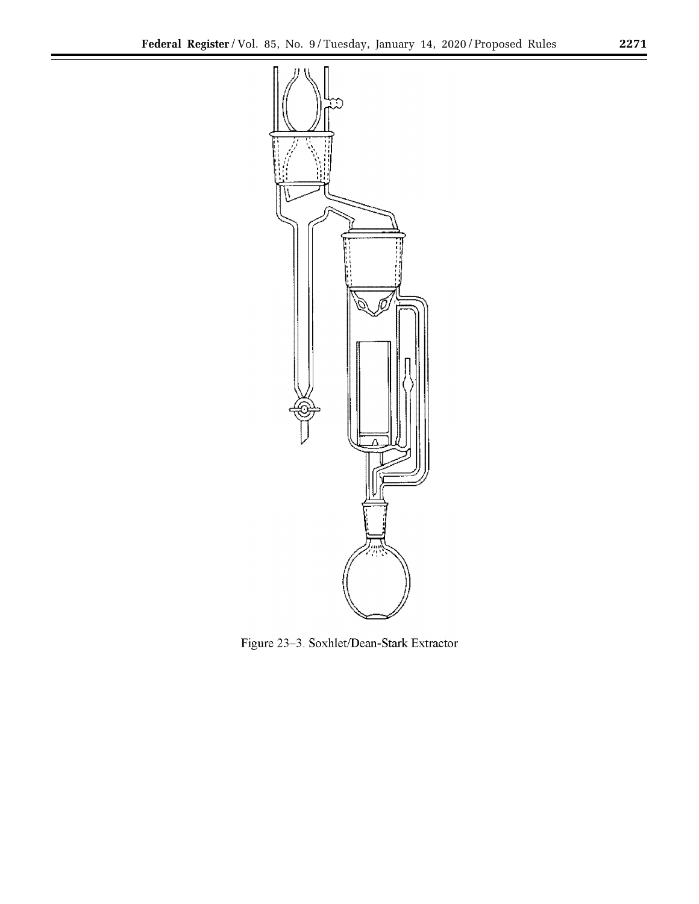Figure 23–3. Soxhlet/Dean-Stark Extractor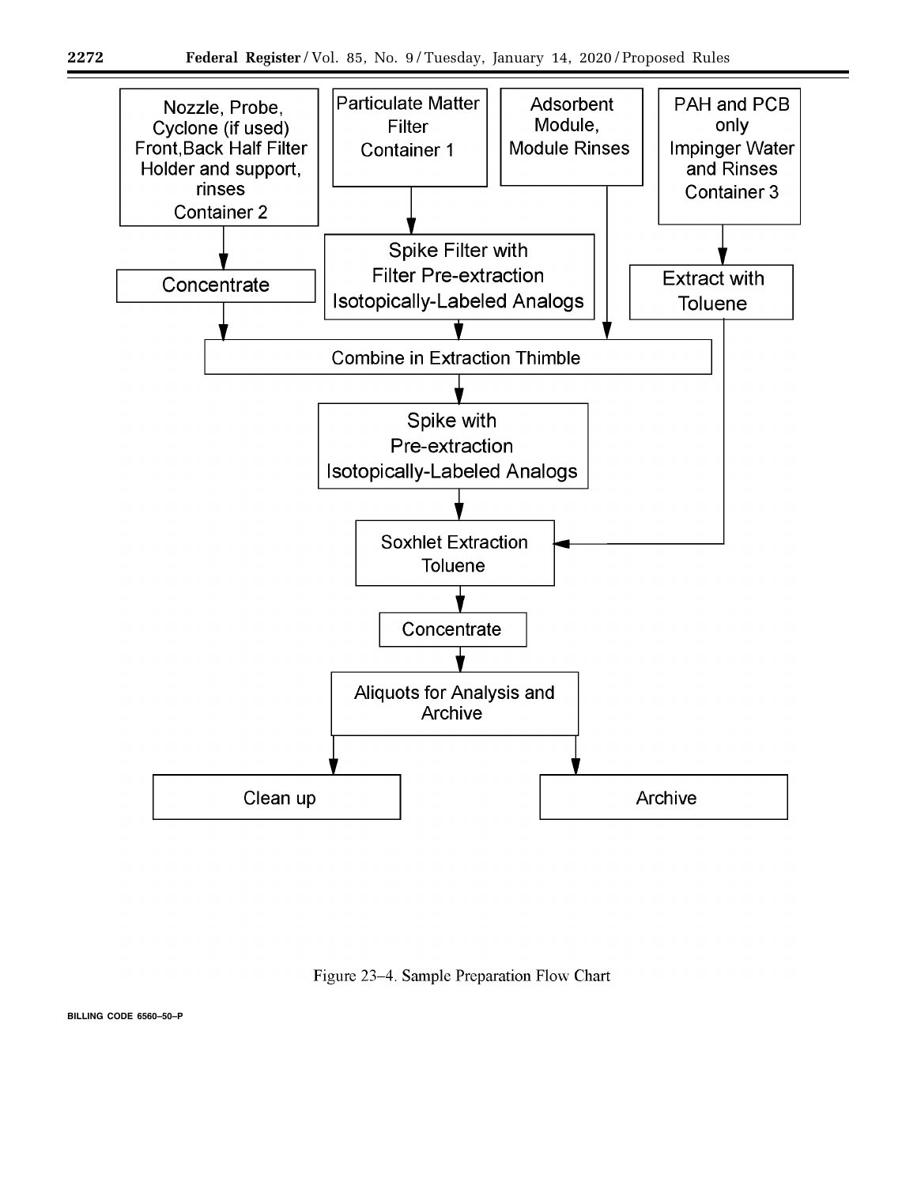- Nozzle, Probe, Cyclone (if used) Front, Back Half Filter Holder and support, rinses Container 2 → Concentrate → Combine in Extraction Thimble
- Particulate Matter Filter Container 1 → Spike Filter with Filter Pre-extraction Isotopically-Labeled Analogs → Combine in Extraction Thimble
- Adsorbent Module, Module Rinses → Combine in Extraction Thimble
- PAH and PCB only Impinger Water and Rinses Container 3 → Extract with Toluene → Soxhlet Extraction Toluene

Combine in Extraction Thimble → Spike with Pre-extraction Isotopically-Labeled Analogs → Soxhlet Extraction Toluene → Concentrate → Aliquots for Analysis and Archive → Clean up / Archive

Figure 23–4. Sample Preparation Flow Chart

BILLING CODE 6560–50–P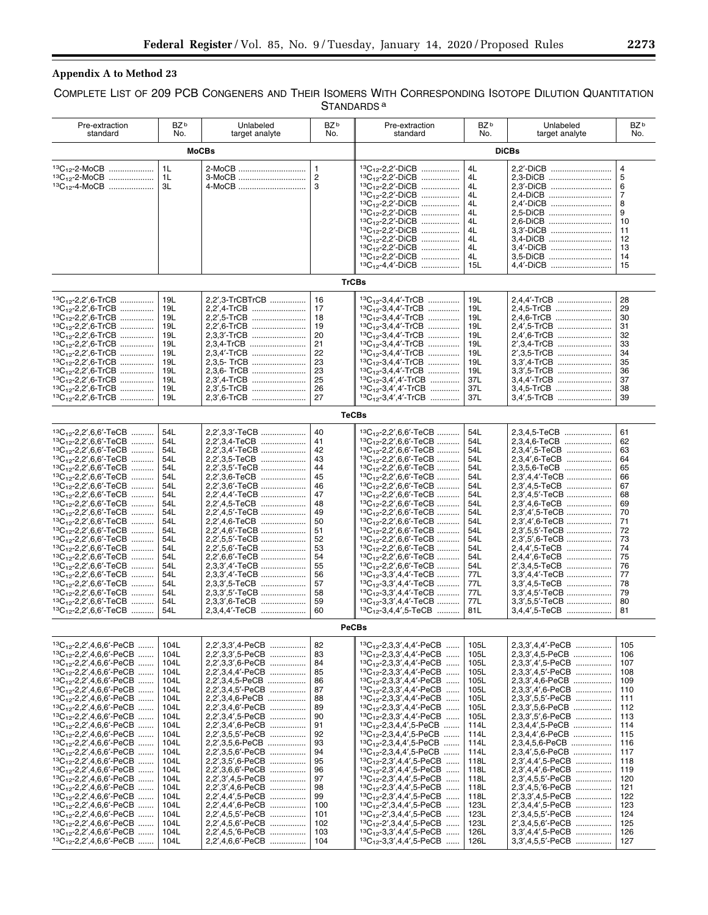## Appendix A to Method 23

COMPLETE LIST OF 209 PCB CONGENERS AND THEIR ISOMERS WITH CORRESPONDING ISOTOPE DILUTION QUANTITATION STANDARDS[a]

| Pre-extraction standard | BZ[b] No. | Unlabeled target analyte | BZ[b] No. | Pre-extraction standard | BZ[b] No. | Unlabeled target analyte | BZ[b] No. |
|---|---|---|---|---|---|---|---|
| **MoCBs** | | | | **DiCBs** | | | |
| $^{13}C_{12}$-2-MoCB | 1L | 2-MoCB | 1 | $^{13}C_{12}$-2,2′-DiCB | 4L | 2,2′-DiCB | 4 |
| $^{13}C_{12}$-2-MoCB | 1L | 3-MoCB | 2 | $^{13}C_{12}$-2,2′-DiCB | 4L | 2,3-DiCB | 5 |
| $^{13}C_{12}$-4-MoCB | 3L | 4-MoCB | 3 | $^{13}C_{12}$-2,2′-DiCB | 4L | 2,3′-DiCB | 6 |
| | | | | $^{13}C_{12}$-2,2′-DiCB | 4L | 2,4-DiCB | 7 |
| | | | | $^{13}C_{12}$-2,2′-DiCB | 4L | 2,4′-DiCB | 8 |
| | | | | $^{13}C_{12}$-2,2′-DiCB | 4L | 2,5-DiCB | 9 |
| | | | | $^{13}C_{12}$-2,2′-DiCB | 4L | 2,6-DiCB | 10 |
| | | | | $^{13}C_{12}$-2,2′-DiCB | 4L | 3,3′-DiCB | 11 |
| | | | | $^{13}C_{12}$-2,2′-DiCB | 4L | 3,4-DiCB | 12 |
| | | | | $^{13}C_{12}$-2,2′-DiCB | 4L | 3,4′-DiCB | 13 |
| | | | | $^{13}C_{12}$-2,2′-DiCB | 4L | 3,5-DiCB | 14 |
| | | | | $^{13}C_{12}$-4,4′-DiCB | 15L | 4,4′-DiCB | 15 |
| **TrCBs** | | | | | | | |
| $^{13}C_{12}$-2,2′,6-TrCB | 19L | 2,2′,3-TrCBTrCB | 16 | $^{13}C_{12}$-3,4,4′-TrCB | 19L | 2,4,4′-TrCB | 28 |
| $^{13}C_{12}$-2,2′,6-TrCB | 19L | 2,2′,4-TrCB | 17 | $^{13}C_{12}$-3,4,4′-TrCB | 19L | 2,4,5-TrCB | 29 |
| $^{13}C_{12}$-2,2′,6-TrCB | 19L | 2,2′,5-TrCB | 18 | $^{13}C_{12}$-3,4,4′-TrCB | 19L | 2,4,6-TrCB | 30 |
| $^{13}C_{12}$-2,2′,6-TrCB | 19L | 2,2′,6-TrCB | 19 | $^{13}C_{12}$-3,4,4′-TrCB | 19L | 2,4′,5-TrCB | 31 |
| $^{13}C_{12}$-2,2′,6-TrCB | 19L | 2,3,3′-TrCB | 20 | $^{13}C_{12}$-3,4,4′-TrCB | 19L | 2,4′,6-TrCB | 32 |
| $^{13}C_{12}$-2,2′,6-TrCB | 19L | 2,3,4-TrCB | 21 | $^{13}C_{12}$-3,4,4′-TrCB | 19L | 2′,3,4-TrCB | 33 |
| $^{13}C_{12}$-2,2′,6-TrCB | 19L | 2,3,4′-TrCB | 22 | $^{13}C_{12}$-3,4,4′-TrCB | 19L | 2′,3,5-TrCB | 34 |
| $^{13}C_{12}$-2,2′,6-TrCB | 19L | 2,3,5- TrCB | 23 | $^{13}C_{12}$-3,4,4′-TrCB | 19L | 3,3′,4-TrCB | 35 |
| $^{13}C_{12}$-2,2′,6-TrCB | 19L | 2,3,6- TrCB | 23 | $^{13}C_{12}$-3,4,4′-TrCB | 19L | 3,3′,5-TrCB | 36 |
| $^{13}C_{12}$-2,2′,6-TrCB | 19L | 2,3′,4-TrCB | 25 | $^{13}C_{12}$-3,4′,4′-TrCB | 37L | 3,4,4′-TrCB | 37 |
| $^{13}C_{12}$-2,2′,6-TrCB | 19L | 2,3′,5-TrCB | 26 | $^{13}C_{12}$-3,4′,4′-TrCB | 37L | 3,4,5-TrCB | 38 |
| $^{13}C_{12}$-2,2′,6-TrCB | 19L | 2,3′,6-TrCB | 27 | $^{13}C_{12}$-3,4′,4′-TrCB | 37L | 3,4′,5-TrCB | 39 |
| **TeCBs** | | | | | | | |
| $^{13}C_{12}$-2,2′,6,6′-TeCB | 54L | 2,2′,3,3′-TeCB | 40 | $^{13}C_{12}$-2,2′,6,6′-TeCB | 54L | 2,3,4,5-TeCB | 61 |
| $^{13}C_{12}$-2,2′,6,6′-TeCB | 54L | 2,2′,3,4-TeCB | 41 | $^{13}C_{12}$-2,2′,6,6′-TeCB | 54L | 2,3,4,6-TeCB | 62 |
| $^{13}C_{12}$-2,2′,6,6′-TeCB | 54L | 2,2′,3,4′-TeCB | 42 | $^{13}C_{12}$-2,2′,6,6′-TeCB | 54L | 2,3,4′,5-TeCB | 63 |
| $^{13}C_{12}$-2,2′,6,6′-TeCB | 54L | 2,2′,3,5-TeCB | 43 | $^{13}C_{12}$-2,2′,6,6′-TeCB | 54L | 2,3,4′,6-TeCB | 64 |
| $^{13}C_{12}$-2,2′,6,6′-TeCB | 54L | 2,2′,3,5′-TeCB | 44 | $^{13}C_{12}$-2,2′,6,6′-TeCB | 54L | 2,3,5,6-TeCB | 65 |
| $^{13}C_{12}$-2,2′,6,6′-TeCB | 54L | 2,2′,3,6-TeCB | 45 | $^{13}C_{12}$-2,2′,6,6′-TeCB | 54L | 2,3′,4,4′-TeCB | 66 |
| $^{13}C_{12}$-2,2′,6,6′-TeCB | 54L | 2,2′,3,6′-TeCB | 46 | $^{13}C_{12}$-2,2′,6,6′-TeCB | 54L | 2,3′,4,5-TeCB | 67 |
| $^{13}C_{12}$-2,2′,6,6′-TeCB | 54L | 2,2′,4,4′-TeCB | 47 | $^{13}C_{12}$-2,2′,6,6′-TeCB | 54L | 2,3′,4,5′-TeCB | 68 |
| $^{13}C_{12}$-2,2′,6,6′-TeCB | 54L | 2,2′,4,5-TeCB | 48 | $^{13}C_{12}$-2,2′,6,6′-TeCB | 54L | 2,3′,4,6-TeCB | 69 |
| $^{13}C_{12}$-2,2′,6,6′-TeCB | 54L | 2,2′,4,5′-TeCB | 49 | $^{13}C_{12}$-2,2′,6,6′-TeCB | 54L | 2,3′,4′,5-TeCB | 70 |
| $^{13}C_{12}$-2,2′,6,6′-TeCB | 54L | 2,2′,4,6-TeCB | 50 | $^{13}C_{12}$-2,2′,6,6′-TeCB | 54L | 2,3′,4′,6-TeCB | 71 |
| $^{13}C_{12}$-2,2′,6,6′-TeCB | 54L | 2,2′,4,6′-TeCB | 51 | $^{13}C_{12}$-2,2′,6,6′-TeCB | 54L | 2,3′,5,5′-TeCB | 72 |
| $^{13}C_{12}$-2,2′,6,6′-TeCB | 54L | 2,2′,5,5′-TeCB | 52 | $^{13}C_{12}$-2,2′,6,6′-TeCB | 54L | 2,3′,5′,6-TeCB | 73 |
| $^{13}C_{12}$-2,2′,6,6′-TeCB | 54L | 2,2′,5,6′-TeCB | 53 | $^{13}C_{12}$-2,2′,6,6′-TeCB | 54L | 2,4,4′,5-TeCB | 74 |
| $^{13}C_{12}$-2,2′,6,6′-TeCB | 54L | 2,2′,6,6′-TeCB | 54 | $^{13}C_{12}$-2,2′,6,6′-TeCB | 54L | 2,4,4′,6-TeCB | 75 |
| $^{13}C_{12}$-2,2′,6,6′-TeCB | 54L | 2,3,3′,4′-TeCB | 55 | $^{13}C_{12}$-2,2′,6,6′-TeCB | 54L | 2′,3,4,5-TeCB | 76 |
| $^{13}C_{12}$-2,2′,6,6′-TeCB | 54L | 2,3,3′,4′-TeCB | 56 | $^{13}C_{12}$-3,3′,4,4′-TeCB | 77L | 3,3′,4,4′-TeCB | 77 |
| $^{13}C_{12}$-2,2′,6,6′-TeCB | 54L | 2,3,3′,5-TeCB | 57 | $^{13}C_{12}$-3,3′,4,4′-TeCB | 77L | 3,3′,4,5-TeCB | 78 |
| $^{13}C_{12}$-2,2′,6,6′-TeCB | 54L | 2,3,3′,5′-TeCB | 58 | $^{13}C_{12}$-3,3′,4,4′-TeCB | 77L | 3,3′,4,5′-TeCB | 79 |
| $^{13}C_{12}$-2,2′,6,6′-TeCB | 54L | 2,3,3′,6-TeCB | 59 | $^{13}C_{12}$-3,3′,4,4′-TeCB | 77L | 3,3′,5,5′-TeCB | 80 |
| $^{13}C_{12}$-2,2′,6,6′-TeCB | 54L | 2,3,4,4′-TeCB | 60 | $^{13}C_{12}$-3,4,4′,5-TeCB | 81L | 3,4,4′,5-TeCB | 81 |
| **PeCBs** | | | | | | | |
| $^{13}C_{12}$-2,2′,4,6,6′-PeCB | 104L | 2,2′,3,3′,4-PeCB | 82 | $^{13}C_{12}$-2,3,3′,4,4′-PeCB | 105L | 2,3,3′,4,4′-PeCB | 105 |
| $^{13}C_{12}$-2,2′,4,6,6′-PeCB | 104L | 2,2′,3,3′,5-PeCB | 83 | $^{13}C_{12}$-2,3,3′,4,4′-PeCB | 105L | 2,3,3′,4,5-PeCB | 106 |
| $^{13}C_{12}$-2,2′,4,6,6′-PeCB | 104L | 2,2′,3,3′,6-PeCB | 84 | $^{13}C_{12}$-2,3,3′,4,4′-PeCB | 105L | 2,3,3′,4′,5-PeCB | 107 |
| $^{13}C_{12}$-2,2′,4,6,6′-PeCB | 104L | 2,2′,3,4,4′-PeCB | 85 | $^{13}C_{12}$-2,3,3′,4,4′-PeCB | 105L | 2,3,3′,4,5′-PeCB | 108 |
| $^{13}C_{12}$-2,2′,4,6,6′-PeCB | 104L | 2,2′,3,4,5-PeCB | 86 | $^{13}C_{12}$-2,3,3′,4,4′-PeCB | 105L | 2,3,3′,4,6-PeCB | 109 |
| $^{13}C_{12}$-2,2′,4,6,6′-PeCB | 104L | 2,2′,3,4,5′-PeCB | 87 | $^{13}C_{12}$-2,3,3′,4,4′-PeCB | 105L | 2,3,3′,4′,6-PeCB | 110 |
| $^{13}C_{12}$-2,2′,4,6,6′-PeCB | 104L | 2,2′,3,4,6-PeCB | 88 | $^{13}C_{12}$-2,3,3′,4,4′-PeCB | 105L | 2,3,3′,5,5′-PeCB | 111 |
| $^{13}C_{12}$-2,2′,4,6,6′-PeCB | 104L | 2,2′,3,4,6′-PeCB | 89 | $^{13}C_{12}$-2,3,3′,4,4′-PeCB | 105L | 2,3,3′,5,6-PeCB | 112 |
| $^{13}C_{12}$-2,2′,4,6,6′-PeCB | 104L | 2,2′,3,4′,5-PeCB | 90 | $^{13}C_{12}$-2,3,3′,4,4′-PeCB | 105L | 2,3,3′,5′,6-PeCB | 113 |
| $^{13}C_{12}$-2,2′,4,6,6′-PeCB | 104L | 2,2′,3,4′,6-PeCB | 91 | $^{13}C_{12}$-2,3,4,4′,5-PeCB | 114L | 2,3,4,4′,5-PeCB | 114 |
| $^{13}C_{12}$-2,2′,4,6,6′-PeCB | 104L | 2,2′,3,5,5′-PeCB | 92 | $^{13}C_{12}$-2,3,4,4′,5-PeCB | 114L | 2,3,4,4′,6-PeCB | 115 |
| $^{13}C_{12}$-2,2′,4,6,6′-PeCB | 104L | 2,2′,3,5,6-PeCB | 93 | $^{13}C_{12}$-2,3,4,4′,5-PeCB | 114L | 2,3,4,5,6-PeCB | 116 |
| $^{13}C_{12}$-2,2′,4,6,6′-PeCB | 104L | 2,2′,3,5,6′-PeCB | 94 | $^{13}C_{12}$-2,3,4,4′,5-PeCB | 114L | 2,3,4′,5,6-PeCB | 117 |
| $^{13}C_{12}$-2,2′,4,6,6′-PeCB | 104L | 2,2′,3,5′,6-PeCB | 95 | $^{13}C_{12}$-2,3′,4,4′,5-PeCB | 118L | 2,3′,4,4′,5-PeCB | 118 |
| $^{13}C_{12}$-2,2′,4,6,6′-PeCB | 104L | 2,2′,3,6,6′-PeCB | 96 | $^{13}C_{12}$-2,3′,4,4′,5-PeCB | 118L | 2,3′,4,4′,6-PeCB | 119 |
| $^{13}C_{12}$-2,2′,4,6,6′-PeCB | 104L | 2,2′,3′,4,5-PeCB | 97 | $^{13}C_{12}$-2,3′,4,4′,5-PeCB | 118L | 2,3′,4,5,5′-PeCB | 120 |
| $^{13}C_{12}$-2,2′,4,6,6′-PeCB | 104L | 2,2′,3′,4,6-PeCB | 98 | $^{13}C_{12}$-2,3′,4,4′,5-PeCB | 118L | 2,3′,4,5,′6-PeCB | 121 |
| $^{13}C_{12}$-2,2′,4,6,6′-PeCB | 104L | 2,2′,4,4′,5-PeCB | 99 | $^{13}C_{12}$-2,3′,4,4′,5-PeCB | 118L | 2′,3,3′,4,5-PeCB | 122 |
| $^{13}C_{12}$-2,2′,4,6,6′-PeCB | 104L | 2,2′,4,4′,6-PeCB | 100 | $^{13}C_{12}$-2′,3,4,4′,5-PeCB | 123L | 2′,3,4,4′,5-PeCB | 123 |
| $^{13}C_{12}$-2,2′,4,6,6′-PeCB | 104L | 2,2′,4,5,5′-PeCB | 101 | $^{13}C_{12}$-2′,3,4,4′,5-PeCB | 123L | 2′,3,4,5,5′-PeCB | 124 |
| $^{13}C_{12}$-2,2′,4,6,6′-PeCB | 104L | 2,2′,4,5,6′-PeCB | 102 | $^{13}C_{12}$-2′,3,4,4′,5-PeCB | 123L | 2′,3,4,5,6′-PeCB | 125 |
| $^{13}C_{12}$-2,2′,4,6,6′-PeCB | 104L | 2,2′,4,5,′6-PeCB | 103 | $^{13}C_{12}$-3,3′,4,4′,5-PeCB | 126L | 3,3′,4,4′,5-PeCB | 126 |
| $^{13}C_{12}$-2,2′,4,6,6′-PeCB | 104L | 2,2′,4,6,6′-PeCB | 104 | $^{13}C_{12}$-3,3′,4,4′,5-PeCB | 126L | 3,3′,4,5,5′-PeCB | 127 |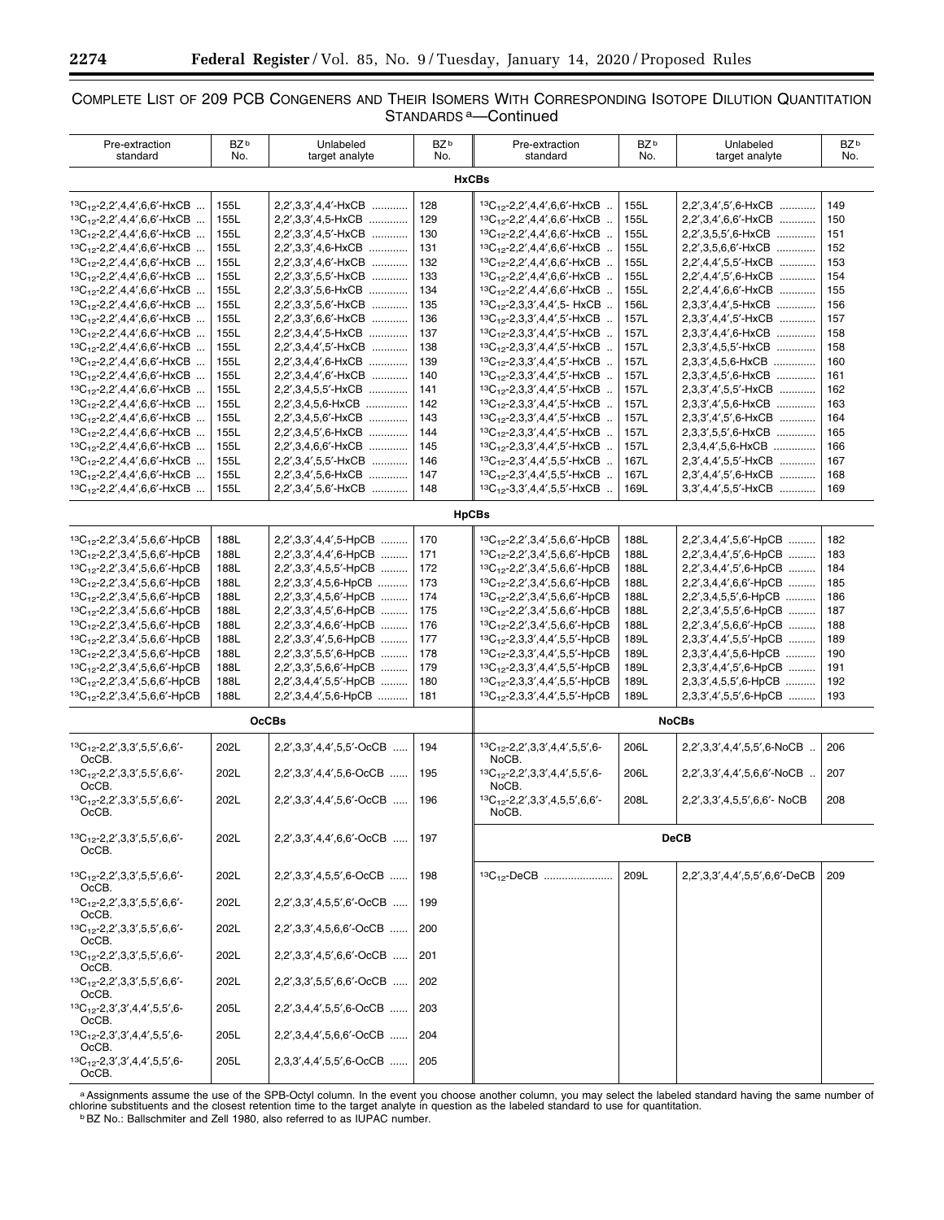COMPLETE LIST OF 209 PCB CONGENERS AND THEIR ISOMERS WITH CORRESPONDING ISOTOPE DILUTION QUANTITATION STANDARDS [a]—Continued

| Pre-extraction standard | BZ [b] No. | Unlabeled target analyte | BZ [b] No. | Pre-extraction standard | BZ [b] No. | Unlabeled target analyte | BZ [b] No. |
|---|---|---|---|---|---|---|---|
| **HxCBs** | | | | | | | |
| $^{13}C_{12}$-2,2′,4,4′,6,6′-HxCB | 155L | 2,2′,3,3′,4,4′-HxCB | 128 | $^{13}C_{12}$-2,2′,4,4′,6,6′-HxCB | 155L | 2,2′,3,4′,5′,6-HxCB | 149 |
| $^{13}C_{12}$-2,2′,4,4′,6,6′-HxCB | 155L | 2,2′,3,3′,4,5-HxCB | 129 | $^{13}C_{12}$-2,2′,4,4′,6,6′-HxCB | 155L | 2,2′,3,4′,6,6′-HxCB | 150 |
| $^{13}C_{12}$-2,2′,4,4′,6,6′-HxCB | 155L | 2,2′,3,3′,4,5′-HxCB | 130 | $^{13}C_{12}$-2,2′,4,4′,6,6′-HxCB | 155L | 2,2′,3,5,5′,6-HxCB | 151 |
| $^{13}C_{12}$-2,2′,4,4′,6,6′-HxCB | 155L | 2,2′,3,3′,4,6-HxCB | 131 | $^{13}C_{12}$-2,2′,4,4′,6,6′-HxCB | 155L | 2,2′,3,5,6,6′-HxCB | 152 |
| $^{13}C_{12}$-2,2′,4,4′,6,6′-HxCB | 155L | 2,2′,3,3′,4,6′-HxCB | 132 | $^{13}C_{12}$-2,2′,4,4′,6,6′-HxCB | 155L | 2,2′,4,4′,5,5′-HxCB | 153 |
| $^{13}C_{12}$-2,2′,4,4′,6,6′-HxCB | 155L | 2,2′,3,3′,5,5′-HxCB | 133 | $^{13}C_{12}$-2,2′,4,4′,6,6′-HxCB | 155L | 2,2′,4,4′,5′,6-HxCB | 154 |
| $^{13}C_{12}$-2,2′,4,4′,6,6′-HxCB | 155L | 2,2′,3,3′,5,6-HxCB | 134 | $^{13}C_{12}$-2,2′,4,4′,6,6′-HxCB | 155L | 2,2′,4,4′,6,6′-HxCB | 155 |
| $^{13}C_{12}$-2,2′,4,4′,6,6′-HxCB | 155L | 2,2′,3,3′,5,6′-HxCB | 135 | $^{13}C_{12}$-2,3,3′,4,4′,5- HxCB | 156L | 2,3,3′,4,4′,5-HxCB | 156 |
| $^{13}C_{12}$-2,2′,4,4′,6,6′-HxCB | 155L | 2,2′,3,3′,6,6′-HxCB | 136 | $^{13}C_{12}$-2,3,3′,4,4′,5′-HxCB | 157L | 2,3,3′,4,4′,5′-HxCB | 157 |
| $^{13}C_{12}$-2,2′,4,4′,6,6′-HxCB | 155L | 2,2′,3,4,4′,5-HxCB | 137 | $^{13}C_{12}$-2,3,3′,4,4′,5′-HxCB | 157L | 2,3,3′,4,4′,6-HxCB | 158 |
| $^{13}C_{12}$-2,2′,4,4′,6,6′-HxCB | 155L | 2,2′,3,4,4′,5′-HxCB | 138 | $^{13}C_{12}$-2,3,3′,4,4′,5′-HxCB | 157L | 2,3,3′,4,5,5′-HxCB | 158 |
| $^{13}C_{12}$-2,2′,4,4′,6,6′-HxCB | 155L | 2,2′,3,4,4′,6-HxCB | 139 | $^{13}C_{12}$-2,3,3′,4,4′,5′-HxCB | 157L | 2,3,3′,4,5,6-HxCB | 160 |
| $^{13}C_{12}$-2,2′,4,4′,6,6′-HxCB | 155L | 2,2′,3,4,4′,6′-HxCB | 140 | $^{13}C_{12}$-2,3,3′,4,4′,5′-HxCB | 157L | 2,3,3′,4,5′,6-HxCB | 161 |
| $^{13}C_{12}$-2,2′,4,4′,6,6′-HxCB | 155L | 2,2′,3,4,5,5′-HxCB | 141 | $^{13}C_{12}$-2,3,3′,4,4′,5′-HxCB | 157L | 2,3,3′,4′,5,5′-HxCB | 162 |
| $^{13}C_{12}$-2,2′,4,4′,6,6′-HxCB | 155L | 2,2′,3,4,5,6-HxCB | 142 | $^{13}C_{12}$-2,3,3′,4,4′,5′-HxCB | 157L | 2,3,3′,4′,5,6-HxCB | 163 |
| $^{13}C_{12}$-2,2′,4,4′,6,6′-HxCB | 155L | 2,2′,3,4,5,6′-HxCB | 143 | $^{13}C_{12}$-2,3,3′,4,4′,5′-HxCB | 157L | 2,3,3′,4′,5′,6-HxCB | 164 |
| $^{13}C_{12}$-2,2′,4,4′,6,6′-HxCB | 155L | 2,2′,3,4,5′,6-HxCB | 144 | $^{13}C_{12}$-2,3,3′,4,4′,5′-HxCB | 157L | 2,3,3′,5,5′,6-HxCB | 165 |
| $^{13}C_{12}$-2,2′,4,4′,6,6′-HxCB | 155L | 2,2′,3,4,6,6′-HxCB | 145 | $^{13}C_{12}$-2,3,3′,4,4′,5′-HxCB | 157L | 2,3,4,4′,5,6-HxCB | 166 |
| $^{13}C_{12}$-2,2′,4,4′,6,6′-HxCB | 155L | 2,2′,3,4′,5,5′-HxCB | 146 | $^{13}C_{12}$-2,3′,4,4′,5,5′-HxCB | 167L | 2,3′,4,4′,5,5′-HxCB | 167 |
| $^{13}C_{12}$-2,2′,4,4′,6,6′-HxCB | 155L | 2,2′,3,4′,5,6-HxCB | 147 | $^{13}C_{12}$-2,3′,4,4′,5,5′-HxCB | 167L | 2,3′,4,4′,5′,6-HxCB | 168 |
| $^{13}C_{12}$-2,2′,4,4′,6,6′-HxCB | 155L | 2,2′,3,4′,5,6′-HxCB | 148 | $^{13}C_{12}$-3,3′,4,4′,5,5′-HxCB | 169L | 3,3′,4,4′,5,5′-HxCB | 169 |
| **HpCBs** | | | | | | | |
| $^{13}C_{12}$-2,2′,3,4′,5,6,6′-HpCB | 188L | 2,2′,3,3′,4,4′,5-HpCB | 170 | $^{13}C_{12}$-2,2′,3,4′,5,6,6′-HpCB | 188L | 2,2′,3,4,4′,5,6′-HpCB | 182 |
| $^{13}C_{12}$-2,2′,3,4′,5,6,6′-HpCB | 188L | 2,2′,3,3′,4,4′,6-HpCB | 171 | $^{13}C_{12}$-2,2′,3,4′,5,6,6′-HpCB | 188L | 2,2′,3,4,4′,5′,6-HpCB | 183 |
| $^{13}C_{12}$-2,2′,3,4′,5,6,6′-HpCB | 188L | 2,2′,3,3′,4,5,5′-HpCB | 172 | $^{13}C_{12}$-2,2′,3,4′,5,6,6′-HpCB | 188L | 2,2′,3,4,4′,5′,6-HpCB | 184 |
| $^{13}C_{12}$-2,2′,3,4′,5,6,6′-HpCB | 188L | 2,2′,3,3′,4,5,6-HpCB | 173 | $^{13}C_{12}$-2,2′,3,4′,5,6,6′-HpCB | 188L | 2,2′,3,4,4′,6,6′-HpCB | 185 |
| $^{13}C_{12}$-2,2′,3,4′,5,6,6′-HpCB | 188L | 2,2′,3,3′,4,5,6′-HpCB | 174 | $^{13}C_{12}$-2,2′,3,4′,5,6,6′-HpCB | 188L | 2,2′,3,4,5,5′,6-HpCB | 186 |
| $^{13}C_{12}$-2,2′,3,4′,5,6,6′-HpCB | 188L | 2,2′,3,3′,4,5′,6-HpCB | 175 | $^{13}C_{12}$-2,2′,3,4′,5,6,6′-HpCB | 188L | 2,2′,3,4′,5,5′,6-HpCB | 187 |
| $^{13}C_{12}$-2,2′,3,4′,5,6,6′-HpCB | 188L | 2,2′,3,3′,4,6,6′-HpCB | 176 | $^{13}C_{12}$-2,2′,3,4′,5,6,6′-HpCB | 188L | 2,2′,3,4′,5,6,6′-HpCB | 188 |
| $^{13}C_{12}$-2,2′,3,4′,5,6,6′-HpCB | 188L | 2,2′,3,3′,4′,5,6-HpCB | 177 | $^{13}C_{12}$-2,3,3′,4,4′,5,5′-HpCB | 189L | 2,3,3′,4,4′,5,5′-HpCB | 189 |
| $^{13}C_{12}$-2,2′,3,4′,5,6,6′-HpCB | 188L | 2,2′,3,3′,5,5′,6-HpCB | 178 | $^{13}C_{12}$-2,3,3′,4,4′,5,5′-HpCB | 189L | 2,3,3′,4,4′,5,6-HpCB | 190 |
| $^{13}C_{12}$-2,2′,3,4′,5,6,6′-HpCB | 188L | 2,2′,3,3′,5,6,6′-HpCB | 179 | $^{13}C_{12}$-2,3,3′,4,4′,5,5′-HpCB | 189L | 2,3,3′,4,4′,5′,6-HpCB | 191 |
| $^{13}C_{12}$-2,2′,3,4′,5,6,6′-HpCB | 188L | 2,2′,3,4,4′,5,5′-HpCB | 180 | $^{13}C_{12}$-2,3,3′,4,4′,5,5′-HpCB | 189L | 2,3,3′,4,5,5′,6-HpCB | 192 |
| $^{13}C_{12}$-2,2′,3,4′,5,6,6′-HpCB | 188L | 2,2′,3,4,4′,5,6-HpCB | 181 | $^{13}C_{12}$-2,3,3′,4,4′,5,5′-HpCB | 189L | 2,3,3′,4′,5,5′,6-HpCB | 193 |
| **OcCBs** | | | | **NoCBs** | | | |
| $^{13}C_{12}$-2,2′,3,3′,5,5′,6,6′-OcCB. | 202L | 2,2′,3,3′,4,4′,5,5′-OcCB | 194 | $^{13}C_{12}$-2,2′,3,3′,4,4′,5,5′,6-NoCB. | 206L | 2,2′,3,3′,4,4′,5,5′,6-NoCB | 206 |
| $^{13}C_{12}$-2,2′,3,3′,5,5′,6,6′-OcCB. | 202L | 2,2′,3,3′,4,4′,5,6-OcCB | 195 | $^{13}C_{12}$-2,2′,3,3′,4,4′,5,5′,6-NoCB. | 206L | 2,2′,3,3′,4,4′,5,6,6′-NoCB | 207 |
| $^{13}C_{12}$-2,2′,3,3′,5,5′,6,6′-OcCB. | 202L | 2,2′,3,3′,4,4′,5,6′-OcCB | 196 | $^{13}C_{12}$-2,2′,3,3′,4,5,5′,6,6′-NoCB. | 208L | 2,2′,3,3′,4,5,5′,6,6′- NoCB | 208 |
| $^{13}C_{12}$-2,2′,3,3′,5,5′,6,6′-OcCB. | 202L | 2,2′,3,3′,4,4′,6,6′-OcCB | 197 | **DeCB** | | | |
| $^{13}C_{12}$-2,2′,3,3′,5,5′,6,6′-OcCB. | 202L | 2,2′,3,3′,4,5,5′,6-OcCB | 198 | $^{13}C_{12}$-DeCB | 209L | 2,2′,3,3′,4,4′,5,5′,6,6′-DeCB | 209 |
| $^{13}C_{12}$-2,2′,3,3′,5,5′,6,6′-OcCB. | 202L | 2,2′,3,3′,4,5,5′,6′-OcCB | 199 | | | | |
| $^{13}C_{12}$-2,2′,3,3′,5,5′,6,6′-OcCB. | 202L | 2,2′,3,3′,4,5,6,6′-OcCB | 200 | | | | |
| $^{13}C_{12}$-2,2′,3,3′,5,5′,6,6′-OcCB. | 202L | 2,2′,3,3′,4,5′,6,6′-OcCB | 201 | | | | |
| $^{13}C_{12}$-2,2′,3,3′,5,5′,6,6′-OcCB. | 202L | 2,2′,3,3′,5,5′,6,6′-OcCB | 202 | | | | |
| $^{13}C_{12}$-2,3,3′,3′,4,4′,5,5′,6-OcCB. | 205L | 2,2′,3,4,4′,5,5′,6-OcCB | 203 | | | | |
| $^{13}C_{12}$-2,3,3′,3′,4,4′,5,5′,6-OcCB. | 205L | 2,2′,3,4,4′,5,6,6′-OcCB | 204 | | | | |
| $^{13}C_{12}$-2,3,3′,3′,4,4′,5,5′,6-OcCB. | 205L | 2,3,3′,4,4′,5,5′,6-OcCB | 205 | | | | |

[a] Assignments assume the use of the SPB-Octyl column. In the event you choose another column, you may select the labeled standard having the same number of chlorine substituents and the closest retention time to the target analyte in question as the labeled standard to use for quantitation.

[b] BZ No.: Ballschmiter and Zell 1980, also referred to as IUPAC number.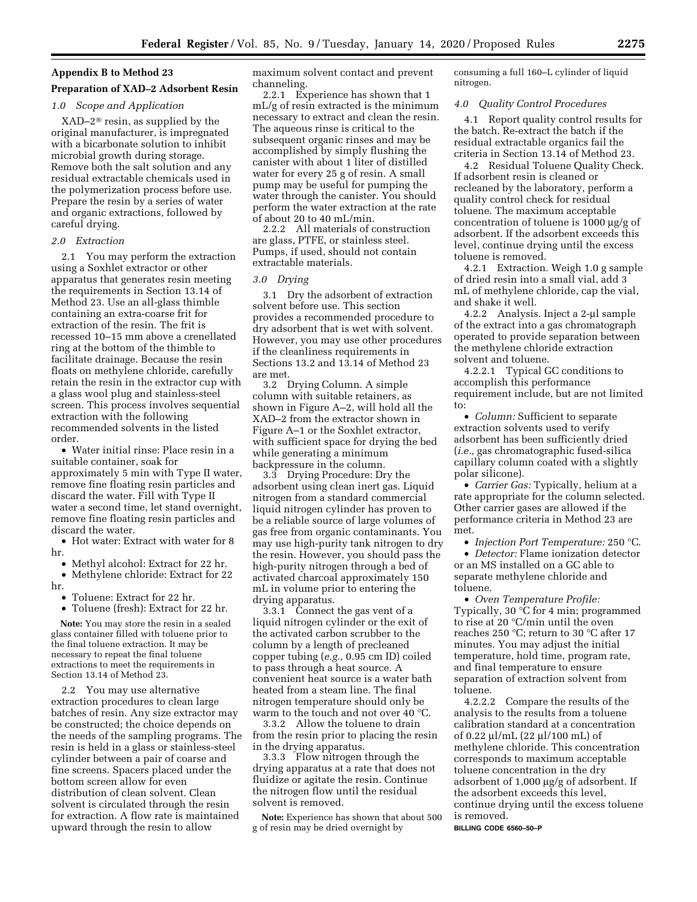## Appendix B to Method 23

### Preparation of XAD–2 Adsorbent Resin

*1.0 Scope and Application*

XAD–2® resin, as supplied by the original manufacturer, is impregnated with a bicarbonate solution to inhibit microbial growth during storage. Remove both the salt solution and any residual extractable chemicals used in the polymerization process before use. Prepare the resin by a series of water and organic extractions, followed by careful drying.

*2.0 Extraction*

2.1 You may perform the extraction using a Soxhlet extractor or other apparatus that generates resin meeting the requirements in Section 13.14 of Method 23. Use an all-glass thimble containing an extra-coarse frit for extraction of the resin. The frit is recessed 10–15 mm above a crenellated ring at the bottom of the thimble to facilitate drainage. Because the resin floats on methylene chloride, carefully retain the resin in the extractor cup with a glass wool plug and stainless-steel screen. This process involves sequential extraction with the following recommended solvents in the listed order.

- Water initial rinse: Place resin in a suitable container, soak for approximately 5 min with Type II water, remove fine floating resin particles and discard the water. Fill with Type II water a second time, let stand overnight, remove fine floating resin particles and discard the water.
- Hot water: Extract with water for 8 hr.
- Methyl alcohol: Extract for 22 hr.
- Methylene chloride: Extract for 22 hr.
- Toluene: Extract for 22 hr.
- Toluene (fresh): Extract for 22 hr.

**Note:** You may store the resin in a sealed glass container filled with toluene prior to the final toluene extraction. It may be necessary to repeat the final toluene extractions to meet the requirements in Section 13.14 of Method 23.

2.2 You may use alternative extraction procedures to clean large batches of resin. Any size extractor may be constructed; the choice depends on the needs of the sampling programs. The resin is held in a glass or stainless-steel cylinder between a pair of coarse and fine screens. Spacers placed under the bottom screen allow for even distribution of clean solvent. Clean solvent is circulated through the resin for extraction. A flow rate is maintained upward through the resin to allow maximum solvent contact and prevent channeling.

2.2.1 Experience has shown that 1 mL/g of resin extracted is the minimum necessary to extract and clean the resin. The aqueous rinse is critical to the subsequent organic rinses and may be accomplished by simply flushing the canister with about 1 liter of distilled water for every 25 g of resin. A small pump may be useful for pumping the water through the canister. You should perform the water extraction at the rate of about 20 to 40 mL/min.

2.2.2 All materials of construction are glass, PTFE, or stainless steel. Pumps, if used, should not contain extractable materials.

*3.0 Drying*

3.1 Dry the adsorbent of extraction solvent before use. This section provides a recommended procedure to dry adsorbent that is wet with solvent. However, you may use other procedures if the cleanliness requirements in Sections 13.2 and 13.14 of Method 23 are met.

3.2 Drying Column. A simple column with suitable retainers, as shown in Figure A–2, will hold all the XAD–2 from the extractor shown in Figure A–1 or the Soxhlet extractor, with sufficient space for drying the bed while generating a minimum backpressure in the column.

3.3 Drying Procedure: Dry the adsorbent using clean inert gas. Liquid nitrogen from a standard commercial liquid nitrogen cylinder has proven to be a reliable source of large volumes of gas free from organic contaminants. You may use high-purity tank nitrogen to dry the resin. However, you should pass the high-purity nitrogen through a bed of activated charcoal approximately 150 mL in volume prior to entering the drying apparatus.

3.3.1 Connect the gas vent of a liquid nitrogen cylinder or the exit of the activated carbon scrubber to the column by a length of precleaned copper tubing (*e.g.,* 0.95 cm ID) coiled to pass through a heat source. A convenient heat source is a water bath heated from a steam line. The final nitrogen temperature should only be warm to the touch and not over 40 °C.

3.3.2 Allow the toluene to drain from the resin prior to placing the resin in the drying apparatus.

3.3.3 Flow nitrogen through the drying apparatus at a rate that does not fluidize or agitate the resin. Continue the nitrogen flow until the residual solvent is removed.

**Note:** Experience has shown that about 500 g of resin may be dried overnight by consuming a full 160–L cylinder of liquid nitrogen.

*4.0 Quality Control Procedures*

4.1 Report quality control results for the batch. Re-extract the batch if the residual extractable organics fail the criteria in Section 13.14 of Method 23.

4.2 Residual Toluene Quality Check. If adsorbent resin is cleaned or recleaned by the laboratory, perform a quality control check for residual toluene. The maximum acceptable concentration of toluene is 1000 µg/g of adsorbent. If the adsorbent exceeds this level, continue drying until the excess toluene is removed.

4.2.1 Extraction. Weigh 1.0 g sample of dried resin into a small vial, add 3 mL of methylene chloride, cap the vial, and shake it well.

4.2.2 Analysis. Inject a 2-µl sample of the extract into a gas chromatograph operated to provide separation between the methylene chloride extraction solvent and toluene.

4.2.2.1 Typical GC conditions to accomplish this performance requirement include, but are not limited to:

- *Column:* Sufficient to separate extraction solvents used to verify adsorbent has been sufficiently dried (*i.e.,* gas chromatographic fused-silica capillary column coated with a slightly polar silicone).
- *Carrier Gas:* Typically, helium at a rate appropriate for the column selected. Other carrier gases are allowed if the performance criteria in Method 23 are met.
- *Injection Port Temperature:* 250 °C.
- *Detector:* Flame ionization detector or an MS installed on a GC able to separate methylene chloride and toluene.
- *Oven Temperature Profile:* Typically, 30 °C for 4 min; programmed to rise at 20 °C/min until the oven reaches 250 °C; return to 30 °C after 17 minutes. You may adjust the initial temperature, hold time, program rate, and final temperature to ensure separation of extraction solvent from toluene.

4.2.2.2 Compare the results of the analysis to the results from a toluene calibration standard at a concentration of 0.22 µl/mL (22 µl/100 mL) of methylene chloride. This concentration corresponds to maximum acceptable toluene concentration in the dry adsorbent of 1,000 µg/g of adsorbent. If the adsorbent exceeds this level, continue drying until the excess toluene is removed.

**BILLING CODE 6560–50–P**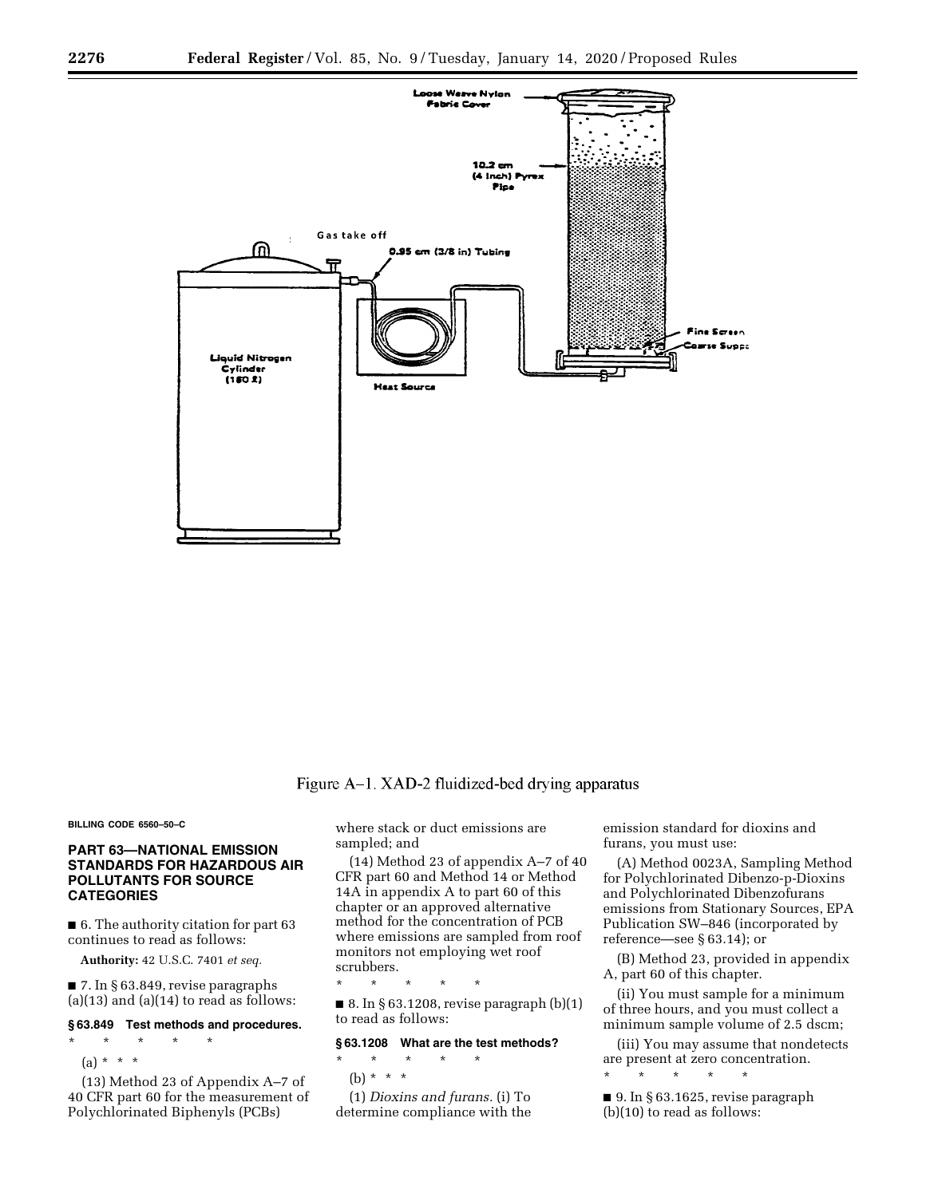Figure A–1. XAD-2 fluidized-bed drying apparatus

BILLING CODE 6560–50–C

## PART 63—NATIONAL EMISSION STANDARDS FOR HAZARDOUS AIR POLLUTANTS FOR SOURCE CATEGORIES

■ 6. The authority citation for part 63 continues to read as follows:

**Authority:** 42 U.S.C. 7401 *et seq.*

■ 7. In § 63.849, revise paragraphs (a)(13) and (a)(14) to read as follows:

### § 63.849 Test methods and procedures.

\* \* \* \* \*

(a) \* \* \*

(13) Method 23 of Appendix A–7 of 40 CFR part 60 for the measurement of Polychlorinated Biphenyls (PCBs) where stack or duct emissions are sampled; and

(14) Method 23 of appendix A–7 of 40 CFR part 60 and Method 14 or Method 14A in appendix A to part 60 of this chapter or an approved alternative method for the concentration of PCB where emissions are sampled from roof monitors not employing wet roof scrubbers.

\* \* \* \* \*

■ 8. In § 63.1208, revise paragraph (b)(1) to read as follows:

### § 63.1208 What are the test methods?

\* \* \* \* \*

(b) \* \* \*

(1) *Dioxins and furans.* (i) To determine compliance with the emission standard for dioxins and furans, you must use:

(A) Method 0023A, Sampling Method for Polychlorinated Dibenzo-p-Dioxins and Polychlorinated Dibenzofurans emissions from Stationary Sources, EPA Publication SW–846 (incorporated by reference—see § 63.14); or

(B) Method 23, provided in appendix A, part 60 of this chapter.

(ii) You must sample for a minimum of three hours, and you must collect a minimum sample volume of 2.5 dscm;

(iii) You may assume that nondetects are present at zero concentration.

\* \* \* \* \*

■ 9. In § 63.1625, revise paragraph (b)(10) to read as follows: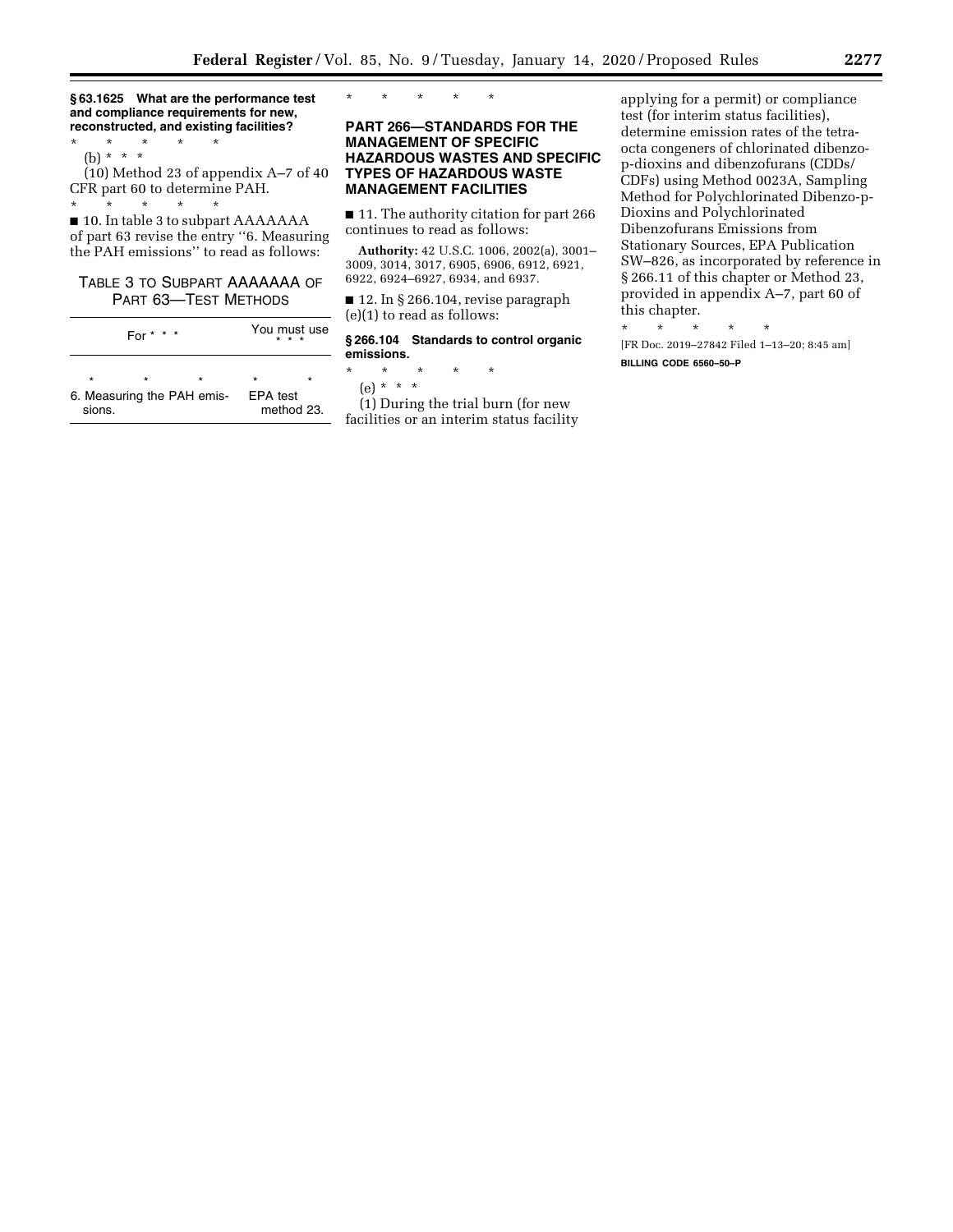**§ 63.1625 What are the performance test and compliance requirements for new, reconstructed, and existing facilities?**

\* \* \* \* \*

(b) \* \* \*

(10) Method 23 of appendix A–7 of 40 CFR part 60 to determine PAH.

\* \* \* \* \*

■ 10. In table 3 to subpart AAAAAAA of part 63 revise the entry "6. Measuring the PAH emissions" to read as follows:

TABLE 3 TO SUBPART AAAAAAA OF PART 63—TEST METHODS

| For \* \* \* | You must use \* \* \* |
|---|---|
| \* \* \* | \* \* |
| 6. Measuring the PAH emissions. | EPA test method 23. |

\* \* \* \* \*

**PART 266—STANDARDS FOR THE MANAGEMENT OF SPECIFIC HAZARDOUS WASTES AND SPECIFIC TYPES OF HAZARDOUS WASTE MANAGEMENT FACILITIES**

■ 11. The authority citation for part 266 continues to read as follows:

**Authority:** 42 U.S.C. 1006, 2002(a), 3001–3009, 3014, 3017, 6905, 6906, 6912, 6921, 6922, 6924–6927, 6934, and 6937.

■ 12. In § 266.104, revise paragraph (e)(1) to read as follows:

**§ 266.104 Standards to control organic emissions.**

\* \* \* \* \*

(e) \* \* \*

(1) During the trial burn (for new facilities or an interim status facility applying for a permit) or compliance test (for interim status facilities), determine emission rates of the tetra-octa congeners of chlorinated dibenzo-p-dioxins and dibenzofurans (CDDs/CDFs) using Method 0023A, Sampling Method for Polychlorinated Dibenzo-p-Dioxins and Polychlorinated Dibenzofurans Emissions from Stationary Sources, EPA Publication SW–826, as incorporated by reference in § 266.11 of this chapter or Method 23, provided in appendix A–7, part 60 of this chapter.

\* \* \* \* \*

[FR Doc. 2019–27842 Filed 1–13–20; 8:45 am]

**BILLING CODE 6560–50–P**